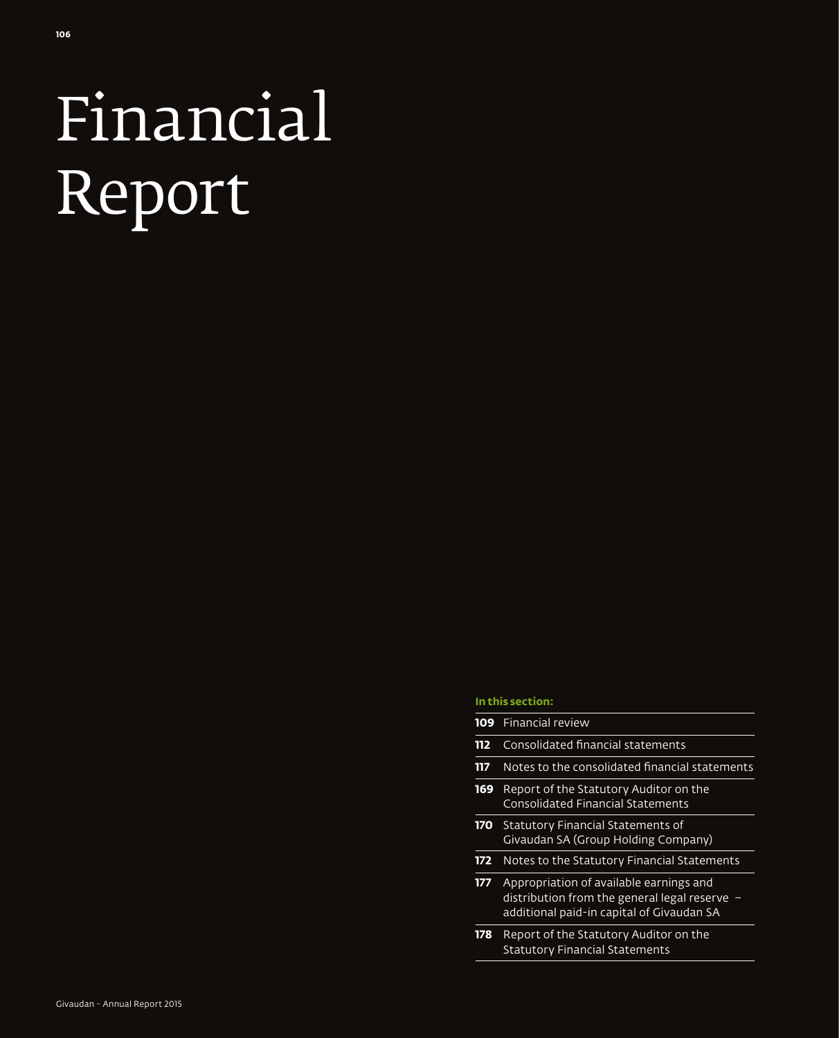# Financial Report

**In this section:**

| | |
|---|---|
| **109** | Financial review |
| **112** | Consolidated financial statements |
| **117** | Notes to the consolidated financial statements |
| **169** | Report of the Statutory Auditor on the Consolidated Financial Statements |
| **170** | Statutory Financial Statements of Givaudan SA (Group Holding Company) |
| **172** | Notes to the Statutory Financial Statements |
| **177** | Appropriation of available earnings and distribution from the general legal reserve – additional paid-in capital of Givaudan SA |
| **178** | Report of the Statutory Auditor on the Statutory Financial Statements |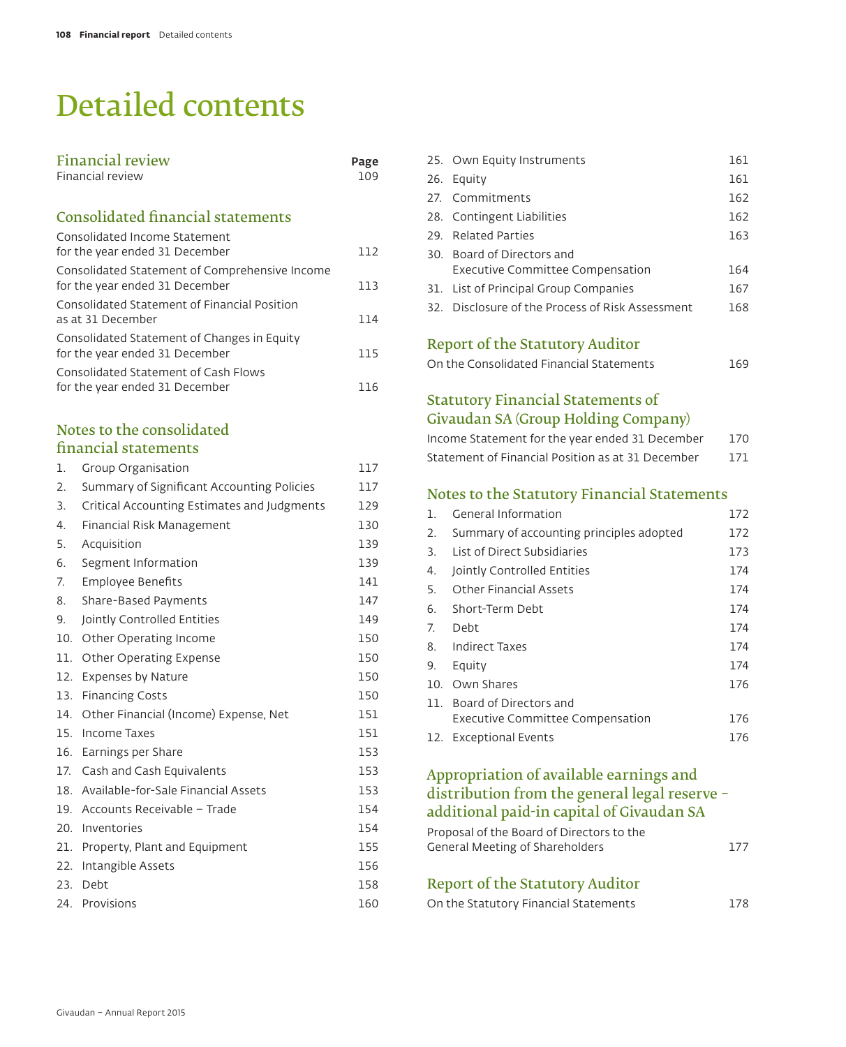# Detailed contents

## Financial review

| | Page |
|---|---|
| Financial review | 109 |

## Consolidated financial statements

| | |
|---|---|
| Consolidated Income Statement for the year ended 31 December | 112 |
| Consolidated Statement of Comprehensive Income for the year ended 31 December | 113 |
| Consolidated Statement of Financial Position as at 31 December | 114 |
| Consolidated Statement of Changes in Equity for the year ended 31 December | 115 |
| Consolidated Statement of Cash Flows for the year ended 31 December | 116 |

## Notes to the consolidated financial statements

| | | |
|---|---|---|
| 1. | Group Organisation | 117 |
| 2. | Summary of Significant Accounting Policies | 117 |
| 3. | Critical Accounting Estimates and Judgments | 129 |
| 4. | Financial Risk Management | 130 |
| 5. | Acquisition | 139 |
| 6. | Segment Information | 139 |
| 7. | Employee Benefits | 141 |
| 8. | Share-Based Payments | 147 |
| 9. | Jointly Controlled Entities | 149 |
| 10. | Other Operating Income | 150 |
| 11. | Other Operating Expense | 150 |
| 12. | Expenses by Nature | 150 |
| 13. | Financing Costs | 150 |
| 14. | Other Financial (Income) Expense, Net | 151 |
| 15. | Income Taxes | 151 |
| 16. | Earnings per Share | 153 |
| 17. | Cash and Cash Equivalents | 153 |
| 18. | Available-for-Sale Financial Assets | 153 |
| 19. | Accounts Receivable – Trade | 154 |
| 20. | Inventories | 154 |
| 21. | Property, Plant and Equipment | 155 |
| 22. | Intangible Assets | 156 |
| 23. | Debt | 158 |
| 24. | Provisions | 160 |
| 25. | Own Equity Instruments | 161 |
| 26. | Equity | 161 |
| 27. | Commitments | 162 |
| 28. | Contingent Liabilities | 162 |
| 29. | Related Parties | 163 |
| 30. | Board of Directors and Executive Committee Compensation | 164 |
| 31. | List of Principal Group Companies | 167 |
| 32. | Disclosure of the Process of Risk Assessment | 168 |

## Report of the Statutory Auditor

| | |
|---|---|
| On the Consolidated Financial Statements | 169 |

## Statutory Financial Statements of Givaudan SA (Group Holding Company)

| | |
|---|---|
| Income Statement for the year ended 31 December | 170 |
| Statement of Financial Position as at 31 December | 171 |

## Notes to the Statutory Financial Statements

| | | |
|---|---|---|
| 1. | General Information | 172 |
| 2. | Summary of accounting principles adopted | 172 |
| 3. | List of Direct Subsidiaries | 173 |
| 4. | Jointly Controlled Entities | 174 |
| 5. | Other Financial Assets | 174 |
| 6. | Short-Term Debt | 174 |
| 7. | Debt | 174 |
| 8. | Indirect Taxes | 174 |
| 9. | Equity | 174 |
| 10. | Own Shares | 176 |
| 11. | Board of Directors and Executive Committee Compensation | 176 |
| 12. | Exceptional Events | 176 |

## Appropriation of available earnings and distribution from the general legal reserve – additional paid-in capital of Givaudan SA

| | |
|---|---|
| Proposal of the Board of Directors to the General Meeting of Shareholders | 177 |

## Report of the Statutory Auditor

| | |
|---|---|
| On the Statutory Financial Statements | 178 |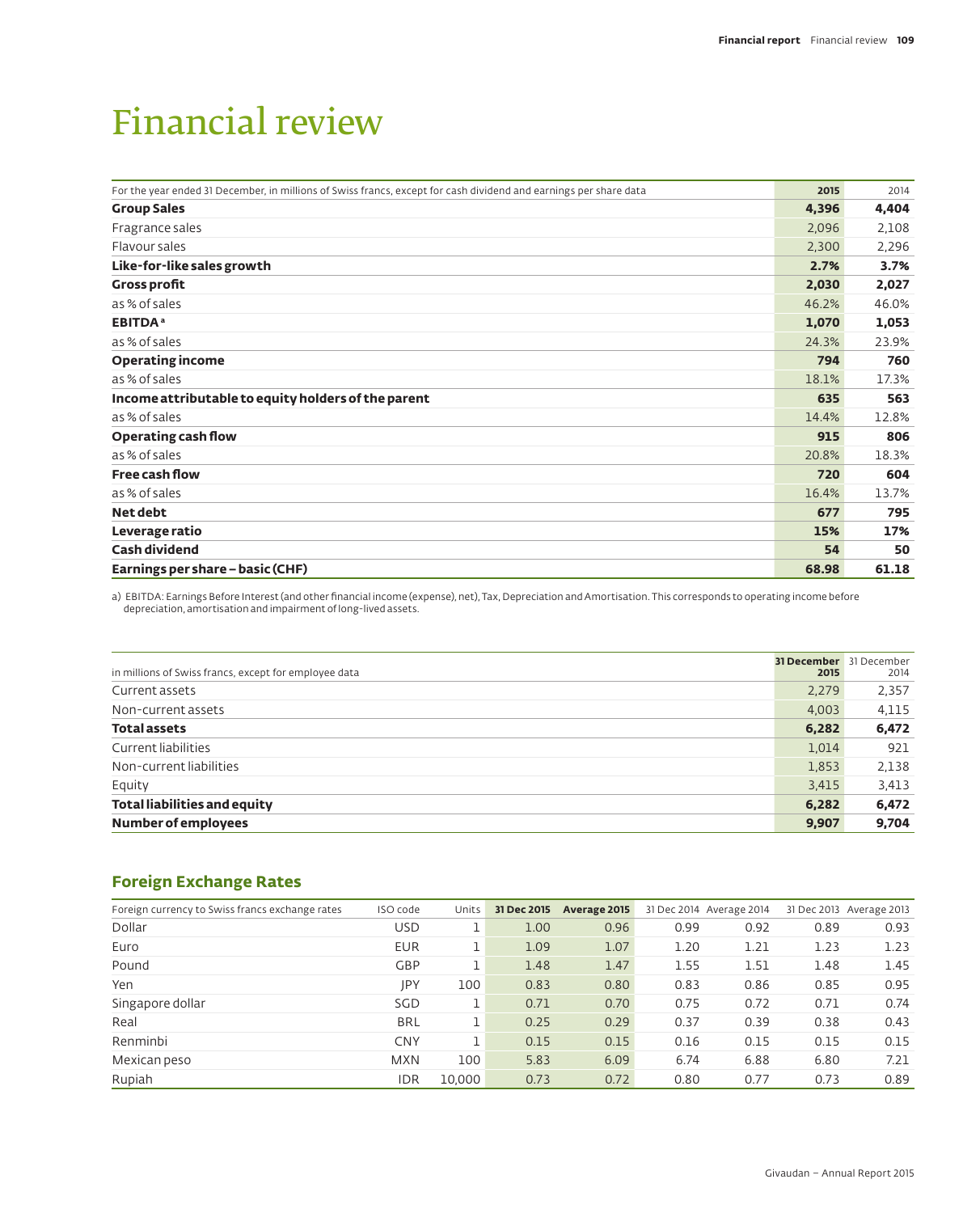# Financial review

| For the year ended 31 December, in millions of Swiss francs, except for cash dividend and earnings per share data | **2015** | 2014 |
|---|---|---|
| **Group Sales** | **4,396** | **4,404** |
| Fragrance sales | 2,096 | 2,108 |
| Flavour sales | 2,300 | 2,296 |
| **Like-for-like sales growth** | **2.7%** | **3.7%** |
| **Gross profit** | **2,030** | **2,027** |
| as % of sales | 46.2% | 46.0% |
| **EBITDA**[a] | **1,070** | **1,053** |
| as % of sales | 24.3% | 23.9% |
| **Operating income** | **794** | **760** |
| as % of sales | 18.1% | 17.3% |
| **Income attributable to equity holders of the parent** | **635** | **563** |
| as % of sales | 14.4% | 12.8% |
| **Operating cash flow** | **915** | **806** |
| as % of sales | 20.8% | 18.3% |
| **Free cash flow** | **720** | **604** |
| as % of sales | 16.4% | 13.7% |
| **Net debt** | **677** | **795** |
| **Leverage ratio** | **15%** | **17%** |
| **Cash dividend** | **54** | **50** |
| **Earnings per share – basic (CHF)** | **68.98** | **61.18** |

a) EBITDA: Earnings Before Interest (and other financial income (expense), net), Tax, Depreciation and Amortisation. This corresponds to operating income before depreciation, amortisation and impairment of long-lived assets.

| in millions of Swiss francs, except for employee data | **31 December 2015** | 31 December 2014 |
|---|---|---|
| Current assets | 2,279 | 2,357 |
| Non-current assets | 4,003 | 4,115 |
| **Total assets** | **6,282** | **6,472** |
| Current liabilities | 1,014 | 921 |
| Non-current liabilities | 1,853 | 2,138 |
| Equity | 3,415 | 3,413 |
| **Total liabilities and equity** | **6,282** | **6,472** |
| **Number of employees** | **9,907** | **9,704** |

## Foreign Exchange Rates

| Foreign currency to Swiss francs exchange rates | ISO code | Units | **31 Dec 2015** | **Average 2015** | 31 Dec 2014 | Average 2014 | 31 Dec 2013 | Average 2013 |
|---|---|---|---|---|---|---|---|---|
| Dollar | USD | 1 | 1.00 | 0.96 | 0.99 | 0.92 | 0.89 | 0.93 |
| Euro | EUR | 1 | 1.09 | 1.07 | 1.20 | 1.21 | 1.23 | 1.23 |
| Pound | GBP | 1 | 1.48 | 1.47 | 1.55 | 1.51 | 1.48 | 1.45 |
| Yen | JPY | 100 | 0.83 | 0.80 | 0.83 | 0.86 | 0.85 | 0.95 |
| Singapore dollar | SGD | 1 | 0.71 | 0.70 | 0.75 | 0.72 | 0.71 | 0.74 |
| Real | BRL | 1 | 0.25 | 0.29 | 0.37 | 0.39 | 0.38 | 0.43 |
| Renminbi | CNY | 1 | 0.15 | 0.15 | 0.16 | 0.15 | 0.15 | 0.15 |
| Mexican peso | MXN | 100 | 5.83 | 6.09 | 6.74 | 6.88 | 6.80 | 7.21 |
| Rupiah | IDR | 10,000 | 0.73 | 0.72 | 0.80 | 0.77 | 0.73 | 0.89 |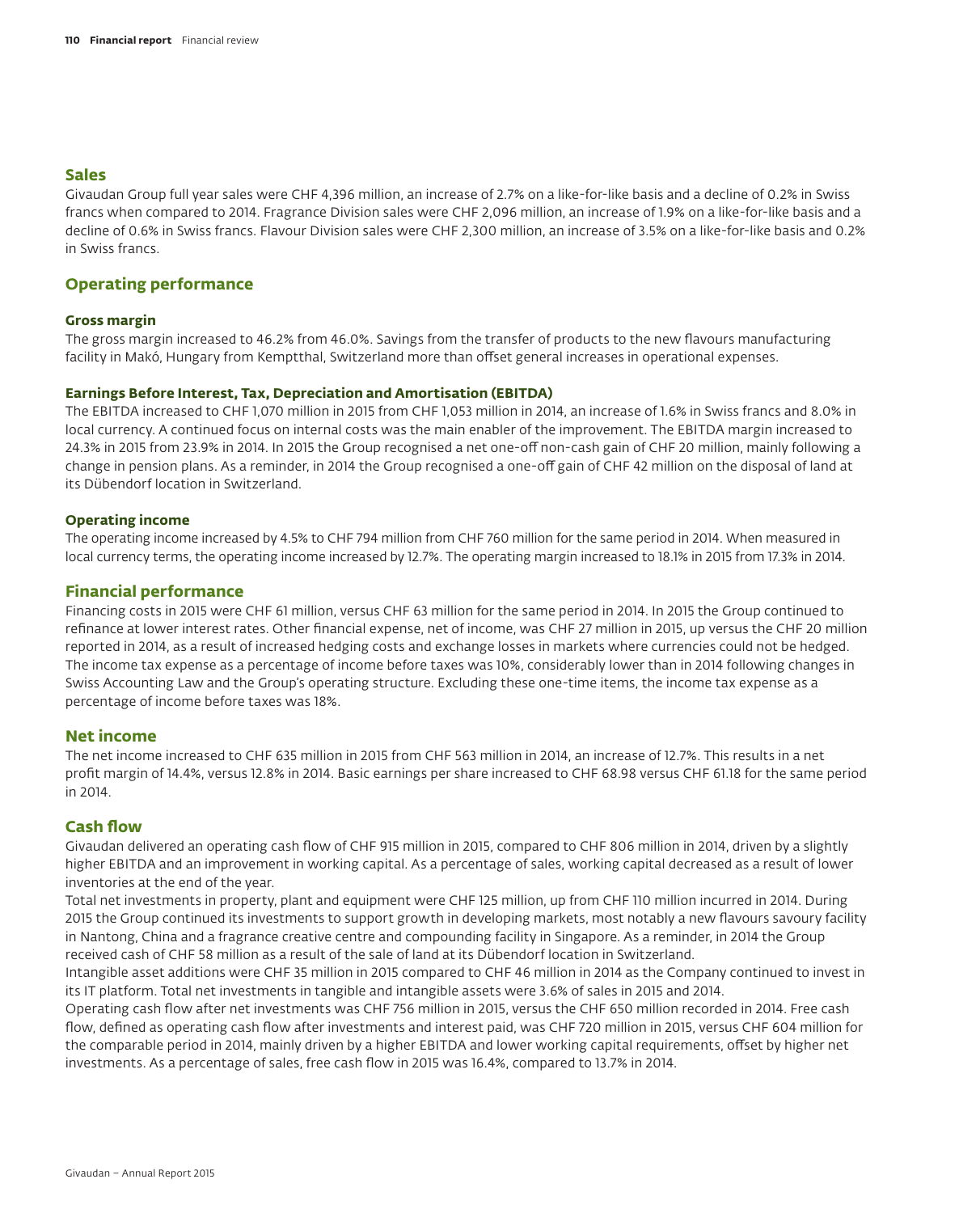## Sales

Givaudan Group full year sales were CHF 4,396 million, an increase of 2.7% on a like-for-like basis and a decline of 0.2% in Swiss francs when compared to 2014. Fragrance Division sales were CHF 2,096 million, an increase of 1.9% on a like-for-like basis and a decline of 0.6% in Swiss francs. Flavour Division sales were CHF 2,300 million, an increase of 3.5% on a like-for-like basis and 0.2% in Swiss francs.

## Operating performance

### Gross margin

The gross margin increased to 46.2% from 46.0%. Savings from the transfer of products to the new flavours manufacturing facility in Makó, Hungary from Kemptthal, Switzerland more than offset general increases in operational expenses.

### Earnings Before Interest, Tax, Depreciation and Amortisation (EBITDA)

The EBITDA increased to CHF 1,070 million in 2015 from CHF 1,053 million in 2014, an increase of 1.6% in Swiss francs and 8.0% in local currency. A continued focus on internal costs was the main enabler of the improvement. The EBITDA margin increased to 24.3% in 2015 from 23.9% in 2014. In 2015 the Group recognised a net one-off non-cash gain of CHF 20 million, mainly following a change in pension plans. As a reminder, in 2014 the Group recognised a one-off gain of CHF 42 million on the disposal of land at its Dübendorf location in Switzerland.

### Operating income

The operating income increased by 4.5% to CHF 794 million from CHF 760 million for the same period in 2014. When measured in local currency terms, the operating income increased by 12.7%. The operating margin increased to 18.1% in 2015 from 17.3% in 2014.

## Financial performance

Financing costs in 2015 were CHF 61 million, versus CHF 63 million for the same period in 2014. In 2015 the Group continued to refinance at lower interest rates. Other financial expense, net of income, was CHF 27 million in 2015, up versus the CHF 20 million reported in 2014, as a result of increased hedging costs and exchange losses in markets where currencies could not be hedged. The income tax expense as a percentage of income before taxes was 10%, considerably lower than in 2014 following changes in Swiss Accounting Law and the Group's operating structure. Excluding these one-time items, the income tax expense as a percentage of income before taxes was 18%.

## Net income

The net income increased to CHF 635 million in 2015 from CHF 563 million in 2014, an increase of 12.7%. This results in a net profit margin of 14.4%, versus 12.8% in 2014. Basic earnings per share increased to CHF 68.98 versus CHF 61.18 for the same period in 2014.

## Cash flow

Givaudan delivered an operating cash flow of CHF 915 million in 2015, compared to CHF 806 million in 2014, driven by a slightly higher EBITDA and an improvement in working capital. As a percentage of sales, working capital decreased as a result of lower inventories at the end of the year.

Total net investments in property, plant and equipment were CHF 125 million, up from CHF 110 million incurred in 2014. During 2015 the Group continued its investments to support growth in developing markets, most notably a new flavours savoury facility in Nantong, China and a fragrance creative centre and compounding facility in Singapore. As a reminder, in 2014 the Group received cash of CHF 58 million as a result of the sale of land at its Dübendorf location in Switzerland.

Intangible asset additions were CHF 35 million in 2015 compared to CHF 46 million in 2014 as the Company continued to invest in its IT platform. Total net investments in tangible and intangible assets were 3.6% of sales in 2015 and 2014.

Operating cash flow after net investments was CHF 756 million in 2015, versus the CHF 650 million recorded in 2014. Free cash flow, defined as operating cash flow after investments and interest paid, was CHF 720 million in 2015, versus CHF 604 million for the comparable period in 2014, mainly driven by a higher EBITDA and lower working capital requirements, offset by higher net investments. As a percentage of sales, free cash flow in 2015 was 16.4%, compared to 13.7% in 2014.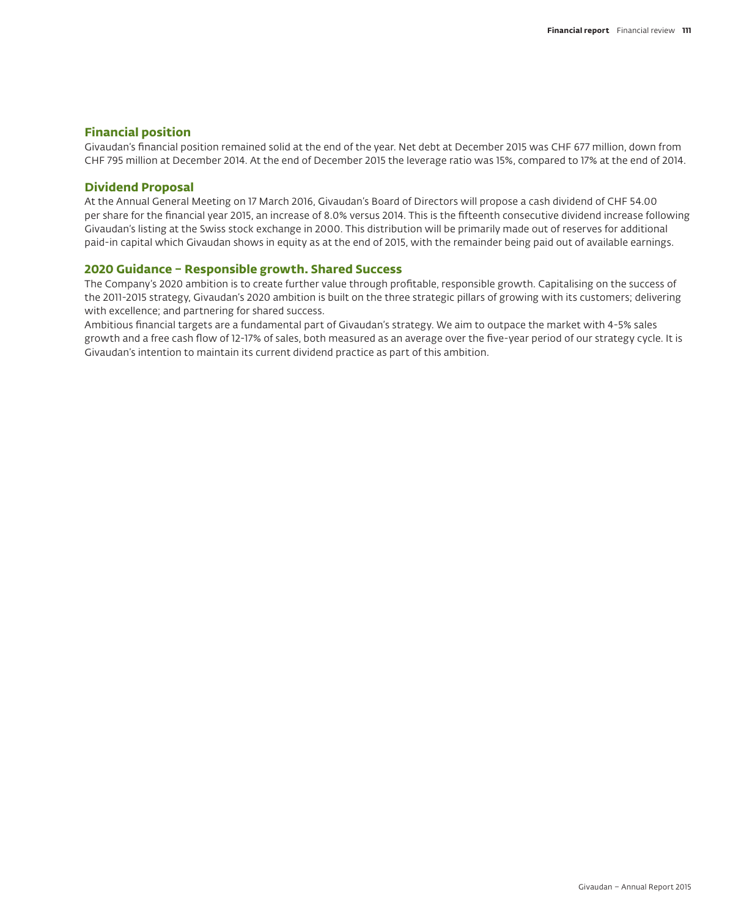## Financial position

Givaudan's financial position remained solid at the end of the year. Net debt at December 2015 was CHF 677 million, down from CHF 795 million at December 2014. At the end of December 2015 the leverage ratio was 15%, compared to 17% at the end of 2014.

## Dividend Proposal

At the Annual General Meeting on 17 March 2016, Givaudan's Board of Directors will propose a cash dividend of CHF 54.00 per share for the financial year 2015, an increase of 8.0% versus 2014. This is the fifteenth consecutive dividend increase following Givaudan's listing at the Swiss stock exchange in 2000. This distribution will be primarily made out of reserves for additional paid-in capital which Givaudan shows in equity as at the end of 2015, with the remainder being paid out of available earnings.

## 2020 Guidance – Responsible growth. Shared Success

The Company's 2020 ambition is to create further value through profitable, responsible growth. Capitalising on the success of the 2011-2015 strategy, Givaudan's 2020 ambition is built on the three strategic pillars of growing with its customers; delivering with excellence; and partnering for shared success.

Ambitious financial targets are a fundamental part of Givaudan's strategy. We aim to outpace the market with 4-5% sales growth and a free cash flow of 12-17% of sales, both measured as an average over the five-year period of our strategy cycle. It is Givaudan's intention to maintain its current dividend practice as part of this ambition.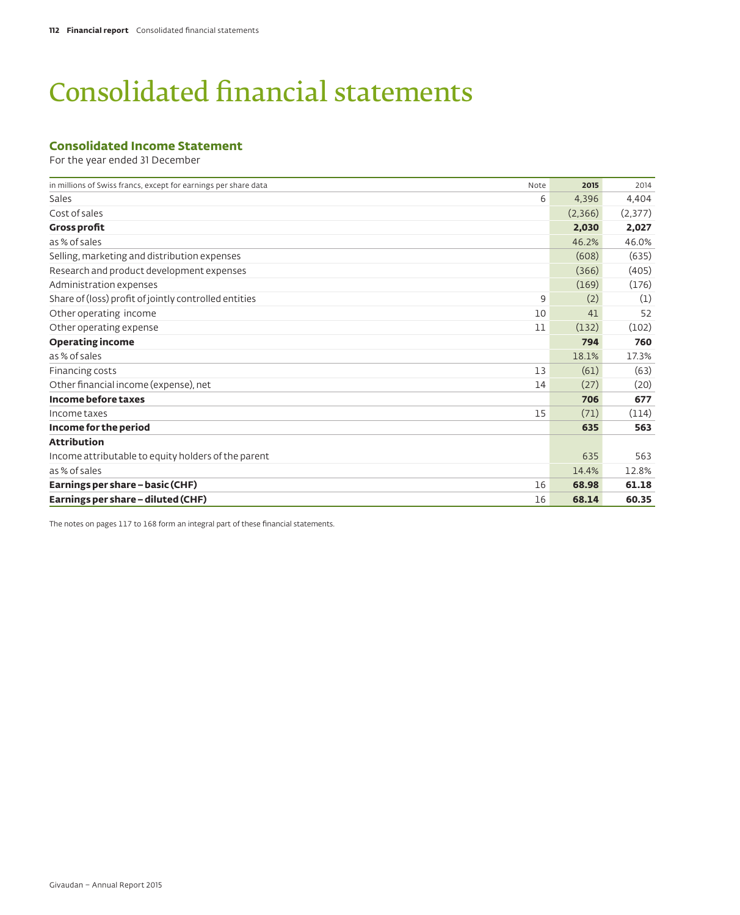# Consolidated financial statements

## Consolidated Income Statement

For the year ended 31 December

| in millions of Swiss francs, except for earnings per share data | Note | 2015 | 2014 |
|---|---|---|---|
| Sales | 6 | 4,396 | 4,404 |
| Cost of sales | | (2,366) | (2,377) |
| **Gross profit** | | **2,030** | **2,027** |
| as % of sales | | 46.2% | 46.0% |
| Selling, marketing and distribution expenses | | (608) | (635) |
| Research and product development expenses | | (366) | (405) |
| Administration expenses | | (169) | (176) |
| Share of (loss) profit of jointly controlled entities | 9 | (2) | (1) |
| Other operating income | 10 | 41 | 52 |
| Other operating expense | 11 | (132) | (102) |
| **Operating income** | | **794** | **760** |
| as % of sales | | 18.1% | 17.3% |
| Financing costs | 13 | (61) | (63) |
| Other financial income (expense), net | 14 | (27) | (20) |
| **Income before taxes** | | **706** | **677** |
| Income taxes | 15 | (71) | (114) |
| **Income for the period** | | **635** | **563** |
| **Attribution** | | | |
| Income attributable to equity holders of the parent | | 635 | 563 |
| as % of sales | | 14.4% | 12.8% |
| **Earnings per share – basic (CHF)** | 16 | **68.98** | **61.18** |
| **Earnings per share – diluted (CHF)** | 16 | **68.14** | **60.35** |

The notes on pages 117 to 168 form an integral part of these financial statements.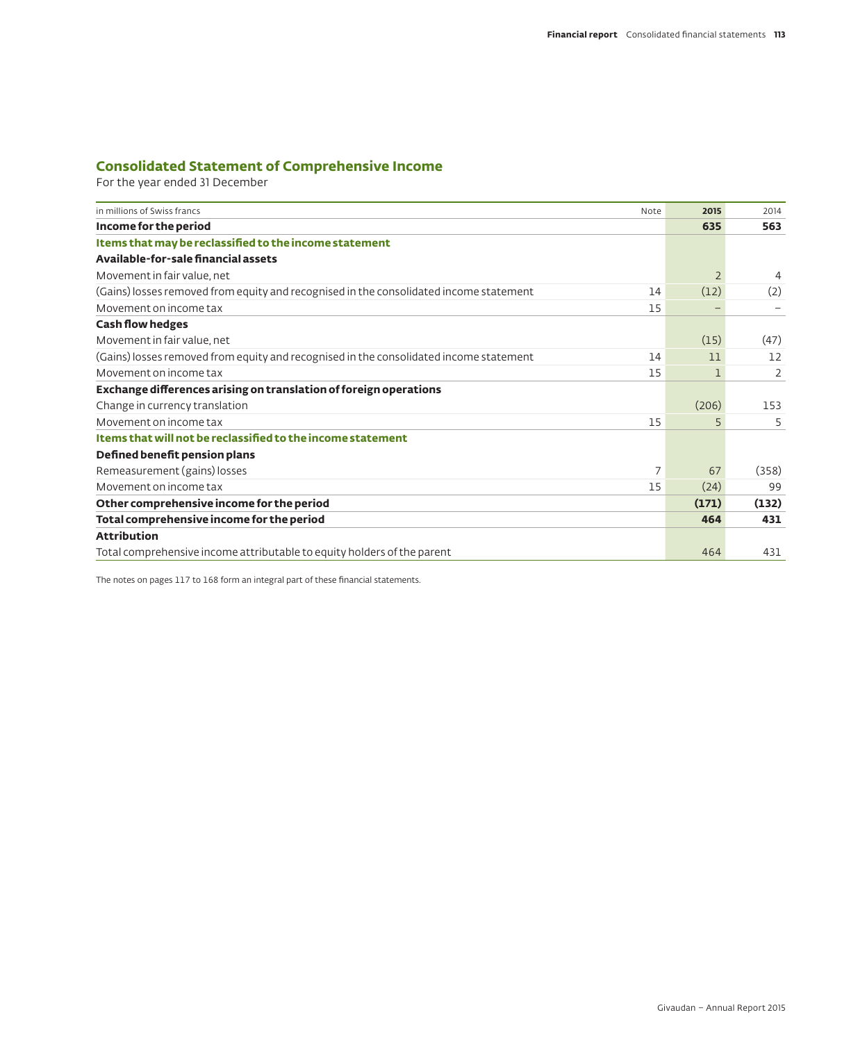## Consolidated Statement of Comprehensive Income

For the year ended 31 December

| in millions of Swiss francs | Note | 2015 | 2014 |
|---|---|---|---|
| **Income for the period** | | **635** | **563** |
| **Items that may be reclassified to the income statement** | | | |
| **Available-for-sale financial assets** | | | |
| Movement in fair value, net | | 2 | 4 |
| (Gains) losses removed from equity and recognised in the consolidated income statement | 14 | (12) | (2) |
| Movement on income tax | 15 | – | – |
| **Cash flow hedges** | | | |
| Movement in fair value, net | | (15) | (47) |
| (Gains) losses removed from equity and recognised in the consolidated income statement | 14 | 11 | 12 |
| Movement on income tax | 15 | 1 | 2 |
| **Exchange differences arising on translation of foreign operations** | | | |
| Change in currency translation | | (206) | 153 |
| Movement on income tax | 15 | 5 | 5 |
| **Items that will not be reclassified to the income statement** | | | |
| **Defined benefit pension plans** | | | |
| Remeasurement (gains) losses | 7 | 67 | (358) |
| Movement on income tax | 15 | (24) | 99 |
| **Other comprehensive income for the period** | | **(171)** | **(132)** |
| **Total comprehensive income for the period** | | **464** | **431** |
| **Attribution** | | | |
| Total comprehensive income attributable to equity holders of the parent | | 464 | 431 |

The notes on pages 117 to 168 form an integral part of these financial statements.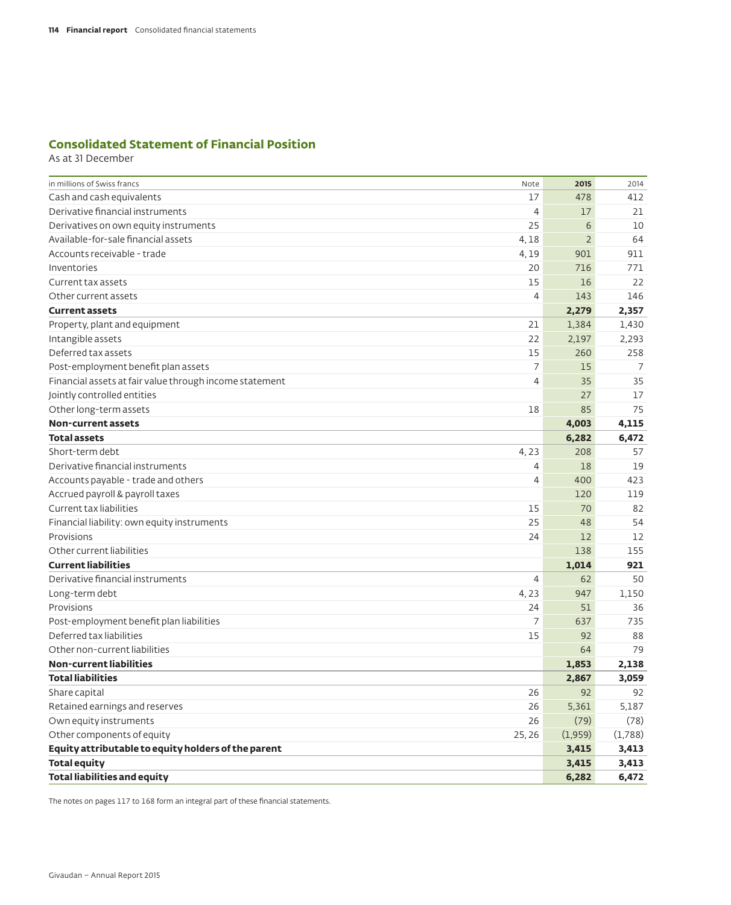## Consolidated Statement of Financial Position

As at 31 December

| in millions of Swiss francs | Note | 2015 | 2014 |
|---|---|---|---|
| Cash and cash equivalents | 17 | 478 | 412 |
| Derivative financial instruments | 4 | 17 | 21 |
| Derivatives on own equity instruments | 25 | 6 | 10 |
| Available-for-sale financial assets | 4, 18 | 2 | 64 |
| Accounts receivable - trade | 4, 19 | 901 | 911 |
| Inventories | 20 | 716 | 771 |
| Current tax assets | 15 | 16 | 22 |
| Other current assets | 4 | 143 | 146 |
| **Current assets** | | **2,279** | **2,357** |
| Property, plant and equipment | 21 | 1,384 | 1,430 |
| Intangible assets | 22 | 2,197 | 2,293 |
| Deferred tax assets | 15 | 260 | 258 |
| Post-employment benefit plan assets | 7 | 15 | 7 |
| Financial assets at fair value through income statement | 4 | 35 | 35 |
| Jointly controlled entities | | 27 | 17 |
| Other long-term assets | 18 | 85 | 75 |
| **Non-current assets** | | **4,003** | **4,115** |
| **Total assets** | | **6,282** | **6,472** |
| Short-term debt | 4, 23 | 208 | 57 |
| Derivative financial instruments | 4 | 18 | 19 |
| Accounts payable - trade and others | 4 | 400 | 423 |
| Accrued payroll & payroll taxes | | 120 | 119 |
| Current tax liabilities | 15 | 70 | 82 |
| Financial liability: own equity instruments | 25 | 48 | 54 |
| Provisions | 24 | 12 | 12 |
| Other current liabilities | | 138 | 155 |
| **Current liabilities** | | **1,014** | **921** |
| Derivative financial instruments | 4 | 62 | 50 |
| Long-term debt | 4, 23 | 947 | 1,150 |
| Provisions | 24 | 51 | 36 |
| Post-employment benefit plan liabilities | 7 | 637 | 735 |
| Deferred tax liabilities | 15 | 92 | 88 |
| Other non-current liabilities | | 64 | 79 |
| **Non-current liabilities** | | **1,853** | **2,138** |
| **Total liabilities** | | **2,867** | **3,059** |
| Share capital | 26 | 92 | 92 |
| Retained earnings and reserves | 26 | 5,361 | 5,187 |
| Own equity instruments | 26 | (79) | (78) |
| Other components of equity | 25, 26 | (1,959) | (1,788) |
| **Equity attributable to equity holders of the parent** | | **3,415** | **3,413** |
| **Total equity** | | **3,415** | **3,413** |
| **Total liabilities and equity** | | **6,282** | **6,472** |

The notes on pages 117 to 168 form an integral part of these financial statements.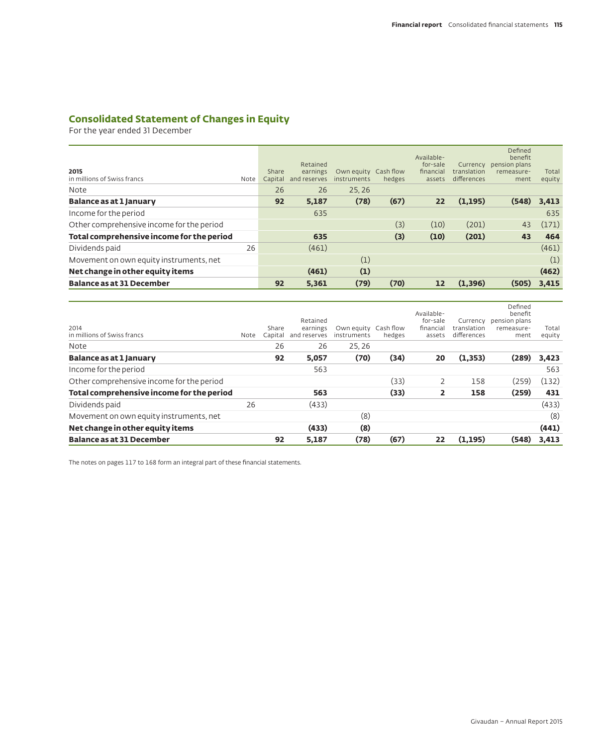## Consolidated Statement of Changes in Equity

For the year ended 31 December

| **2015**<br>in millions of Swiss francs | Note | Share Capital | Retained earnings and reserves | Own equity instruments | Cash flow hedges | Available-for-sale financial assets | Currency translation differences | Defined benefit pension plans remeasurement | Total equity |
|---|---|---|---|---|---|---|---|---|---|
| Note | | 26 | 26 | 25, 26 | | | | | |
| **Balance as at 1 January** | | **92** | **5,187** | **(78)** | **(67)** | **22** | **(1,195)** | **(548)** | **3,413** |
| Income for the period | | | 635 | | | | | | 635 |
| Other comprehensive income for the period | | | | | (3) | (10) | (201) | 43 | (171) |
| **Total comprehensive income for the period** | | | **635** | | **(3)** | **(10)** | **(201)** | **43** | **464** |
| Dividends paid | 26 | | (461) | | | | | | (461) |
| Movement on own equity instruments, net | | | | (1) | | | | | (1) |
| **Net change in other equity items** | | | **(461)** | **(1)** | | | | | **(462)** |
| **Balance as at 31 December** | | **92** | **5,361** | **(79)** | **(70)** | **12** | **(1,396)** | **(505)** | **3,415** |

| 2014<br>in millions of Swiss francs | Note | Share Capital | Retained earnings and reserves | Own equity instruments | Cash flow hedges | Available-for-sale financial assets | Currency translation differences | Defined benefit pension plans remeasurement | Total equity |
|---|---|---|---|---|---|---|---|---|---|
| Note | | 26 | 26 | 25, 26 | | | | | |
| **Balance as at 1 January** | | **92** | **5,057** | **(70)** | **(34)** | **20** | **(1,353)** | **(289)** | **3,423** |
| Income for the period | | | 563 | | | | | | 563 |
| Other comprehensive income for the period | | | | | (33) | 2 | 158 | (259) | (132) |
| **Total comprehensive income for the period** | | | **563** | | **(33)** | **2** | **158** | **(259)** | **431** |
| Dividends paid | 26 | | (433) | | | | | | (433) |
| Movement on own equity instruments, net | | | | (8) | | | | | (8) |
| **Net change in other equity items** | | | **(433)** | **(8)** | | | | | **(441)** |
| **Balance as at 31 December** | | **92** | **5,187** | **(78)** | **(67)** | **22** | **(1,195)** | **(548)** | **3,413** |

The notes on pages 117 to 168 form an integral part of these financial statements.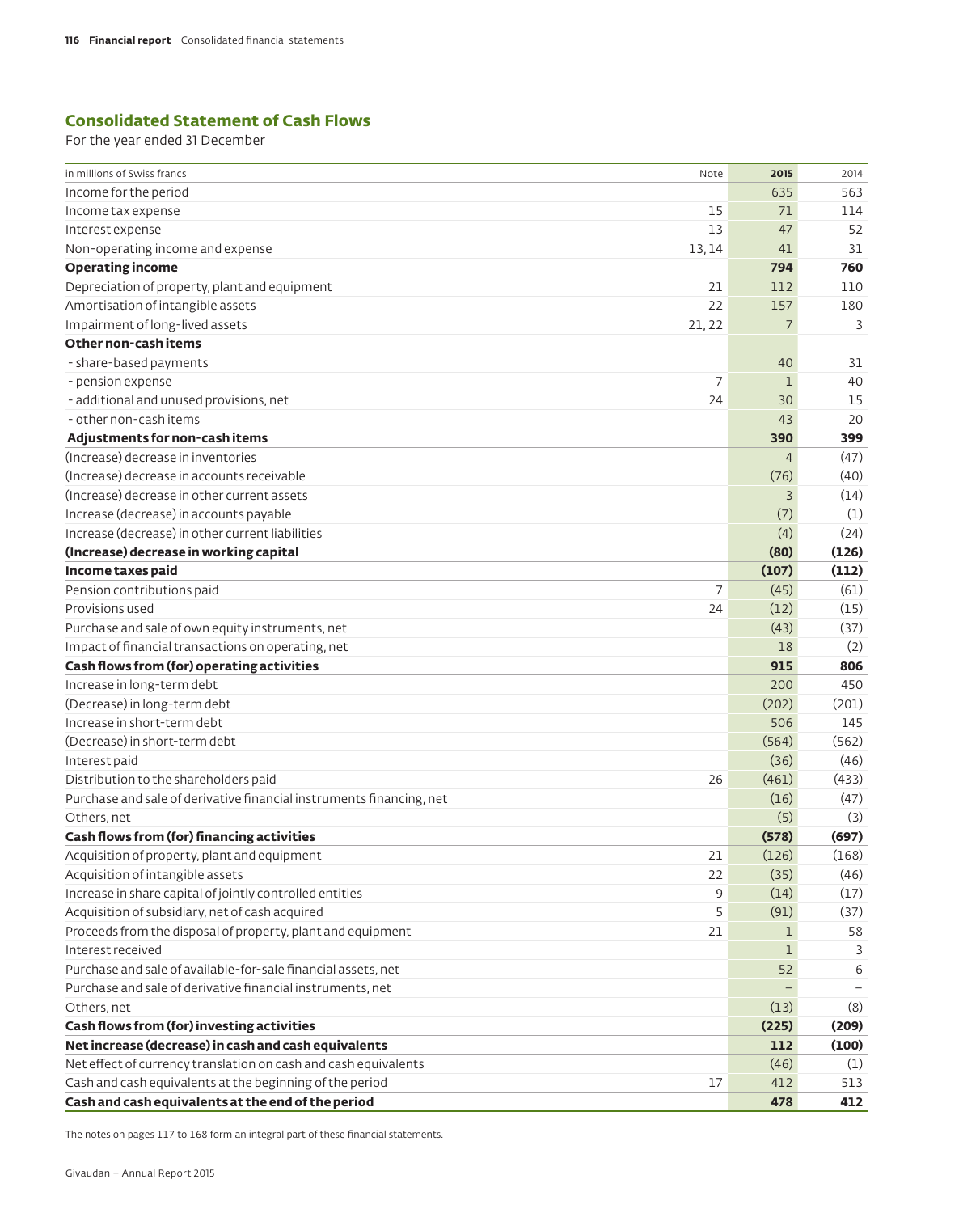## Consolidated Statement of Cash Flows

For the year ended 31 December

| in millions of Swiss francs | Note | 2015 | 2014 |
|---|---|---|---|
| Income for the period | | 635 | 563 |
| Income tax expense | 15 | 71 | 114 |
| Interest expense | 13 | 47 | 52 |
| Non-operating income and expense | 13, 14 | 41 | 31 |
| **Operating income** | | **794** | **760** |
| Depreciation of property, plant and equipment | 21 | 112 | 110 |
| Amortisation of intangible assets | 22 | 157 | 180 |
| Impairment of long-lived assets | 21, 22 | 7 | 3 |
| **Other non-cash items** | | | |
| - share-based payments | | 40 | 31 |
| - pension expense | 7 | 1 | 40 |
| - additional and unused provisions, net | 24 | 30 | 15 |
| - other non-cash items | | 43 | 20 |
| **Adjustments for non-cash items** | | **390** | **399** |
| (Increase) decrease in inventories | | 4 | (47) |
| (Increase) decrease in accounts receivable | | (76) | (40) |
| (Increase) decrease in other current assets | | 3 | (14) |
| Increase (decrease) in accounts payable | | (7) | (1) |
| Increase (decrease) in other current liabilities | | (4) | (24) |
| **(Increase) decrease in working capital** | | **(80)** | **(126)** |
| **Income taxes paid** | | **(107)** | **(112)** |
| Pension contributions paid | 7 | (45) | (61) |
| Provisions used | 24 | (12) | (15) |
| Purchase and sale of own equity instruments, net | | (43) | (37) |
| Impact of financial transactions on operating, net | | 18 | (2) |
| **Cash flows from (for) operating activities** | | **915** | **806** |
| Increase in long-term debt | | 200 | 450 |
| (Decrease) in long-term debt | | (202) | (201) |
| Increase in short-term debt | | 506 | 145 |
| (Decrease) in short-term debt | | (564) | (562) |
| Interest paid | | (36) | (46) |
| Distribution to the shareholders paid | 26 | (461) | (433) |
| Purchase and sale of derivative financial instruments financing, net | | (16) | (47) |
| Others, net | | (5) | (3) |
| **Cash flows from (for) financing activities** | | **(578)** | **(697)** |
| Acquisition of property, plant and equipment | 21 | (126) | (168) |
| Acquisition of intangible assets | 22 | (35) | (46) |
| Increase in share capital of jointly controlled entities | 9 | (14) | (17) |
| Acquisition of subsidiary, net of cash acquired | 5 | (91) | (37) |
| Proceeds from the disposal of property, plant and equipment | 21 | 1 | 58 |
| Interest received | | 1 | 3 |
| Purchase and sale of available-for-sale financial assets, net | | 52 | 6 |
| Purchase and sale of derivative financial instruments, net | | – | – |
| Others, net | | (13) | (8) |
| **Cash flows from (for) investing activities** | | **(225)** | **(209)** |
| **Net increase (decrease) in cash and cash equivalents** | | **112** | **(100)** |
| Net effect of currency translation on cash and cash equivalents | | (46) | (1) |
| Cash and cash equivalents at the beginning of the period | 17 | 412 | 513 |
| **Cash and cash equivalents at the end of the period** | | **478** | **412** |

The notes on pages 117 to 168 form an integral part of these financial statements.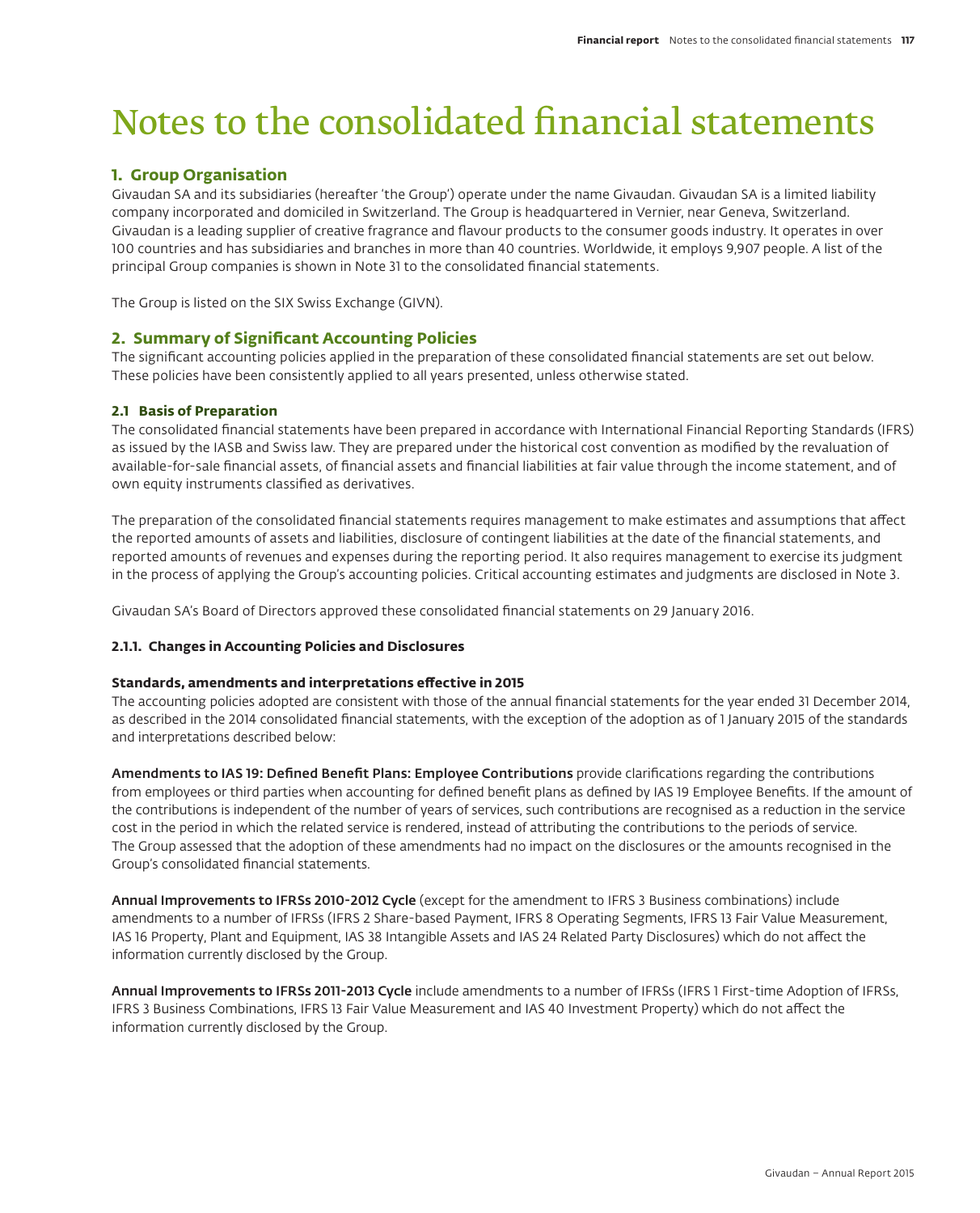# Notes to the consolidated financial statements

## 1. Group Organisation

Givaudan SA and its subsidiaries (hereafter 'the Group') operate under the name Givaudan. Givaudan SA is a limited liability company incorporated and domiciled in Switzerland. The Group is headquartered in Vernier, near Geneva, Switzerland. Givaudan is a leading supplier of creative fragrance and flavour products to the consumer goods industry. It operates in over 100 countries and has subsidiaries and branches in more than 40 countries. Worldwide, it employs 9,907 people. A list of the principal Group companies is shown in Note 31 to the consolidated financial statements.

The Group is listed on the SIX Swiss Exchange (GIVN).

## 2. Summary of Significant Accounting Policies

The significant accounting policies applied in the preparation of these consolidated financial statements are set out below. These policies have been consistently applied to all years presented, unless otherwise stated.

### 2.1 Basis of Preparation

The consolidated financial statements have been prepared in accordance with International Financial Reporting Standards (IFRS) as issued by the IASB and Swiss law. They are prepared under the historical cost convention as modified by the revaluation of available-for-sale financial assets, of financial assets and financial liabilities at fair value through the income statement, and of own equity instruments classified as derivatives.

The preparation of the consolidated financial statements requires management to make estimates and assumptions that affect the reported amounts of assets and liabilities, disclosure of contingent liabilities at the date of the financial statements, and reported amounts of revenues and expenses during the reporting period. It also requires management to exercise its judgment in the process of applying the Group's accounting policies. Critical accounting estimates and judgments are disclosed in Note 3.

Givaudan SA's Board of Directors approved these consolidated financial statements on 29 January 2016.

#### 2.1.1. Changes in Accounting Policies and Disclosures

**Standards, amendments and interpretations effective in 2015**

The accounting policies adopted are consistent with those of the annual financial statements for the year ended 31 December 2014, as described in the 2014 consolidated financial statements, with the exception of the adoption as of 1 January 2015 of the standards and interpretations described below:

**Amendments to IAS 19: Defined Benefit Plans: Employee Contributions** provide clarifications regarding the contributions from employees or third parties when accounting for defined benefit plans as defined by IAS 19 Employee Benefits. If the amount of the contributions is independent of the number of years of services, such contributions are recognised as a reduction in the service cost in the period in which the related service is rendered, instead of attributing the contributions to the periods of service. The Group assessed that the adoption of these amendments had no impact on the disclosures or the amounts recognised in the Group's consolidated financial statements.

**Annual Improvements to IFRSs 2010-2012 Cycle** (except for the amendment to IFRS 3 Business combinations) include amendments to a number of IFRSs (IFRS 2 Share-based Payment, IFRS 8 Operating Segments, IFRS 13 Fair Value Measurement, IAS 16 Property, Plant and Equipment, IAS 38 Intangible Assets and IAS 24 Related Party Disclosures) which do not affect the information currently disclosed by the Group.

**Annual Improvements to IFRSs 2011-2013 Cycle** include amendments to a number of IFRSs (IFRS 1 First-time Adoption of IFRSs, IFRS 3 Business Combinations, IFRS 13 Fair Value Measurement and IAS 40 Investment Property) which do not affect the information currently disclosed by the Group.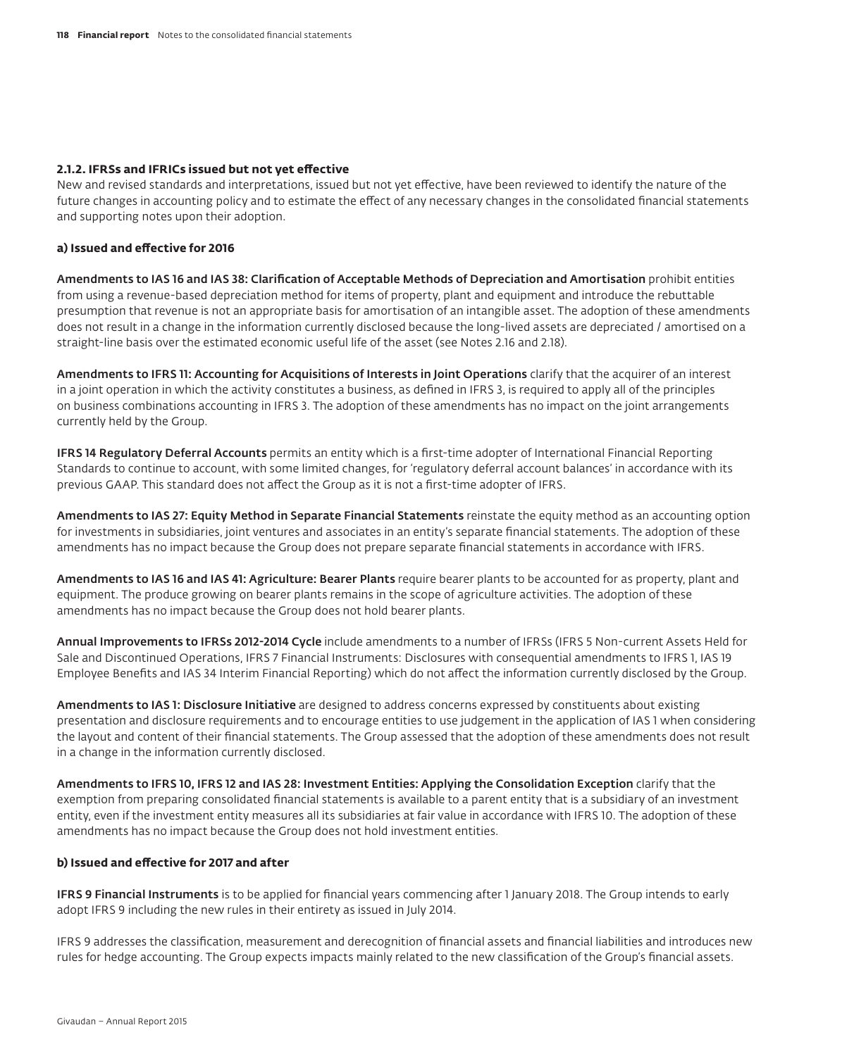### 2.1.2. IFRSs and IFRICs issued but not yet effective

New and revised standards and interpretations, issued but not yet effective, have been reviewed to identify the nature of the future changes in accounting policy and to estimate the effect of any necessary changes in the consolidated financial statements and supporting notes upon their adoption.

#### a) Issued and effective for 2016

**Amendments to IAS 16 and IAS 38: Clarification of Acceptable Methods of Depreciation and Amortisation** prohibit entities from using a revenue-based depreciation method for items of property, plant and equipment and introduce the rebuttable presumption that revenue is not an appropriate basis for amortisation of an intangible asset. The adoption of these amendments does not result in a change in the information currently disclosed because the long-lived assets are depreciated / amortised on a straight-line basis over the estimated economic useful life of the asset (see Notes 2.16 and 2.18).

**Amendments to IFRS 11: Accounting for Acquisitions of Interests in Joint Operations** clarify that the acquirer of an interest in a joint operation in which the activity constitutes a business, as defined in IFRS 3, is required to apply all of the principles on business combinations accounting in IFRS 3. The adoption of these amendments has no impact on the joint arrangements currently held by the Group.

**IFRS 14 Regulatory Deferral Accounts** permits an entity which is a first-time adopter of International Financial Reporting Standards to continue to account, with some limited changes, for 'regulatory deferral account balances' in accordance with its previous GAAP. This standard does not affect the Group as it is not a first-time adopter of IFRS.

**Amendments to IAS 27: Equity Method in Separate Financial Statements** reinstate the equity method as an accounting option for investments in subsidiaries, joint ventures and associates in an entity's separate financial statements. The adoption of these amendments has no impact because the Group does not prepare separate financial statements in accordance with IFRS.

**Amendments to IAS 16 and IAS 41: Agriculture: Bearer Plants** require bearer plants to be accounted for as property, plant and equipment. The produce growing on bearer plants remains in the scope of agriculture activities. The adoption of these amendments has no impact because the Group does not hold bearer plants.

**Annual Improvements to IFRSs 2012-2014 Cycle** include amendments to a number of IFRSs (IFRS 5 Non-current Assets Held for Sale and Discontinued Operations, IFRS 7 Financial Instruments: Disclosures with consequential amendments to IFRS 1, IAS 19 Employee Benefits and IAS 34 Interim Financial Reporting) which do not affect the information currently disclosed by the Group.

**Amendments to IAS 1: Disclosure Initiative** are designed to address concerns expressed by constituents about existing presentation and disclosure requirements and to encourage entities to use judgement in the application of IAS 1 when considering the layout and content of their financial statements. The Group assessed that the adoption of these amendments does not result in a change in the information currently disclosed.

**Amendments to IFRS 10, IFRS 12 and IAS 28: Investment Entities: Applying the Consolidation Exception** clarify that the exemption from preparing consolidated financial statements is available to a parent entity that is a subsidiary of an investment entity, even if the investment entity measures all its subsidiaries at fair value in accordance with IFRS 10. The adoption of these amendments has no impact because the Group does not hold investment entities.

#### b) Issued and effective for 2017 and after

**IFRS 9 Financial Instruments** is to be applied for financial years commencing after 1 January 2018. The Group intends to early adopt IFRS 9 including the new rules in their entirety as issued in July 2014.

IFRS 9 addresses the classification, measurement and derecognition of financial assets and financial liabilities and introduces new rules for hedge accounting. The Group expects impacts mainly related to the new classification of the Group's financial assets.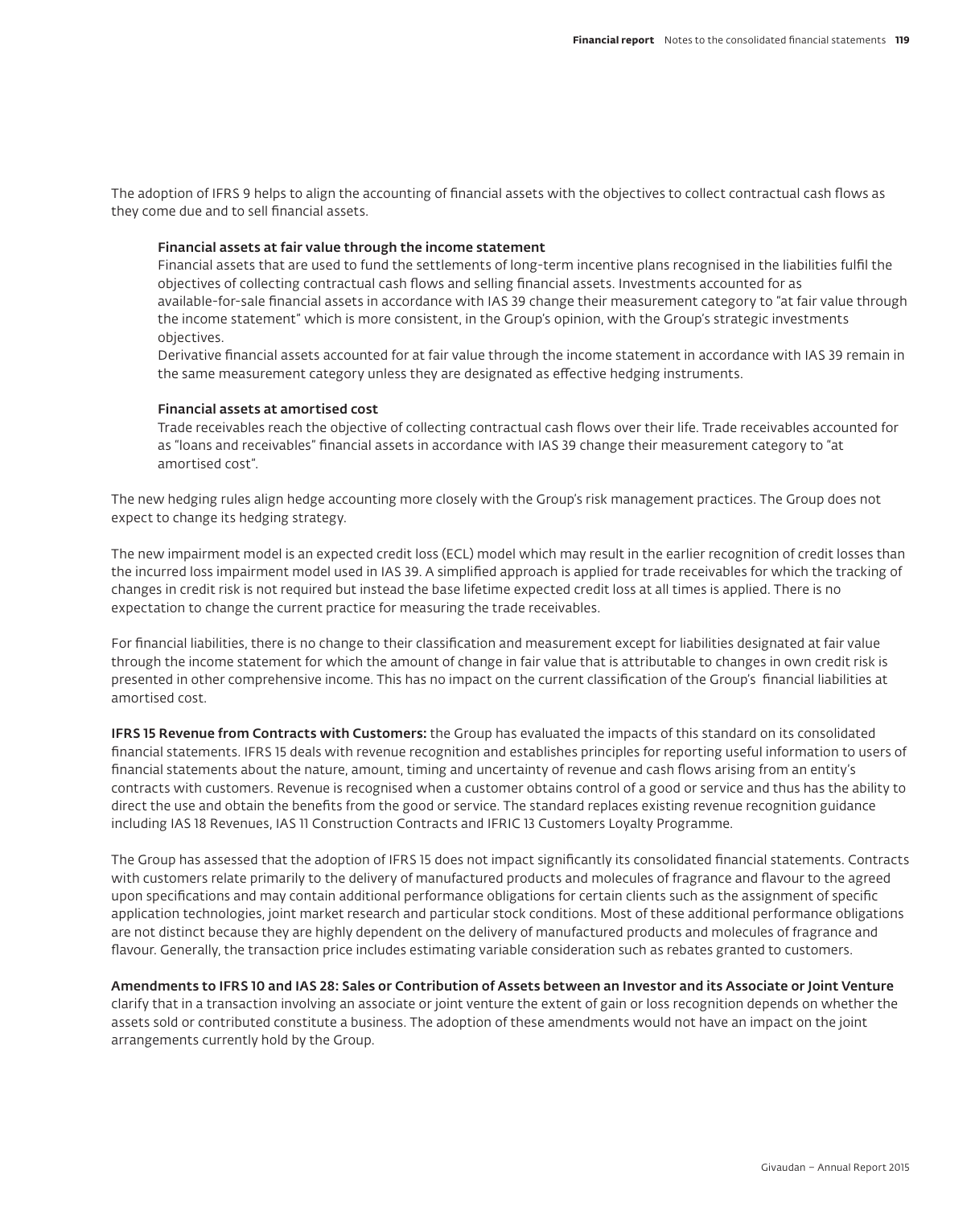The adoption of IFRS 9 helps to align the accounting of financial assets with the objectives to collect contractual cash flows as they come due and to sell financial assets.

**Financial assets at fair value through the income statement**

Financial assets that are used to fund the settlements of long-term incentive plans recognised in the liabilities fulfil the objectives of collecting contractual cash flows and selling financial assets. Investments accounted for as available-for-sale financial assets in accordance with IAS 39 change their measurement category to "at fair value through the income statement" which is more consistent, in the Group's opinion, with the Group's strategic investments objectives.

Derivative financial assets accounted for at fair value through the income statement in accordance with IAS 39 remain in the same measurement category unless they are designated as effective hedging instruments.

**Financial assets at amortised cost**

Trade receivables reach the objective of collecting contractual cash flows over their life. Trade receivables accounted for as "loans and receivables" financial assets in accordance with IAS 39 change their measurement category to "at amortised cost".

The new hedging rules align hedge accounting more closely with the Group's risk management practices. The Group does not expect to change its hedging strategy.

The new impairment model is an expected credit loss (ECL) model which may result in the earlier recognition of credit losses than the incurred loss impairment model used in IAS 39. A simplified approach is applied for trade receivables for which the tracking of changes in credit risk is not required but instead the base lifetime expected credit loss at all times is applied. There is no expectation to change the current practice for measuring the trade receivables.

For financial liabilities, there is no change to their classification and measurement except for liabilities designated at fair value through the income statement for which the amount of change in fair value that is attributable to changes in own credit risk is presented in other comprehensive income. This has no impact on the current classification of the Group's financial liabilities at amortised cost.

**IFRS 15 Revenue from Contracts with Customers:** the Group has evaluated the impacts of this standard on its consolidated financial statements. IFRS 15 deals with revenue recognition and establishes principles for reporting useful information to users of financial statements about the nature, amount, timing and uncertainty of revenue and cash flows arising from an entity's contracts with customers. Revenue is recognised when a customer obtains control of a good or service and thus has the ability to direct the use and obtain the benefits from the good or service. The standard replaces existing revenue recognition guidance including IAS 18 Revenues, IAS 11 Construction Contracts and IFRIC 13 Customers Loyalty Programme.

The Group has assessed that the adoption of IFRS 15 does not impact significantly its consolidated financial statements. Contracts with customers relate primarily to the delivery of manufactured products and molecules of fragrance and flavour to the agreed upon specifications and may contain additional performance obligations for certain clients such as the assignment of specific application technologies, joint market research and particular stock conditions. Most of these additional performance obligations are not distinct because they are highly dependent on the delivery of manufactured products and molecules of fragrance and flavour. Generally, the transaction price includes estimating variable consideration such as rebates granted to customers.

**Amendments to IFRS 10 and IAS 28: Sales or Contribution of Assets between an Investor and its Associate or Joint Venture** clarify that in a transaction involving an associate or joint venture the extent of gain or loss recognition depends on whether the assets sold or contributed constitute a business. The adoption of these amendments would not have an impact on the joint arrangements currently hold by the Group.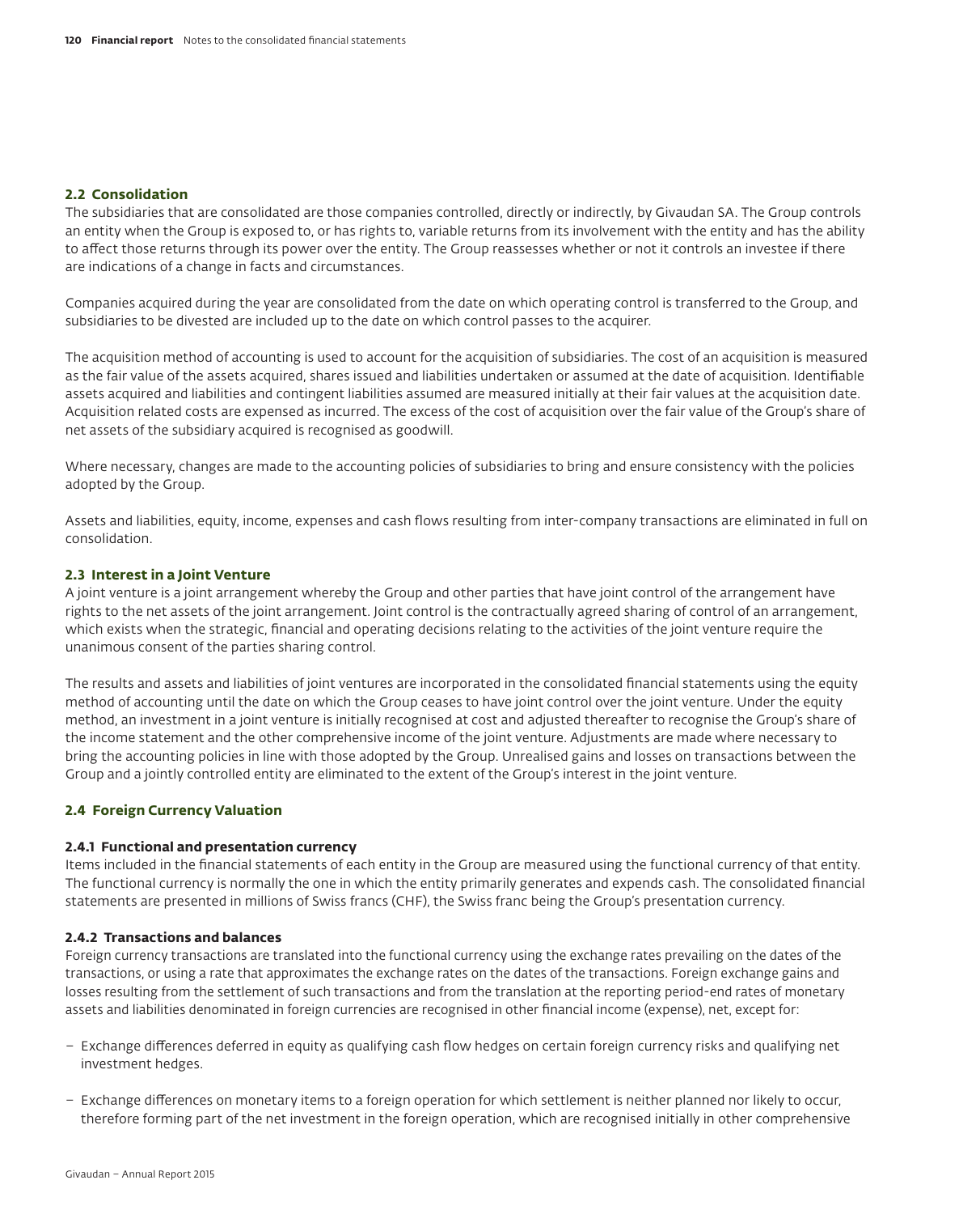## 2.2 Consolidation

The subsidiaries that are consolidated are those companies controlled, directly or indirectly, by Givaudan SA. The Group controls an entity when the Group is exposed to, or has rights to, variable returns from its involvement with the entity and has the ability to affect those returns through its power over the entity. The Group reassesses whether or not it controls an investee if there are indications of a change in facts and circumstances.

Companies acquired during the year are consolidated from the date on which operating control is transferred to the Group, and subsidiaries to be divested are included up to the date on which control passes to the acquirer.

The acquisition method of accounting is used to account for the acquisition of subsidiaries. The cost of an acquisition is measured as the fair value of the assets acquired, shares issued and liabilities undertaken or assumed at the date of acquisition. Identifiable assets acquired and liabilities and contingent liabilities assumed are measured initially at their fair values at the acquisition date. Acquisition related costs are expensed as incurred. The excess of the cost of acquisition over the fair value of the Group's share of net assets of the subsidiary acquired is recognised as goodwill.

Where necessary, changes are made to the accounting policies of subsidiaries to bring and ensure consistency with the policies adopted by the Group.

Assets and liabilities, equity, income, expenses and cash flows resulting from inter-company transactions are eliminated in full on consolidation.

## 2.3 Interest in a Joint Venture

A joint venture is a joint arrangement whereby the Group and other parties that have joint control of the arrangement have rights to the net assets of the joint arrangement. Joint control is the contractually agreed sharing of control of an arrangement, which exists when the strategic, financial and operating decisions relating to the activities of the joint venture require the unanimous consent of the parties sharing control.

The results and assets and liabilities of joint ventures are incorporated in the consolidated financial statements using the equity method of accounting until the date on which the Group ceases to have joint control over the joint venture. Under the equity method, an investment in a joint venture is initially recognised at cost and adjusted thereafter to recognise the Group's share of the income statement and the other comprehensive income of the joint venture. Adjustments are made where necessary to bring the accounting policies in line with those adopted by the Group. Unrealised gains and losses on transactions between the Group and a jointly controlled entity are eliminated to the extent of the Group's interest in the joint venture.

## 2.4 Foreign Currency Valuation

### 2.4.1 Functional and presentation currency

Items included in the financial statements of each entity in the Group are measured using the functional currency of that entity. The functional currency is normally the one in which the entity primarily generates and expends cash. The consolidated financial statements are presented in millions of Swiss francs (CHF), the Swiss franc being the Group's presentation currency.

### 2.4.2 Transactions and balances

Foreign currency transactions are translated into the functional currency using the exchange rates prevailing on the dates of the transactions, or using a rate that approximates the exchange rates on the dates of the transactions. Foreign exchange gains and losses resulting from the settlement of such transactions and from the translation at the reporting period-end rates of monetary assets and liabilities denominated in foreign currencies are recognised in other financial income (expense), net, except for:

- Exchange differences deferred in equity as qualifying cash flow hedges on certain foreign currency risks and qualifying net investment hedges.
- Exchange differences on monetary items to a foreign operation for which settlement is neither planned nor likely to occur, therefore forming part of the net investment in the foreign operation, which are recognised initially in other comprehensive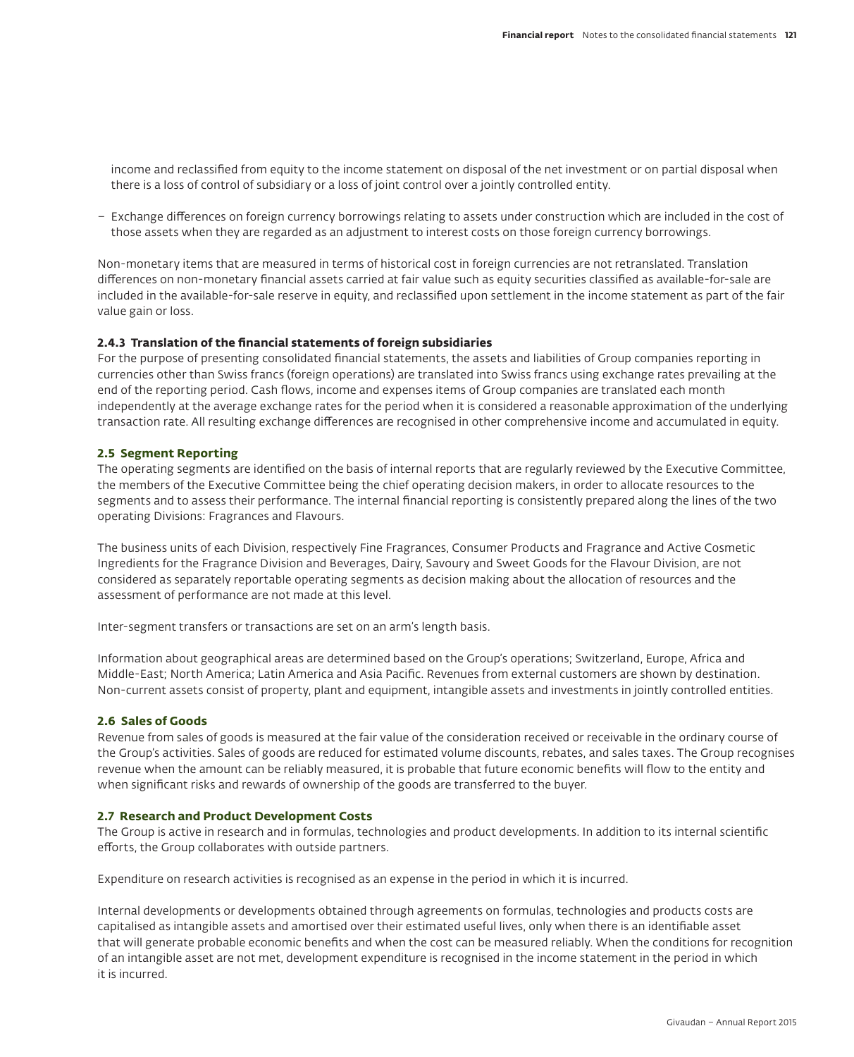income and reclassified from equity to the income statement on disposal of the net investment or on partial disposal when there is a loss of control of subsidiary or a loss of joint control over a jointly controlled entity.

– Exchange differences on foreign currency borrowings relating to assets under construction which are included in the cost of those assets when they are regarded as an adjustment to interest costs on those foreign currency borrowings.

Non-monetary items that are measured in terms of historical cost in foreign currencies are not retranslated. Translation differences on non-monetary financial assets carried at fair value such as equity securities classified as available-for-sale are included in the available-for-sale reserve in equity, and reclassified upon settlement in the income statement as part of the fair value gain or loss.

#### 2.4.3 Translation of the financial statements of foreign subsidiaries

For the purpose of presenting consolidated financial statements, the assets and liabilities of Group companies reporting in currencies other than Swiss francs (foreign operations) are translated into Swiss francs using exchange rates prevailing at the end of the reporting period. Cash flows, income and expenses items of Group companies are translated each month independently at the average exchange rates for the period when it is considered a reasonable approximation of the underlying transaction rate. All resulting exchange differences are recognised in other comprehensive income and accumulated in equity.

### 2.5 Segment Reporting

The operating segments are identified on the basis of internal reports that are regularly reviewed by the Executive Committee, the members of the Executive Committee being the chief operating decision makers, in order to allocate resources to the segments and to assess their performance. The internal financial reporting is consistently prepared along the lines of the two operating Divisions: Fragrances and Flavours.

The business units of each Division, respectively Fine Fragrances, Consumer Products and Fragrance and Active Cosmetic Ingredients for the Fragrance Division and Beverages, Dairy, Savoury and Sweet Goods for the Flavour Division, are not considered as separately reportable operating segments as decision making about the allocation of resources and the assessment of performance are not made at this level.

Inter-segment transfers or transactions are set on an arm's length basis.

Information about geographical areas are determined based on the Group's operations; Switzerland, Europe, Africa and Middle-East; North America; Latin America and Asia Pacific. Revenues from external customers are shown by destination. Non-current assets consist of property, plant and equipment, intangible assets and investments in jointly controlled entities.

### 2.6 Sales of Goods

Revenue from sales of goods is measured at the fair value of the consideration received or receivable in the ordinary course of the Group's activities. Sales of goods are reduced for estimated volume discounts, rebates, and sales taxes. The Group recognises revenue when the amount can be reliably measured, it is probable that future economic benefits will flow to the entity and when significant risks and rewards of ownership of the goods are transferred to the buyer.

### 2.7 Research and Product Development Costs

The Group is active in research and in formulas, technologies and product developments. In addition to its internal scientific efforts, the Group collaborates with outside partners.

Expenditure on research activities is recognised as an expense in the period in which it is incurred.

Internal developments or developments obtained through agreements on formulas, technologies and products costs are capitalised as intangible assets and amortised over their estimated useful lives, only when there is an identifiable asset that will generate probable economic benefits and when the cost can be measured reliably. When the conditions for recognition of an intangible asset are not met, development expenditure is recognised in the income statement in the period in which it is incurred.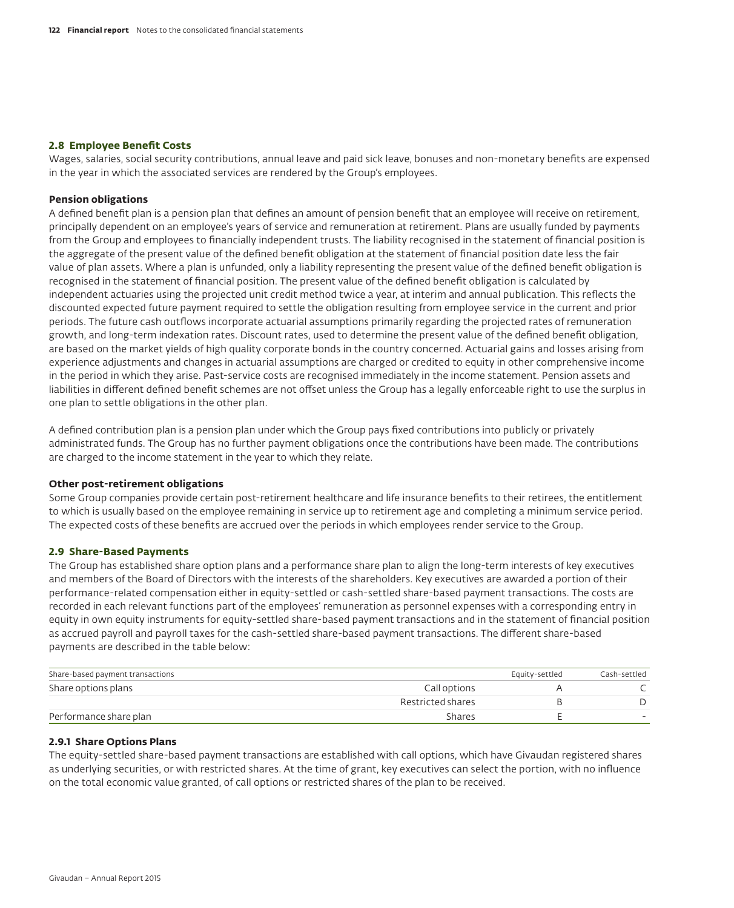### 2.8 Employee Benefit Costs

Wages, salaries, social security contributions, annual leave and paid sick leave, bonuses and non-monetary benefits are expensed in the year in which the associated services are rendered by the Group's employees.

**Pension obligations**

A defined benefit plan is a pension plan that defines an amount of pension benefit that an employee will receive on retirement, principally dependent on an employee's years of service and remuneration at retirement. Plans are usually funded by payments from the Group and employees to financially independent trusts. The liability recognised in the statement of financial position is the aggregate of the present value of the defined benefit obligation at the statement of financial position date less the fair value of plan assets. Where a plan is unfunded, only a liability representing the present value of the defined benefit obligation is recognised in the statement of financial position. The present value of the defined benefit obligation is calculated by independent actuaries using the projected unit credit method twice a year, at interim and annual publication. This reflects the discounted expected future payment required to settle the obligation resulting from employee service in the current and prior periods. The future cash outflows incorporate actuarial assumptions primarily regarding the projected rates of remuneration growth, and long-term indexation rates. Discount rates, used to determine the present value of the defined benefit obligation, are based on the market yields of high quality corporate bonds in the country concerned. Actuarial gains and losses arising from experience adjustments and changes in actuarial assumptions are charged or credited to equity in other comprehensive income in the period in which they arise. Past-service costs are recognised immediately in the income statement. Pension assets and liabilities in different defined benefit schemes are not offset unless the Group has a legally enforceable right to use the surplus in one plan to settle obligations in the other plan.

A defined contribution plan is a pension plan under which the Group pays fixed contributions into publicly or privately administrated funds. The Group has no further payment obligations once the contributions have been made. The contributions are charged to the income statement in the year to which they relate.

**Other post-retirement obligations**

Some Group companies provide certain post-retirement healthcare and life insurance benefits to their retirees, the entitlement to which is usually based on the employee remaining in service up to retirement age and completing a minimum service period. The expected costs of these benefits are accrued over the periods in which employees render service to the Group.

### 2.9 Share-Based Payments

The Group has established share option plans and a performance share plan to align the long-term interests of key executives and members of the Board of Directors with the interests of the shareholders. Key executives are awarded a portion of their performance-related compensation either in equity-settled or cash-settled share-based payment transactions. The costs are recorded in each relevant functions part of the employees' remuneration as personnel expenses with a corresponding entry in equity in own equity instruments for equity-settled share-based payment transactions and in the statement of financial position as accrued payroll and payroll taxes for the cash-settled share-based payment transactions. The different share-based payments are described in the table below:

| Share-based payment transactions | | Equity-settled | Cash-settled |
|---|---|---|---|
| Share options plans | Call options | A | C |
| | Restricted shares | B | D |
| Performance share plan | Shares | E | - |

#### 2.9.1 Share Options Plans

The equity-settled share-based payment transactions are established with call options, which have Givaudan registered shares as underlying securities, or with restricted shares. At the time of grant, key executives can select the portion, with no influence on the total economic value granted, of call options or restricted shares of the plan to be received.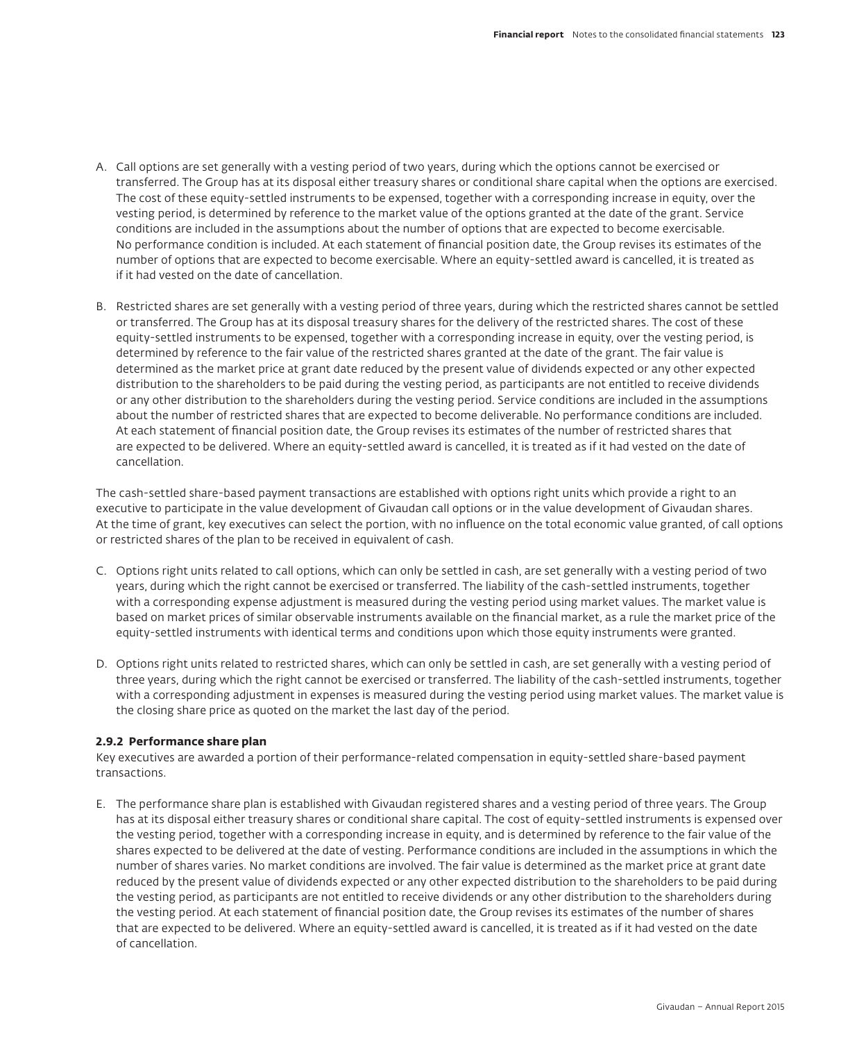A. Call options are set generally with a vesting period of two years, during which the options cannot be exercised or transferred. The Group has at its disposal either treasury shares or conditional share capital when the options are exercised. The cost of these equity-settled instruments to be expensed, together with a corresponding increase in equity, over the vesting period, is determined by reference to the market value of the options granted at the date of the grant. Service conditions are included in the assumptions about the number of options that are expected to become exercisable. No performance condition is included. At each statement of financial position date, the Group revises its estimates of the number of options that are expected to become exercisable. Where an equity-settled award is cancelled, it is treated as if it had vested on the date of cancellation.

B. Restricted shares are set generally with a vesting period of three years, during which the restricted shares cannot be settled or transferred. The Group has at its disposal treasury shares for the delivery of the restricted shares. The cost of these equity-settled instruments to be expensed, together with a corresponding increase in equity, over the vesting period, is determined by reference to the fair value of the restricted shares granted at the date of the grant. The fair value is determined as the market price at grant date reduced by the present value of dividends expected or any other expected distribution to the shareholders to be paid during the vesting period, as participants are not entitled to receive dividends or any other distribution to the shareholders during the vesting period. Service conditions are included in the assumptions about the number of restricted shares that are expected to become deliverable. No performance conditions are included. At each statement of financial position date, the Group revises its estimates of the number of restricted shares that are expected to be delivered. Where an equity-settled award is cancelled, it is treated as if it had vested on the date of cancellation.

The cash-settled share-based payment transactions are established with options right units which provide a right to an executive to participate in the value development of Givaudan call options or in the value development of Givaudan shares. At the time of grant, key executives can select the portion, with no influence on the total economic value granted, of call options or restricted shares of the plan to be received in equivalent of cash.

C. Options right units related to call options, which can only be settled in cash, are set generally with a vesting period of two years, during which the right cannot be exercised or transferred. The liability of the cash-settled instruments, together with a corresponding expense adjustment is measured during the vesting period using market values. The market value is based on market prices of similar observable instruments available on the financial market, as a rule the market price of the equity-settled instruments with identical terms and conditions upon which those equity instruments were granted.

D. Options right units related to restricted shares, which can only be settled in cash, are set generally with a vesting period of three years, during which the right cannot be exercised or transferred. The liability of the cash-settled instruments, together with a corresponding adjustment in expenses is measured during the vesting period using market values. The market value is the closing share price as quoted on the market the last day of the period.

#### 2.9.2 Performance share plan

Key executives are awarded a portion of their performance-related compensation in equity-settled share-based payment transactions.

E. The performance share plan is established with Givaudan registered shares and a vesting period of three years. The Group has at its disposal either treasury shares or conditional share capital. The cost of equity-settled instruments is expensed over the vesting period, together with a corresponding increase in equity, and is determined by reference to the fair value of the shares expected to be delivered at the date of vesting. Performance conditions are included in the assumptions in which the number of shares varies. No market conditions are involved. The fair value is determined as the market price at grant date reduced by the present value of dividends expected or any other expected distribution to the shareholders to be paid during the vesting period, as participants are not entitled to receive dividends or any other distribution to the shareholders during the vesting period. At each statement of financial position date, the Group revises its estimates of the number of shares that are expected to be delivered. Where an equity-settled award is cancelled, it is treated as if it had vested on the date of cancellation.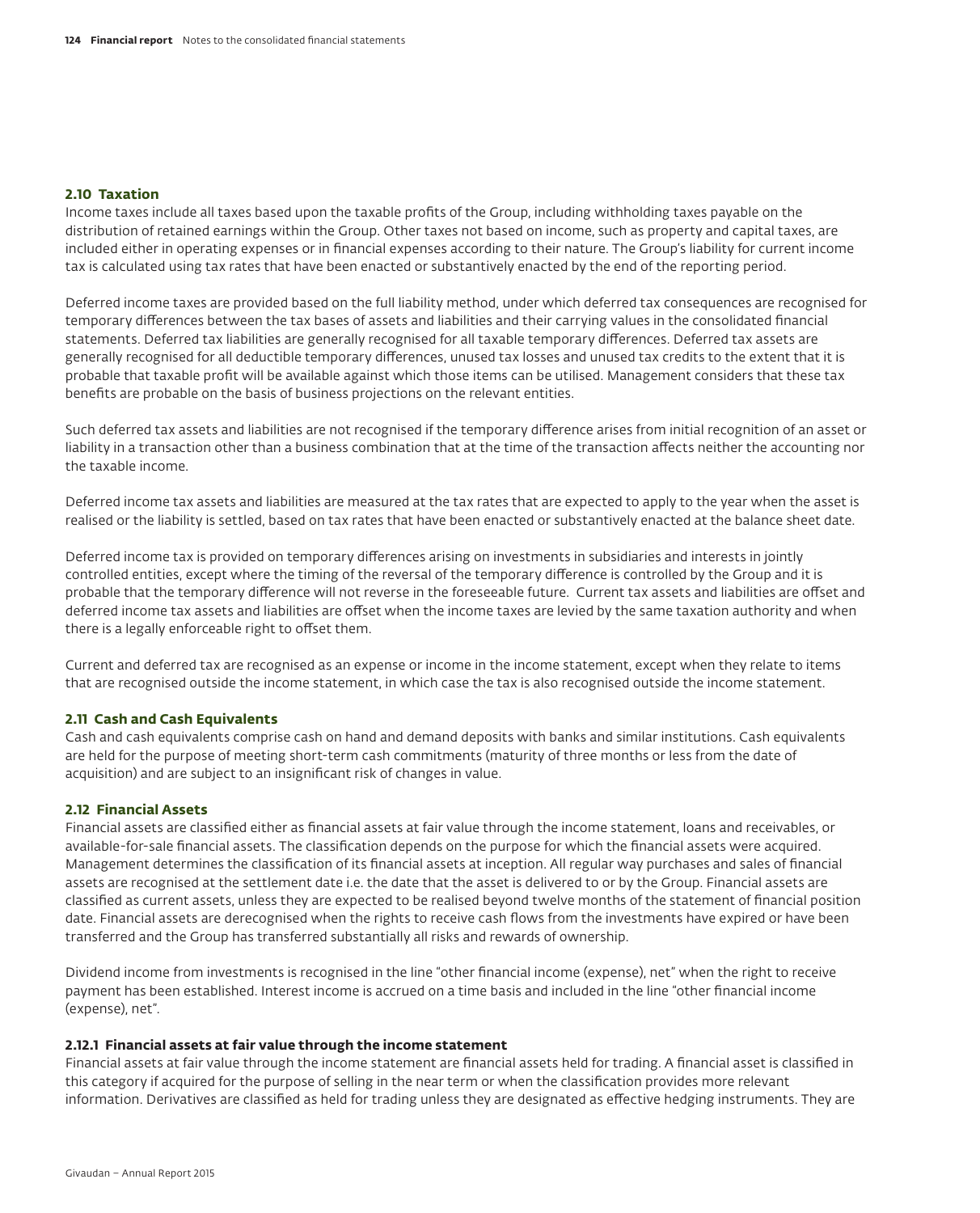### 2.10 Taxation

Income taxes include all taxes based upon the taxable profits of the Group, including withholding taxes payable on the distribution of retained earnings within the Group. Other taxes not based on income, such as property and capital taxes, are included either in operating expenses or in financial expenses according to their nature. The Group's liability for current income tax is calculated using tax rates that have been enacted or substantively enacted by the end of the reporting period.

Deferred income taxes are provided based on the full liability method, under which deferred tax consequences are recognised for temporary differences between the tax bases of assets and liabilities and their carrying values in the consolidated financial statements. Deferred tax liabilities are generally recognised for all taxable temporary differences. Deferred tax assets are generally recognised for all deductible temporary differences, unused tax losses and unused tax credits to the extent that it is probable that taxable profit will be available against which those items can be utilised. Management considers that these tax benefits are probable on the basis of business projections on the relevant entities.

Such deferred tax assets and liabilities are not recognised if the temporary difference arises from initial recognition of an asset or liability in a transaction other than a business combination that at the time of the transaction affects neither the accounting nor the taxable income.

Deferred income tax assets and liabilities are measured at the tax rates that are expected to apply to the year when the asset is realised or the liability is settled, based on tax rates that have been enacted or substantively enacted at the balance sheet date.

Deferred income tax is provided on temporary differences arising on investments in subsidiaries and interests in jointly controlled entities, except where the timing of the reversal of the temporary difference is controlled by the Group and it is probable that the temporary difference will not reverse in the foreseeable future. Current tax assets and liabilities are offset and deferred income tax assets and liabilities are offset when the income taxes are levied by the same taxation authority and when there is a legally enforceable right to offset them.

Current and deferred tax are recognised as an expense or income in the income statement, except when they relate to items that are recognised outside the income statement, in which case the tax is also recognised outside the income statement.

### 2.11 Cash and Cash Equivalents

Cash and cash equivalents comprise cash on hand and demand deposits with banks and similar institutions. Cash equivalents are held for the purpose of meeting short-term cash commitments (maturity of three months or less from the date of acquisition) and are subject to an insignificant risk of changes in value.

### 2.12 Financial Assets

Financial assets are classified either as financial assets at fair value through the income statement, loans and receivables, or available-for-sale financial assets. The classification depends on the purpose for which the financial assets were acquired. Management determines the classification of its financial assets at inception. All regular way purchases and sales of financial assets are recognised at the settlement date i.e. the date that the asset is delivered to or by the Group. Financial assets are classified as current assets, unless they are expected to be realised beyond twelve months of the statement of financial position date. Financial assets are derecognised when the rights to receive cash flows from the investments have expired or have been transferred and the Group has transferred substantially all risks and rewards of ownership.

Dividend income from investments is recognised in the line "other financial income (expense), net" when the right to receive payment has been established. Interest income is accrued on a time basis and included in the line "other financial income (expense), net".

#### 2.12.1 Financial assets at fair value through the income statement

Financial assets at fair value through the income statement are financial assets held for trading. A financial asset is classified in this category if acquired for the purpose of selling in the near term or when the classification provides more relevant information. Derivatives are classified as held for trading unless they are designated as effective hedging instruments. They are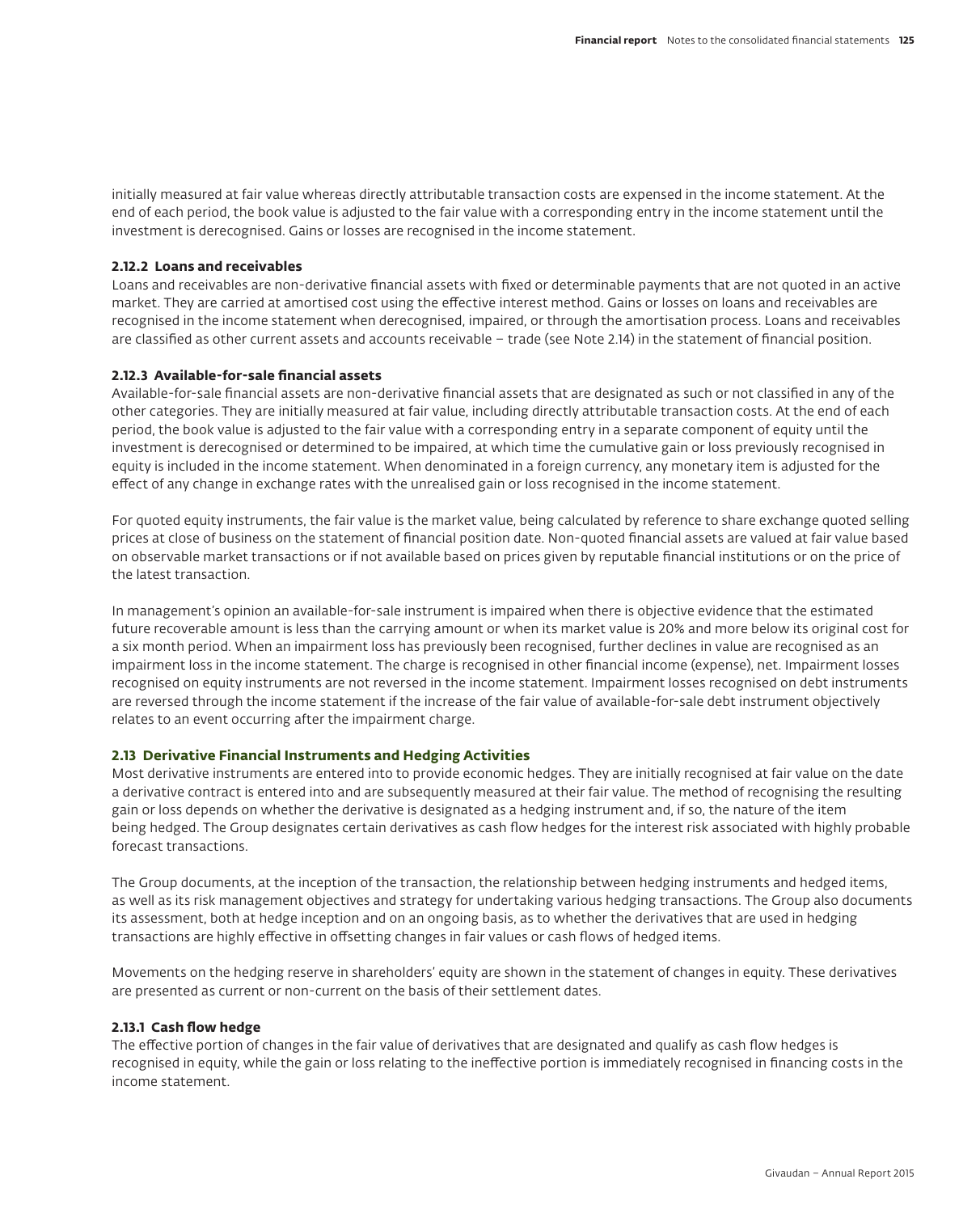initially measured at fair value whereas directly attributable transaction costs are expensed in the income statement. At the end of each period, the book value is adjusted to the fair value with a corresponding entry in the income statement until the investment is derecognised. Gains or losses are recognised in the income statement.

#### 2.12.2 Loans and receivables

Loans and receivables are non-derivative financial assets with fixed or determinable payments that are not quoted in an active market. They are carried at amortised cost using the effective interest method. Gains or losses on loans and receivables are recognised in the income statement when derecognised, impaired, or through the amortisation process. Loans and receivables are classified as other current assets and accounts receivable – trade (see Note 2.14) in the statement of financial position.

#### 2.12.3 Available-for-sale financial assets

Available-for-sale financial assets are non-derivative financial assets that are designated as such or not classified in any of the other categories. They are initially measured at fair value, including directly attributable transaction costs. At the end of each period, the book value is adjusted to the fair value with a corresponding entry in a separate component of equity until the investment is derecognised or determined to be impaired, at which time the cumulative gain or loss previously recognised in equity is included in the income statement. When denominated in a foreign currency, any monetary item is adjusted for the effect of any change in exchange rates with the unrealised gain or loss recognised in the income statement.

For quoted equity instruments, the fair value is the market value, being calculated by reference to share exchange quoted selling prices at close of business on the statement of financial position date. Non-quoted financial assets are valued at fair value based on observable market transactions or if not available based on prices given by reputable financial institutions or on the price of the latest transaction.

In management's opinion an available-for-sale instrument is impaired when there is objective evidence that the estimated future recoverable amount is less than the carrying amount or when its market value is 20% and more below its original cost for a six month period. When an impairment loss has previously been recognised, further declines in value are recognised as an impairment loss in the income statement. The charge is recognised in other financial income (expense), net. Impairment losses recognised on equity instruments are not reversed in the income statement. Impairment losses recognised on debt instruments are reversed through the income statement if the increase of the fair value of available-for-sale debt instrument objectively relates to an event occurring after the impairment charge.

### 2.13 Derivative Financial Instruments and Hedging Activities

Most derivative instruments are entered into to provide economic hedges. They are initially recognised at fair value on the date a derivative contract is entered into and are subsequently measured at their fair value. The method of recognising the resulting gain or loss depends on whether the derivative is designated as a hedging instrument and, if so, the nature of the item being hedged. The Group designates certain derivatives as cash flow hedges for the interest risk associated with highly probable forecast transactions.

The Group documents, at the inception of the transaction, the relationship between hedging instruments and hedged items, as well as its risk management objectives and strategy for undertaking various hedging transactions. The Group also documents its assessment, both at hedge inception and on an ongoing basis, as to whether the derivatives that are used in hedging transactions are highly effective in offsetting changes in fair values or cash flows of hedged items.

Movements on the hedging reserve in shareholders' equity are shown in the statement of changes in equity. These derivatives are presented as current or non-current on the basis of their settlement dates.

#### 2.13.1 Cash flow hedge

The effective portion of changes in the fair value of derivatives that are designated and qualify as cash flow hedges is recognised in equity, while the gain or loss relating to the ineffective portion is immediately recognised in financing costs in the income statement.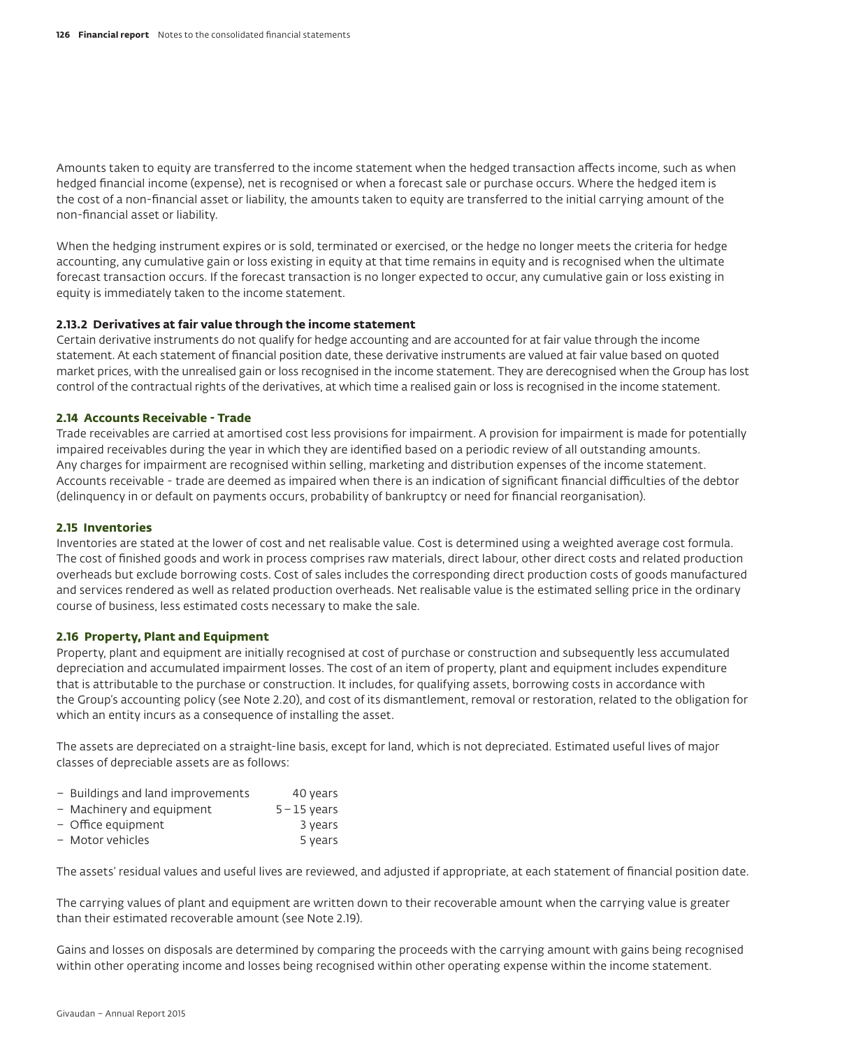Amounts taken to equity are transferred to the income statement when the hedged transaction affects income, such as when hedged financial income (expense), net is recognised or when a forecast sale or purchase occurs. Where the hedged item is the cost of a non-financial asset or liability, the amounts taken to equity are transferred to the initial carrying amount of the non-financial asset or liability.

When the hedging instrument expires or is sold, terminated or exercised, or the hedge no longer meets the criteria for hedge accounting, any cumulative gain or loss existing in equity at that time remains in equity and is recognised when the ultimate forecast transaction occurs. If the forecast transaction is no longer expected to occur, any cumulative gain or loss existing in equity is immediately taken to the income statement.

### 2.13.2 Derivatives at fair value through the income statement

Certain derivative instruments do not qualify for hedge accounting and are accounted for at fair value through the income statement. At each statement of financial position date, these derivative instruments are valued at fair value based on quoted market prices, with the unrealised gain or loss recognised in the income statement. They are derecognised when the Group has lost control of the contractual rights of the derivatives, at which time a realised gain or loss is recognised in the income statement.

## 2.14 Accounts Receivable - Trade

Trade receivables are carried at amortised cost less provisions for impairment. A provision for impairment is made for potentially impaired receivables during the year in which they are identified based on a periodic review of all outstanding amounts. Any charges for impairment are recognised within selling, marketing and distribution expenses of the income statement. Accounts receivable - trade are deemed as impaired when there is an indication of significant financial difficulties of the debtor (delinquency in or default on payments occurs, probability of bankruptcy or need for financial reorganisation).

## 2.15 Inventories

Inventories are stated at the lower of cost and net realisable value. Cost is determined using a weighted average cost formula. The cost of finished goods and work in process comprises raw materials, direct labour, other direct costs and related production overheads but exclude borrowing costs. Cost of sales includes the corresponding direct production costs of goods manufactured and services rendered as well as related production overheads. Net realisable value is the estimated selling price in the ordinary course of business, less estimated costs necessary to make the sale.

## 2.16 Property, Plant and Equipment

Property, plant and equipment are initially recognised at cost of purchase or construction and subsequently less accumulated depreciation and accumulated impairment losses. The cost of an item of property, plant and equipment includes expenditure that is attributable to the purchase or construction. It includes, for qualifying assets, borrowing costs in accordance with the Group's accounting policy (see Note 2.20), and cost of its dismantlement, removal or restoration, related to the obligation for which an entity incurs as a consequence of installing the asset.

The assets are depreciated on a straight-line basis, except for land, which is not depreciated. Estimated useful lives of major classes of depreciable assets are as follows:

- Buildings and land improvements 40 years
- Machinery and equipment 5 – 15 years
- Office equipment 3 years
- Motor vehicles 5 years

The assets' residual values and useful lives are reviewed, and adjusted if appropriate, at each statement of financial position date.

The carrying values of plant and equipment are written down to their recoverable amount when the carrying value is greater than their estimated recoverable amount (see Note 2.19).

Gains and losses on disposals are determined by comparing the proceeds with the carrying amount with gains being recognised within other operating income and losses being recognised within other operating expense within the income statement.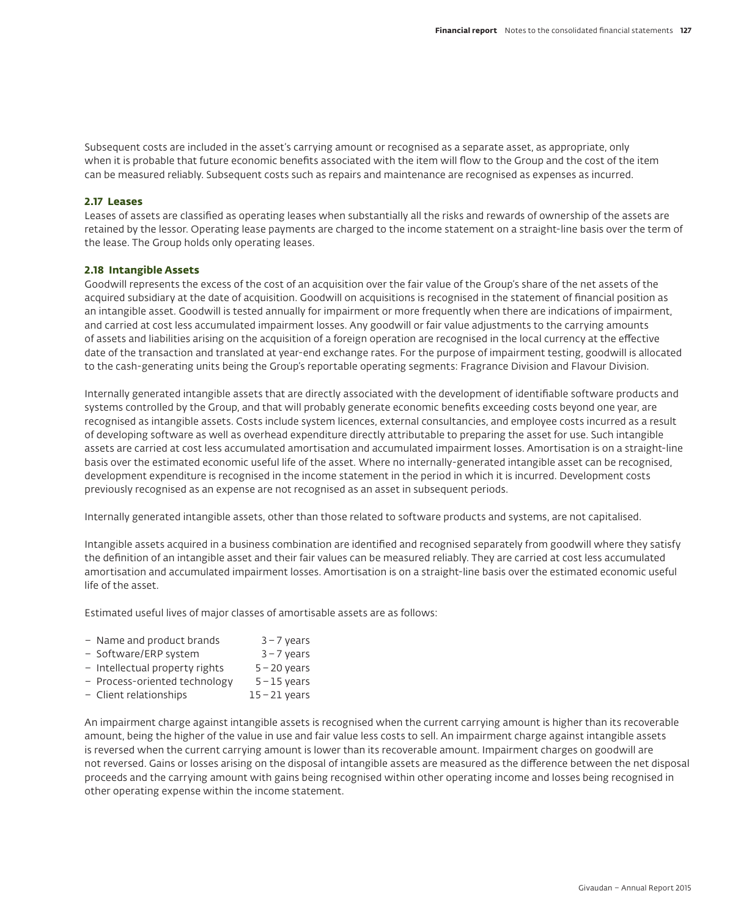Subsequent costs are included in the asset's carrying amount or recognised as a separate asset, as appropriate, only when it is probable that future economic benefits associated with the item will flow to the Group and the cost of the item can be measured reliably. Subsequent costs such as repairs and maintenance are recognised as expenses as incurred.

### 2.17 Leases

Leases of assets are classified as operating leases when substantially all the risks and rewards of ownership of the assets are retained by the lessor. Operating lease payments are charged to the income statement on a straight-line basis over the term of the lease. The Group holds only operating leases.

### 2.18 Intangible Assets

Goodwill represents the excess of the cost of an acquisition over the fair value of the Group's share of the net assets of the acquired subsidiary at the date of acquisition. Goodwill on acquisitions is recognised in the statement of financial position as an intangible asset. Goodwill is tested annually for impairment or more frequently when there are indications of impairment, and carried at cost less accumulated impairment losses. Any goodwill or fair value adjustments to the carrying amounts of assets and liabilities arising on the acquisition of a foreign operation are recognised in the local currency at the effective date of the transaction and translated at year-end exchange rates. For the purpose of impairment testing, goodwill is allocated to the cash-generating units being the Group's reportable operating segments: Fragrance Division and Flavour Division.

Internally generated intangible assets that are directly associated with the development of identifiable software products and systems controlled by the Group, and that will probably generate economic benefits exceeding costs beyond one year, are recognised as intangible assets. Costs include system licences, external consultancies, and employee costs incurred as a result of developing software as well as overhead expenditure directly attributable to preparing the asset for use. Such intangible assets are carried at cost less accumulated amortisation and accumulated impairment losses. Amortisation is on a straight-line basis over the estimated economic useful life of the asset. Where no internally-generated intangible asset can be recognised, development expenditure is recognised in the income statement in the period in which it is incurred. Development costs previously recognised as an expense are not recognised as an asset in subsequent periods.

Internally generated intangible assets, other than those related to software products and systems, are not capitalised.

Intangible assets acquired in a business combination are identified and recognised separately from goodwill where they satisfy the definition of an intangible asset and their fair values can be measured reliably. They are carried at cost less accumulated amortisation and accumulated impairment losses. Amortisation is on a straight-line basis over the estimated economic useful life of the asset.

Estimated useful lives of major classes of amortisable assets are as follows:

- Name and product brands 3 – 7 years
- Software/ERP system 3 – 7 years
- Intellectual property rights 5 – 20 years
- Process-oriented technology 5 – 15 years
- Client relationships 15 – 21 years

An impairment charge against intangible assets is recognised when the current carrying amount is higher than its recoverable amount, being the higher of the value in use and fair value less costs to sell. An impairment charge against intangible assets is reversed when the current carrying amount is lower than its recoverable amount. Impairment charges on goodwill are not reversed. Gains or losses arising on the disposal of intangible assets are measured as the difference between the net disposal proceeds and the carrying amount with gains being recognised within other operating income and losses being recognised in other operating expense within the income statement.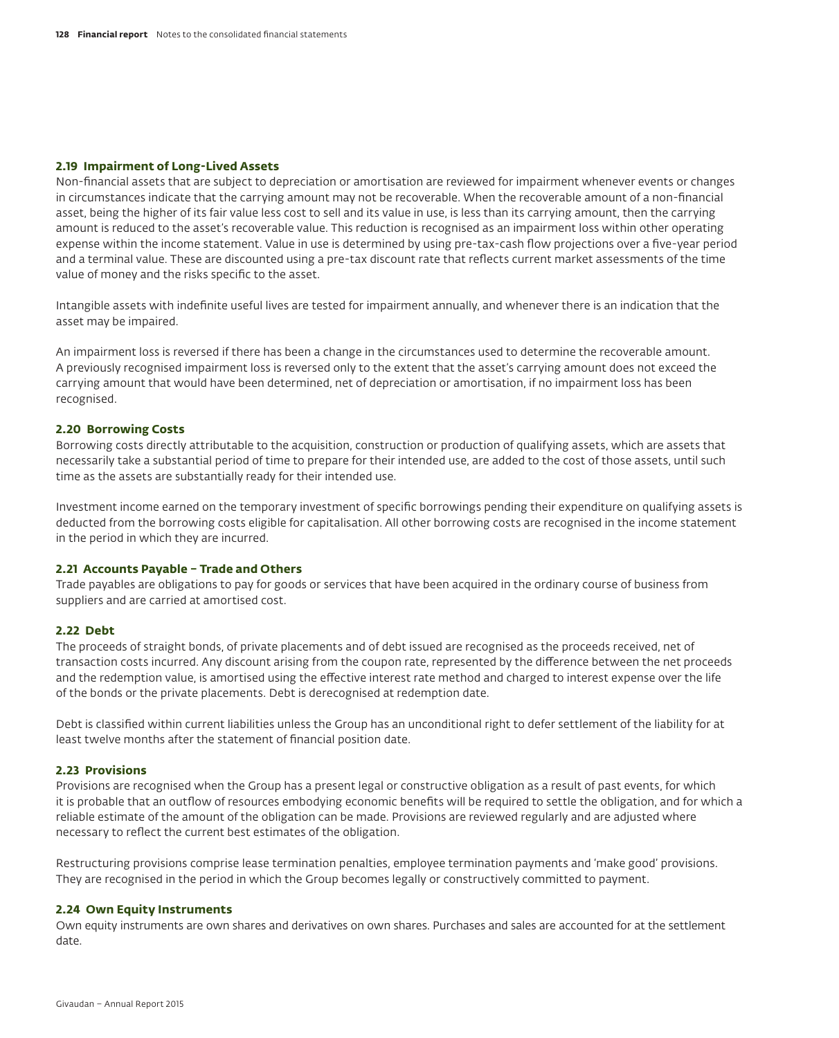### 2.19 Impairment of Long-Lived Assets

Non-financial assets that are subject to depreciation or amortisation are reviewed for impairment whenever events or changes in circumstances indicate that the carrying amount may not be recoverable. When the recoverable amount of a non-financial asset, being the higher of its fair value less cost to sell and its value in use, is less than its carrying amount, then the carrying amount is reduced to the asset's recoverable value. This reduction is recognised as an impairment loss within other operating expense within the income statement. Value in use is determined by using pre-tax-cash flow projections over a five-year period and a terminal value. These are discounted using a pre-tax discount rate that reflects current market assessments of the time value of money and the risks specific to the asset.

Intangible assets with indefinite useful lives are tested for impairment annually, and whenever there is an indication that the asset may be impaired.

An impairment loss is reversed if there has been a change in the circumstances used to determine the recoverable amount. A previously recognised impairment loss is reversed only to the extent that the asset's carrying amount does not exceed the carrying amount that would have been determined, net of depreciation or amortisation, if no impairment loss has been recognised.

### 2.20 Borrowing Costs

Borrowing costs directly attributable to the acquisition, construction or production of qualifying assets, which are assets that necessarily take a substantial period of time to prepare for their intended use, are added to the cost of those assets, until such time as the assets are substantially ready for their intended use.

Investment income earned on the temporary investment of specific borrowings pending their expenditure on qualifying assets is deducted from the borrowing costs eligible for capitalisation. All other borrowing costs are recognised in the income statement in the period in which they are incurred.

### 2.21 Accounts Payable – Trade and Others

Trade payables are obligations to pay for goods or services that have been acquired in the ordinary course of business from suppliers and are carried at amortised cost.

### 2.22 Debt

The proceeds of straight bonds, of private placements and of debt issued are recognised as the proceeds received, net of transaction costs incurred. Any discount arising from the coupon rate, represented by the difference between the net proceeds and the redemption value, is amortised using the effective interest rate method and charged to interest expense over the life of the bonds or the private placements. Debt is derecognised at redemption date.

Debt is classified within current liabilities unless the Group has an unconditional right to defer settlement of the liability for at least twelve months after the statement of financial position date.

### 2.23 Provisions

Provisions are recognised when the Group has a present legal or constructive obligation as a result of past events, for which it is probable that an outflow of resources embodying economic benefits will be required to settle the obligation, and for which a reliable estimate of the amount of the obligation can be made. Provisions are reviewed regularly and are adjusted where necessary to reflect the current best estimates of the obligation.

Restructuring provisions comprise lease termination penalties, employee termination payments and 'make good' provisions. They are recognised in the period in which the Group becomes legally or constructively committed to payment.

### 2.24 Own Equity Instruments

Own equity instruments are own shares and derivatives on own shares. Purchases and sales are accounted for at the settlement date.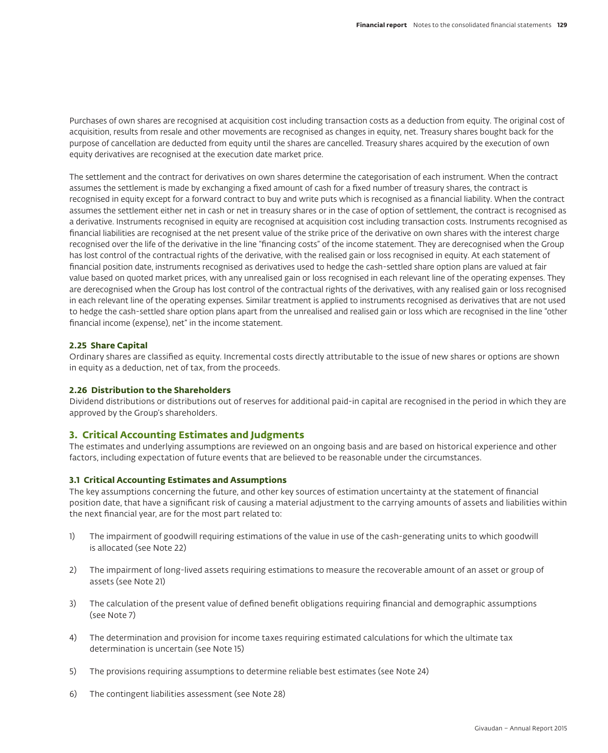Purchases of own shares are recognised at acquisition cost including transaction costs as a deduction from equity. The original cost of acquisition, results from resale and other movements are recognised as changes in equity, net. Treasury shares bought back for the purpose of cancellation are deducted from equity until the shares are cancelled. Treasury shares acquired by the execution of own equity derivatives are recognised at the execution date market price.

The settlement and the contract for derivatives on own shares determine the categorisation of each instrument. When the contract assumes the settlement is made by exchanging a fixed amount of cash for a fixed number of treasury shares, the contract is recognised in equity except for a forward contract to buy and write puts which is recognised as a financial liability. When the contract assumes the settlement either net in cash or net in treasury shares or in the case of option of settlement, the contract is recognised as a derivative. Instruments recognised in equity are recognised at acquisition cost including transaction costs. Instruments recognised as financial liabilities are recognised at the net present value of the strike price of the derivative on own shares with the interest charge recognised over the life of the derivative in the line "financing costs" of the income statement. They are derecognised when the Group has lost control of the contractual rights of the derivative, with the realised gain or loss recognised in equity. At each statement of financial position date, instruments recognised as derivatives used to hedge the cash-settled share option plans are valued at fair value based on quoted market prices, with any unrealised gain or loss recognised in each relevant line of the operating expenses. They are derecognised when the Group has lost control of the contractual rights of the derivatives, with any realised gain or loss recognised in each relevant line of the operating expenses. Similar treatment is applied to instruments recognised as derivatives that are not used to hedge the cash-settled share option plans apart from the unrealised and realised gain or loss which are recognised in the line "other financial income (expense), net" in the income statement.

### 2.25 Share Capital

Ordinary shares are classified as equity. Incremental costs directly attributable to the issue of new shares or options are shown in equity as a deduction, net of tax, from the proceeds.

### 2.26 Distribution to the Shareholders

Dividend distributions or distributions out of reserves for additional paid-in capital are recognised in the period in which they are approved by the Group's shareholders.

## 3. Critical Accounting Estimates and Judgments

The estimates and underlying assumptions are reviewed on an ongoing basis and are based on historical experience and other factors, including expectation of future events that are believed to be reasonable under the circumstances.

### 3.1 Critical Accounting Estimates and Assumptions

The key assumptions concerning the future, and other key sources of estimation uncertainty at the statement of financial position date, that have a significant risk of causing a material adjustment to the carrying amounts of assets and liabilities within the next financial year, are for the most part related to:

1) The impairment of goodwill requiring estimations of the value in use of the cash-generating units to which goodwill is allocated (see Note 22)

2) The impairment of long-lived assets requiring estimations to measure the recoverable amount of an asset or group of assets (see Note 21)

3) The calculation of the present value of defined benefit obligations requiring financial and demographic assumptions (see Note 7)

4) The determination and provision for income taxes requiring estimated calculations for which the ultimate tax determination is uncertain (see Note 15)

5) The provisions requiring assumptions to determine reliable best estimates (see Note 24)

6) The contingent liabilities assessment (see Note 28)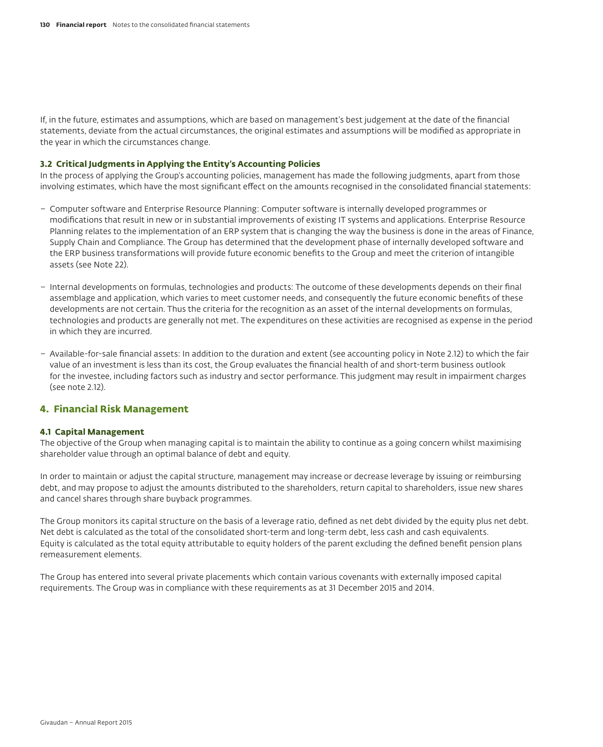If, in the future, estimates and assumptions, which are based on management's best judgement at the date of the financial statements, deviate from the actual circumstances, the original estimates and assumptions will be modified as appropriate in the year in which the circumstances change.

### 3.2 Critical Judgments in Applying the Entity's Accounting Policies

In the process of applying the Group's accounting policies, management has made the following judgments, apart from those involving estimates, which have the most significant effect on the amounts recognised in the consolidated financial statements:

- Computer software and Enterprise Resource Planning: Computer software is internally developed programmes or modifications that result in new or in substantial improvements of existing IT systems and applications. Enterprise Resource Planning relates to the implementation of an ERP system that is changing the way the business is done in the areas of Finance, Supply Chain and Compliance. The Group has determined that the development phase of internally developed software and the ERP business transformations will provide future economic benefits to the Group and meet the criterion of intangible assets (see Note 22).

- Internal developments on formulas, technologies and products: The outcome of these developments depends on their final assemblage and application, which varies to meet customer needs, and consequently the future economic benefits of these developments are not certain. Thus the criteria for the recognition as an asset of the internal developments on formulas, technologies and products are generally not met. The expenditures on these activities are recognised as expense in the period in which they are incurred.

- Available-for-sale financial assets: In addition to the duration and extent (see accounting policy in Note 2.12) to which the fair value of an investment is less than its cost, the Group evaluates the financial health of and short-term business outlook for the investee, including factors such as industry and sector performance. This judgment may result in impairment charges (see note 2.12).

## 4. Financial Risk Management

### 4.1 Capital Management

The objective of the Group when managing capital is to maintain the ability to continue as a going concern whilst maximising shareholder value through an optimal balance of debt and equity.

In order to maintain or adjust the capital structure, management may increase or decrease leverage by issuing or reimbursing debt, and may propose to adjust the amounts distributed to the shareholders, return capital to shareholders, issue new shares and cancel shares through share buyback programmes.

The Group monitors its capital structure on the basis of a leverage ratio, defined as net debt divided by the equity plus net debt. Net debt is calculated as the total of the consolidated short-term and long-term debt, less cash and cash equivalents. Equity is calculated as the total equity attributable to equity holders of the parent excluding the defined benefit pension plans remeasurement elements.

The Group has entered into several private placements which contain various covenants with externally imposed capital requirements. The Group was in compliance with these requirements as at 31 December 2015 and 2014.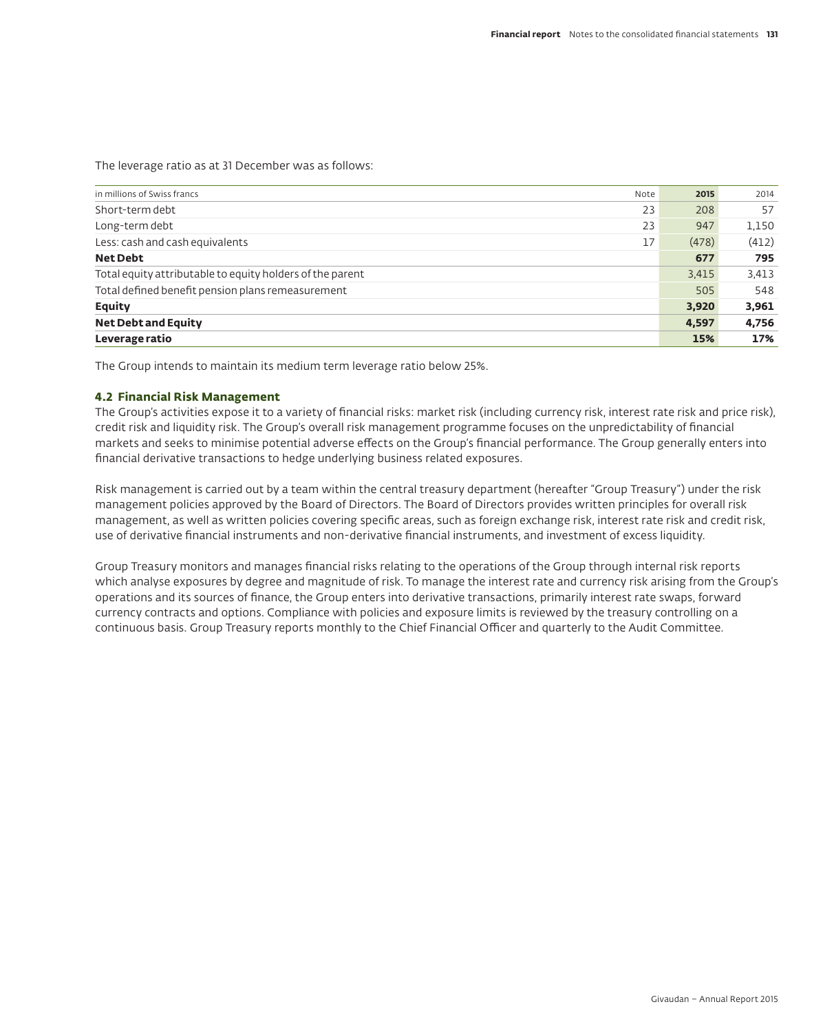The leverage ratio as at 31 December was as follows:

| in millions of Swiss francs | Note | 2015 | 2014 |
|---|---|---|---|
| Short-term debt | 23 | 208 | 57 |
| Long-term debt | 23 | 947 | 1,150 |
| Less: cash and cash equivalents | 17 | (478) | (412) |
| **Net Debt** | | **677** | **795** |
| Total equity attributable to equity holders of the parent | | 3,415 | 3,413 |
| Total defined benefit pension plans remeasurement | | 505 | 548 |
| **Equity** | | **3,920** | **3,961** |
| **Net Debt and Equity** | | **4,597** | **4,756** |
| **Leverage ratio** | | **15%** | **17%** |

The Group intends to maintain its medium term leverage ratio below 25%.

### 4.2 Financial Risk Management

The Group's activities expose it to a variety of financial risks: market risk (including currency risk, interest rate risk and price risk), credit risk and liquidity risk. The Group's overall risk management programme focuses on the unpredictability of financial markets and seeks to minimise potential adverse effects on the Group's financial performance. The Group generally enters into financial derivative transactions to hedge underlying business related exposures.

Risk management is carried out by a team within the central treasury department (hereafter "Group Treasury") under the risk management policies approved by the Board of Directors. The Board of Directors provides written principles for overall risk management, as well as written policies covering specific areas, such as foreign exchange risk, interest rate risk and credit risk, use of derivative financial instruments and non-derivative financial instruments, and investment of excess liquidity.

Group Treasury monitors and manages financial risks relating to the operations of the Group through internal risk reports which analyse exposures by degree and magnitude of risk. To manage the interest rate and currency risk arising from the Group's operations and its sources of finance, the Group enters into derivative transactions, primarily interest rate swaps, forward currency contracts and options. Compliance with policies and exposure limits is reviewed by the treasury controlling on a continuous basis. Group Treasury reports monthly to the Chief Financial Officer and quarterly to the Audit Committee.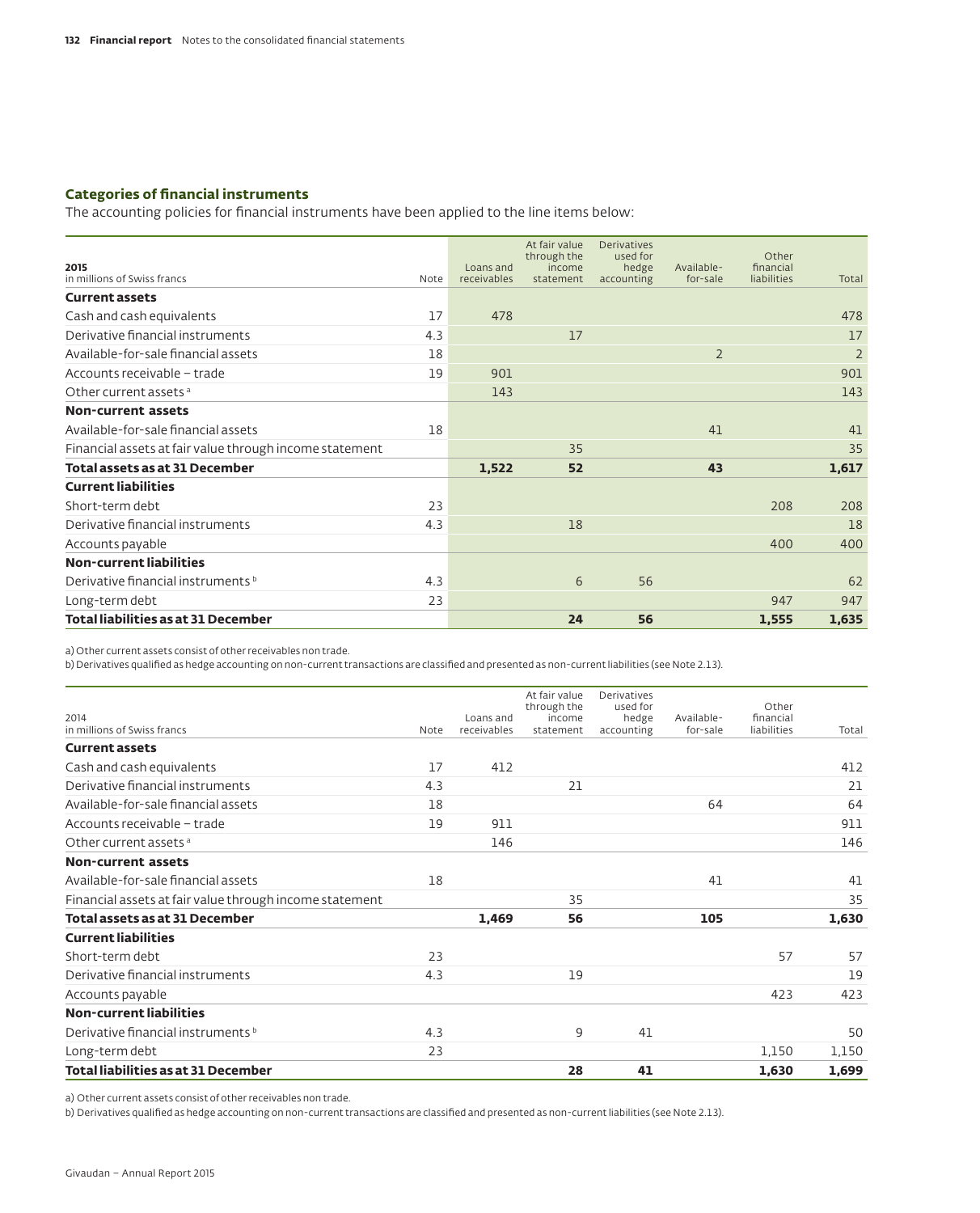### Categories of financial instruments

The accounting policies for financial instruments have been applied to the line items below:

| 2015<br>in millions of Swiss francs | Note | Loans and receivables | At fair value through the income statement | Derivatives used for hedge accounting | Available-for-sale | Other financial liabilities | Total |
|---|---|---|---|---|---|---|---|
| **Current assets** | | | | | | | |
| Cash and cash equivalents | 17 | 478 | | | | | 478 |
| Derivative financial instruments | 4.3 | | 17 | | | | 17 |
| Available-for-sale financial assets | 18 | | | | 2 | | 2 |
| Accounts receivable – trade | 19 | 901 | | | | | 901 |
| Other current assets [a] | | 143 | | | | | 143 |
| **Non-current assets** | | | | | | | |
| Available-for-sale financial assets | 18 | | | | 41 | | 41 |
| Financial assets at fair value through income statement | | | 35 | | | | 35 |
| **Total assets as at 31 December** | | **1,522** | **52** | | **43** | | **1,617** |
| **Current liabilities** | | | | | | | |
| Short-term debt | 23 | | | | | 208 | 208 |
| Derivative financial instruments | 4.3 | | 18 | | | | 18 |
| Accounts payable | | | | | | 400 | 400 |
| **Non-current liabilities** | | | | | | | |
| Derivative financial instruments [b] | 4.3 | | 6 | 56 | | | 62 |
| Long-term debt | 23 | | | | | 947 | 947 |
| **Total liabilities as at 31 December** | | | **24** | **56** | | **1,555** | **1,635** |

a) Other current assets consist of other receivables non trade.
b) Derivatives qualified as hedge accounting on non-current transactions are classified and presented as non-current liabilities (see Note 2.13).

| 2014<br>in millions of Swiss francs | Note | Loans and receivables | At fair value through the income statement | Derivatives used for hedge accounting | Available-for-sale | Other financial liabilities | Total |
|---|---|---|---|---|---|---|---|
| **Current assets** | | | | | | | |
| Cash and cash equivalents | 17 | 412 | | | | | 412 |
| Derivative financial instruments | 4.3 | | 21 | | | | 21 |
| Available-for-sale financial assets | 18 | | | | 64 | | 64 |
| Accounts receivable – trade | 19 | 911 | | | | | 911 |
| Other current assets [a] | | 146 | | | | | 146 |
| **Non-current assets** | | | | | | | |
| Available-for-sale financial assets | 18 | | | | 41 | | 41 |
| Financial assets at fair value through income statement | | | 35 | | | | 35 |
| **Total assets as at 31 December** | | **1,469** | **56** | | **105** | | **1,630** |
| **Current liabilities** | | | | | | | |
| Short-term debt | 23 | | | | | 57 | 57 |
| Derivative financial instruments | 4.3 | | 19 | | | | 19 |
| Accounts payable | | | | | | 423 | 423 |
| **Non-current liabilities** | | | | | | | |
| Derivative financial instruments [b] | 4.3 | | 9 | 41 | | | 50 |
| Long-term debt | 23 | | | | | 1,150 | 1,150 |
| **Total liabilities as at 31 December** | | | **28** | **41** | | **1,630** | **1,699** |

a) Other current assets consist of other receivables non trade.
b) Derivatives qualified as hedge accounting on non-current transactions are classified and presented as non-current liabilities (see Note 2.13).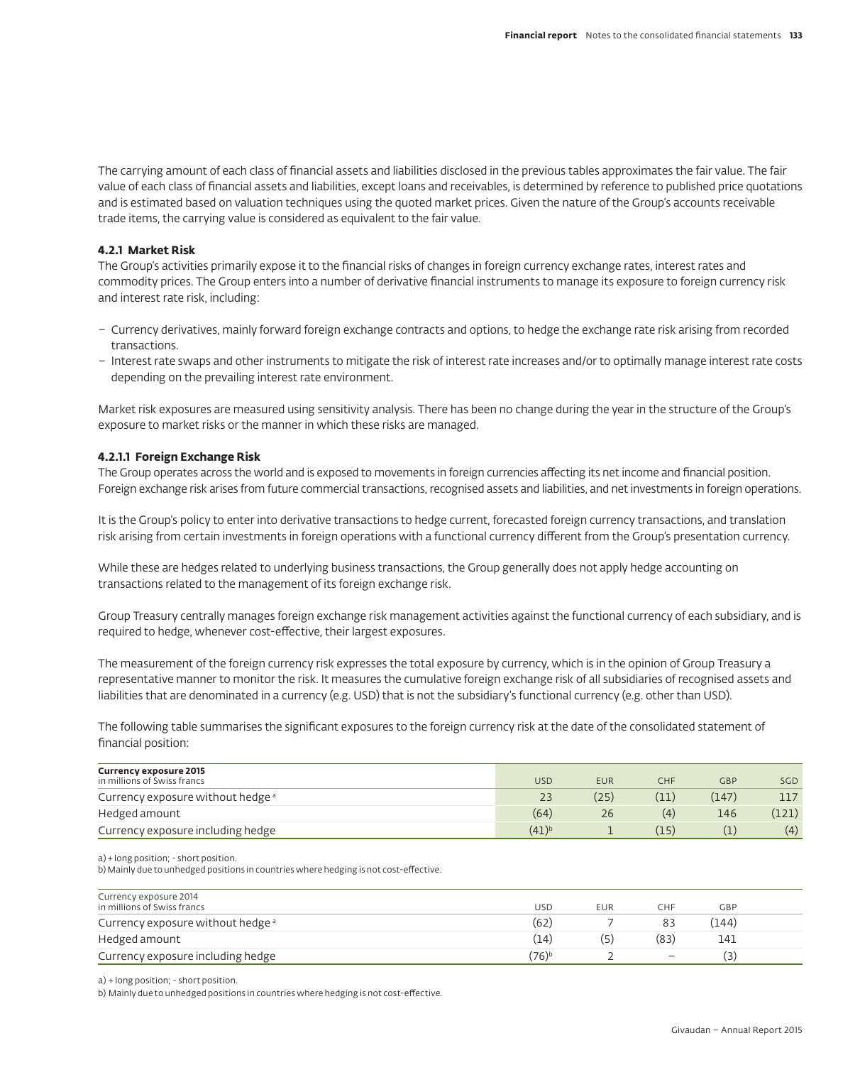The carrying amount of each class of financial assets and liabilities disclosed in the previous tables approximates the fair value. The fair value of each class of financial assets and liabilities, except loans and receivables, is determined by reference to published price quotations and is estimated based on valuation techniques using the quoted market prices. Given the nature of the Group's accounts receivable trade items, the carrying value is considered as equivalent to the fair value.

### 4.2.1 Market Risk

The Group's activities primarily expose it to the financial risks of changes in foreign currency exchange rates, interest rates and commodity prices. The Group enters into a number of derivative financial instruments to manage its exposure to foreign currency risk and interest rate risk, including:

- Currency derivatives, mainly forward foreign exchange contracts and options, to hedge the exchange rate risk arising from recorded transactions.
- Interest rate swaps and other instruments to mitigate the risk of interest rate increases and/or to optimally manage interest rate costs depending on the prevailing interest rate environment.

Market risk exposures are measured using sensitivity analysis. There has been no change during the year in the structure of the Group's exposure to market risks or the manner in which these risks are managed.

#### 4.2.1.1 Foreign Exchange Risk

The Group operates across the world and is exposed to movements in foreign currencies affecting its net income and financial position. Foreign exchange risk arises from future commercial transactions, recognised assets and liabilities, and net investments in foreign operations.

It is the Group's policy to enter into derivative transactions to hedge current, forecasted foreign currency transactions, and translation risk arising from certain investments in foreign operations with a functional currency different from the Group's presentation currency.

While these are hedges related to underlying business transactions, the Group generally does not apply hedge accounting on transactions related to the management of its foreign exchange risk.

Group Treasury centrally manages foreign exchange risk management activities against the functional currency of each subsidiary, and is required to hedge, whenever cost-effective, their largest exposures.

The measurement of the foreign currency risk expresses the total exposure by currency, which is in the opinion of Group Treasury a representative manner to monitor the risk. It measures the cumulative foreign exchange risk of all subsidiaries of recognised assets and liabilities that are denominated in a currency (e.g. USD) that is not the subsidiary's functional currency (e.g. other than USD).

The following table summarises the significant exposures to the foreign currency risk at the date of the consolidated statement of financial position:

| **Currency exposure 2015** in millions of Swiss francs | USD | EUR | CHF | GBP | SGD |
|---|---|---|---|---|---|
| Currency exposure without hedge [a] | 23 | (25) | (11) | (147) | 117 |
| Hedged amount | (64) | 26 | (4) | 146 | (121) |
| Currency exposure including hedge | (41)[b] | 1 | (15) | (1) | (4) |

a) + long position; - short position.
b) Mainly due to unhedged positions in countries where hedging is not cost-effective.

| Currency exposure 2014 in millions of Swiss francs | USD | EUR | CHF | GBP |
|---|---|---|---|---|
| Currency exposure without hedge [a] | (62) | 7 | 83 | (144) |
| Hedged amount | (14) | (5) | (83) | 141 |
| Currency exposure including hedge | (76)[b] | 2 | – | (3) |

a) + long position; - short position.
b) Mainly due to unhedged positions in countries where hedging is not cost-effective.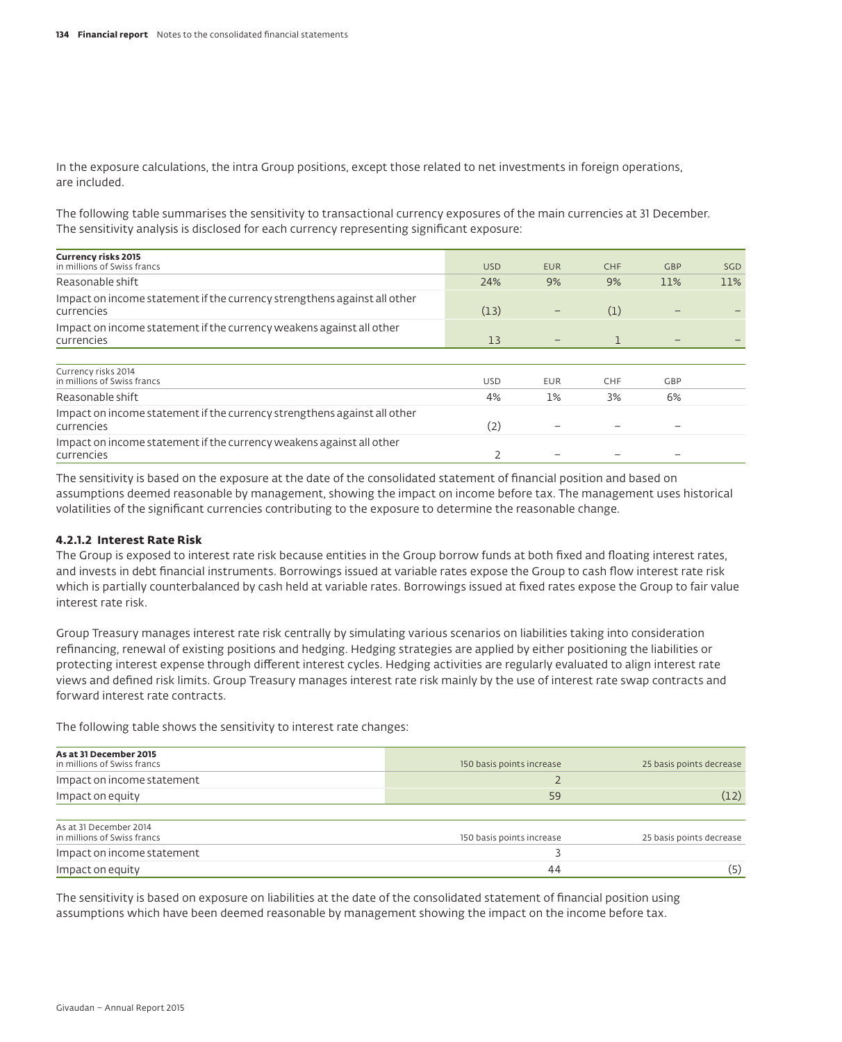In the exposure calculations, the intra Group positions, except those related to net investments in foreign operations, are included.

The following table summarises the sensitivity to transactional currency exposures of the main currencies at 31 December. The sensitivity analysis is disclosed for each currency representing significant exposure:

| **Currency risks 2015**<br>in millions of Swiss francs | USD | EUR | CHF | GBP | SGD |
|---|---|---|---|---|---|
| Reasonable shift | 24% | 9% | 9% | 11% | 11% |
| Impact on income statement if the currency strengthens against all other currencies | (13) | – | (1) | – | – |
| Impact on income statement if the currency weakens against all other currencies | 13 | – | 1 | – | – |

| Currency risks 2014<br>in millions of Swiss francs | USD | EUR | CHF | GBP |
|---|---|---|---|---|
| Reasonable shift | 4% | 1% | 3% | 6% |
| Impact on income statement if the currency strengthens against all other currencies | (2) | – | – | – |
| Impact on income statement if the currency weakens against all other currencies | 2 | – | – | – |

The sensitivity is based on the exposure at the date of the consolidated statement of financial position and based on assumptions deemed reasonable by management, showing the impact on income before tax. The management uses historical volatilities of the significant currencies contributing to the exposure to determine the reasonable change.

#### 4.2.1.2 Interest Rate Risk

The Group is exposed to interest rate risk because entities in the Group borrow funds at both fixed and floating interest rates, and invests in debt financial instruments. Borrowings issued at variable rates expose the Group to cash flow interest rate risk which is partially counterbalanced by cash held at variable rates. Borrowings issued at fixed rates expose the Group to fair value interest rate risk.

Group Treasury manages interest rate risk centrally by simulating various scenarios on liabilities taking into consideration refinancing, renewal of existing positions and hedging. Hedging strategies are applied by either positioning the liabilities or protecting interest expense through different interest cycles. Hedging activities are regularly evaluated to align interest rate views and defined risk limits. Group Treasury manages interest rate risk mainly by the use of interest rate swap contracts and forward interest rate contracts.

The following table shows the sensitivity to interest rate changes:

| **As at 31 December 2015**<br>in millions of Swiss francs | 150 basis points increase | 25 basis points decrease |
|---|---|---|
| Impact on income statement | 2 | |
| Impact on equity | 59 | (12) |

| As at 31 December 2014<br>in millions of Swiss francs | 150 basis points increase | 25 basis points decrease |
|---|---|---|
| Impact on income statement | 3 | |
| Impact on equity | 44 | (5) |

The sensitivity is based on exposure on liabilities at the date of the consolidated statement of financial position using assumptions which have been deemed reasonable by management showing the impact on the income before tax.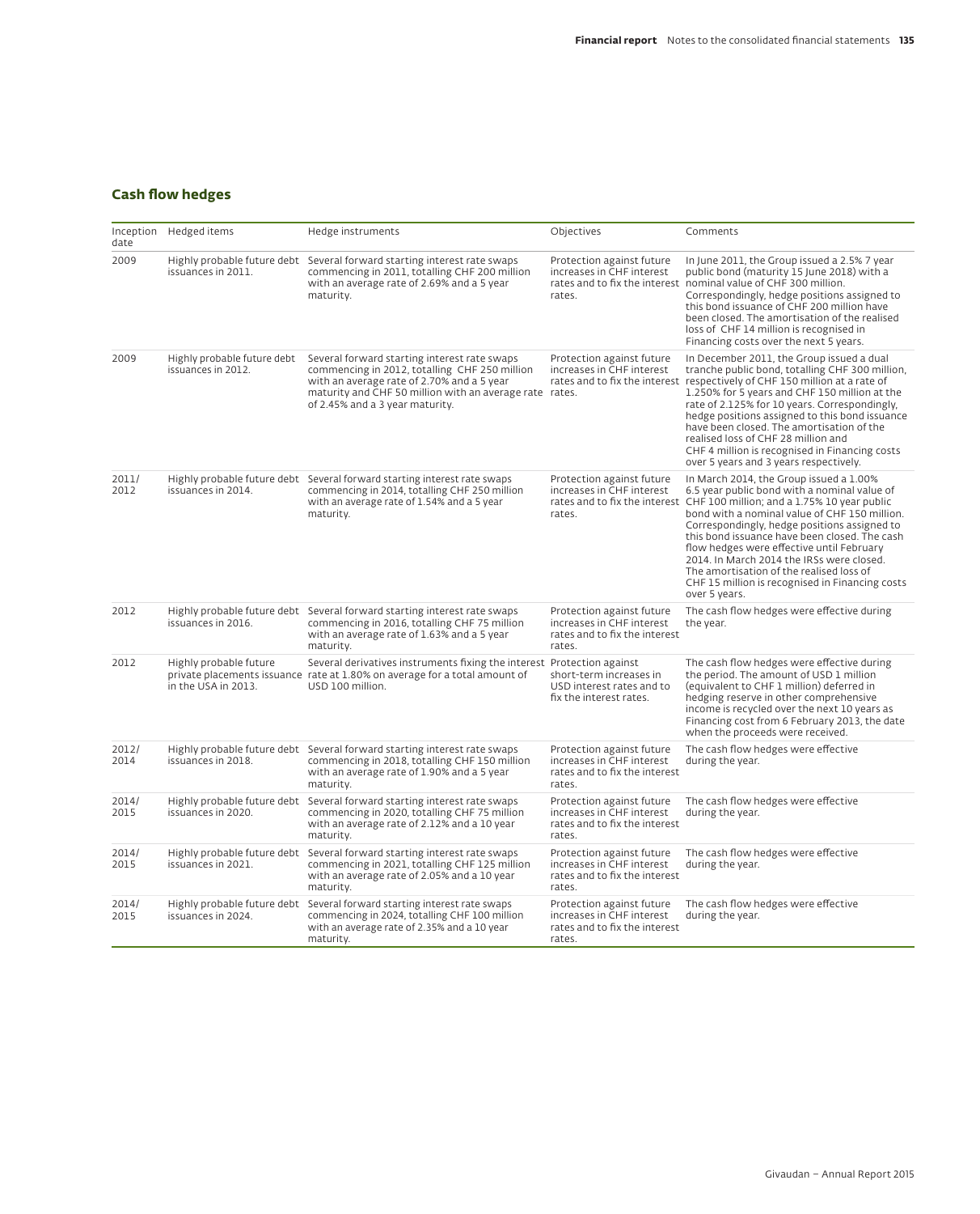## Cash flow hedges

| Inception date | Hedged items | Hedge instruments | Objectives | Comments |
|---|---|---|---|---|
| 2009 | Highly probable future debt issuances in 2011. | Several forward starting interest rate swaps commencing in 2011, totalling CHF 200 million with an average rate of 2.69% and a 5 year maturity. | Protection against future increases in CHF interest rates and to fix the interest rates. | In June 2011, the Group issued a 2.5% 7 year public bond (maturity 15 June 2018) with a nominal value of CHF 300 million. Correspondingly, hedge positions assigned to this bond issuance of CHF 200 million have been closed. The amortisation of the realised loss of CHF 14 million is recognised in Financing costs over the next 5 years. |
| 2009 | Highly probable future debt issuances in 2012. | Several forward starting interest rate swaps commencing in 2012, totalling CHF 250 million with an average rate of 2.70% and a 5 year maturity and CHF 50 million with an average rate of 2.45% and a 3 year maturity. | Protection against future increases in CHF interest rates and to fix the interest rates. | In December 2011, the Group issued a dual tranche public bond, totalling CHF 300 million, respectively of CHF 150 million at a rate of 1.250% for 5 years and CHF 150 million at the rate of 2.125% for 10 years. Correspondingly, hedge positions assigned to this bond issuance have been closed. The amortisation of the realised loss of CHF 28 million and CHF 4 million is recognised in Financing costs over 5 years and 3 years respectively. |
| 2011/ 2012 | Highly probable future debt issuances in 2014. | Several forward starting interest rate swaps commencing in 2014, totalling CHF 250 million with an average rate of 1.54% and a 5 year maturity. | Protection against future increases in CHF interest rates and to fix the interest rates. | In March 2014, the Group issued a 1.00% 6.5 year public bond with a nominal value of CHF 100 million; and a 1.75% 10 year public bond with a nominal value of CHF 150 million. Correspondingly, hedge positions assigned to this bond issuance have been closed. The cash flow hedges were effective until February 2014. In March 2014 the IRSs were closed. The amortisation of the realised loss of CHF 15 million is recognised in Financing costs over 5 years. |
| 2012 | Highly probable future debt issuances in 2016. | Several forward starting interest rate swaps commencing in 2016, totalling CHF 75 million with an average rate of 1.63% and a 5 year maturity. | Protection against future increases in CHF interest rates and to fix the interest rates. | The cash flow hedges were effective during the year. |
| 2012 | Highly probable future private placements issuance in the USA in 2013. | Several derivatives instruments fixing the interest rate at 1.80% on average for a total amount of USD 100 million. | Protection against short-term increases in USD interest rates and to fix the interest rates. | The cash flow hedges were effective during the period. The amount of USD 1 million (equivalent to CHF 1 million) deferred in hedging reserve in other comprehensive income is recycled over the next 10 years as Financing cost from 6 February 2013, the date when the proceeds were received. |
| 2012/ 2014 | Highly probable future debt issuances in 2018. | Several forward starting interest rate swaps commencing in 2018, totalling CHF 150 million with an average rate of 1.90% and a 5 year maturity. | Protection against future increases in CHF interest rates and to fix the interest rates. | The cash flow hedges were effective during the year. |
| 2014/ 2015 | Highly probable future debt issuances in 2020. | Several forward starting interest rate swaps commencing in 2020, totalling CHF 75 million with an average rate of 2.12% and a 10 year maturity. | Protection against future increases in CHF interest rates and to fix the interest rates. | The cash flow hedges were effective during the year. |
| 2014/ 2015 | Highly probable future debt issuances in 2021. | Several forward starting interest rate swaps commencing in 2021, totalling CHF 125 million with an average rate of 2.05% and a 10 year maturity. | Protection against future increases in CHF interest rates and to fix the interest rates. | The cash flow hedges were effective during the year. |
| 2014/ 2015 | Highly probable future debt issuances in 2024. | Several forward starting interest rate swaps commencing in 2024, totalling CHF 100 million with an average rate of 2.35% and a 10 year maturity. | Protection against future increases in CHF interest rates and to fix the interest rates. | The cash flow hedges were effective during the year. |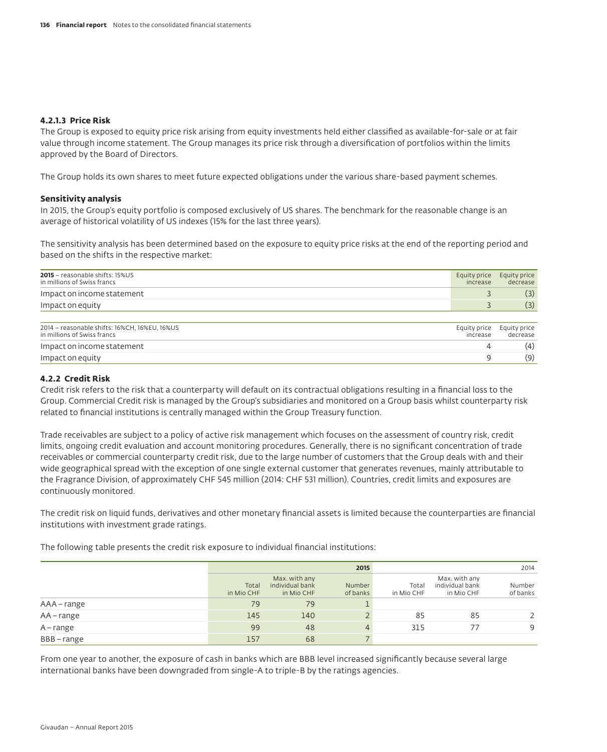#### 4.2.1.3 Price Risk

The Group is exposed to equity price risk arising from equity investments held either classified as available-for-sale or at fair value through income statement. The Group manages its price risk through a diversification of portfolios within the limits approved by the Board of Directors.

The Group holds its own shares to meet future expected obligations under the various share-based payment schemes.

**Sensitivity analysis**

In 2015, the Group's equity portfolio is composed exclusively of US shares. The benchmark for the reasonable change is an average of historical volatility of US indexes (15% for the last three years).

The sensitivity analysis has been determined based on the exposure to equity price risks at the end of the reporting period and based on the shifts in the respective market:

| **2015** – reasonable shifts: 15%US in millions of Swiss francs | Equity price increase | Equity price decrease |
|---|---|---|
| Impact on income statement | 3 | (3) |
| Impact on equity | 3 | (3) |

| 2014 – reasonable shifts: 16%CH, 16%EU, 16%US in millions of Swiss francs | Equity price increase | Equity price decrease |
|---|---|---|
| Impact on income statement | 4 | (4) |
| Impact on equity | 9 | (9) |

#### 4.2.2 Credit Risk

Credit risk refers to the risk that a counterparty will default on its contractual obligations resulting in a financial loss to the Group. Commercial Credit risk is managed by the Group's subsidiaries and monitored on a Group basis whilst counterparty risk related to financial institutions is centrally managed within the Group Treasury function.

Trade receivables are subject to a policy of active risk management which focuses on the assessment of country risk, credit limits, ongoing credit evaluation and account monitoring procedures. Generally, there is no significant concentration of trade receivables or commercial counterparty credit risk, due to the large number of customers that the Group deals with and their wide geographical spread with the exception of one single external customer that generates revenues, mainly attributable to the Fragrance Division, of approximately CHF 545 million (2014: CHF 531 million). Countries, credit limits and exposures are continuously monitored.

The credit risk on liquid funds, derivatives and other monetary financial assets is limited because the counterparties are financial institutions with investment grade ratings.

The following table presents the credit risk exposure to individual financial institutions:

| | **2015** | | | 2014 | | |
|---|---|---|---|---|---|---|
| | Total in Mio CHF | Max. with any individual bank in Mio CHF | Number of banks | Total in Mio CHF | Max. with any individual bank in Mio CHF | Number of banks |
| AAA – range | 79 | 79 | 1 | | | |
| AA – range | 145 | 140 | 2 | 85 | 85 | 2 |
| A – range | 99 | 48 | 4 | 315 | 77 | 9 |
| BBB – range | 157 | 68 | 7 | | | |

From one year to another, the exposure of cash in banks which are BBB level increased significantly because several large international banks have been downgraded from single-A to triple-B by the ratings agencies.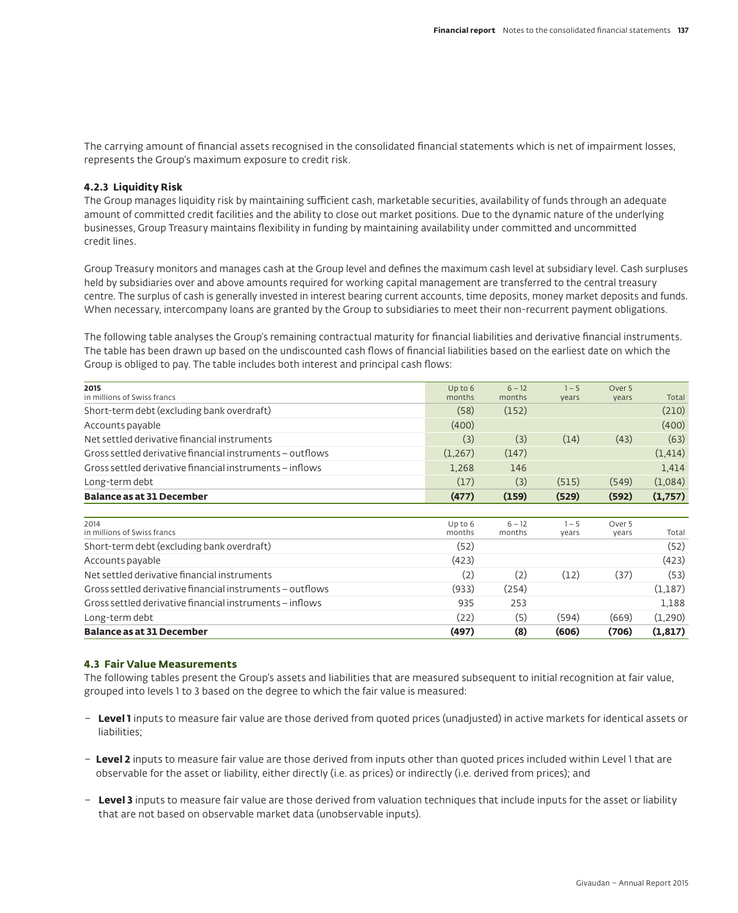The carrying amount of financial assets recognised in the consolidated financial statements which is net of impairment losses, represents the Group's maximum exposure to credit risk.

#### 4.2.3 Liquidity Risk

The Group manages liquidity risk by maintaining sufficient cash, marketable securities, availability of funds through an adequate amount of committed credit facilities and the ability to close out market positions. Due to the dynamic nature of the underlying businesses, Group Treasury maintains flexibility in funding by maintaining availability under committed and uncommitted credit lines.

Group Treasury monitors and manages cash at the Group level and defines the maximum cash level at subsidiary level. Cash surpluses held by subsidiaries over and above amounts required for working capital management are transferred to the central treasury centre. The surplus of cash is generally invested in interest bearing current accounts, time deposits, money market deposits and funds. When necessary, intercompany loans are granted by the Group to subsidiaries to meet their non-recurrent payment obligations.

The following table analyses the Group's remaining contractual maturity for financial liabilities and derivative financial instruments. The table has been drawn up based on the undiscounted cash flows of financial liabilities based on the earliest date on which the Group is obliged to pay. The table includes both interest and principal cash flows:

| **2015**<br>in millions of Swiss francs | Up to 6 months | 6 – 12 months | 1 – 5 years | Over 5 years | Total |
|---|---|---|---|---|---|
| Short-term debt (excluding bank overdraft) | (58) | (152) | | | (210) |
| Accounts payable | (400) | | | | (400) |
| Net settled derivative financial instruments | (3) | (3) | (14) | (43) | (63) |
| Gross settled derivative financial instruments – outflows | (1,267) | (147) | | | (1,414) |
| Gross settled derivative financial instruments – inflows | 1,268 | 146 | | | 1,414 |
| Long-term debt | (17) | (3) | (515) | (549) | (1,084) |
| **Balance as at 31 December** | **(477)** | **(159)** | **(529)** | **(592)** | **(1,757)** |

| 2014<br>in millions of Swiss francs | Up to 6 months | 6 – 12 months | 1 – 5 years | Over 5 years | Total |
|---|---|---|---|---|---|
| Short-term debt (excluding bank overdraft) | (52) | | | | (52) |
| Accounts payable | (423) | | | | (423) |
| Net settled derivative financial instruments | (2) | (2) | (12) | (37) | (53) |
| Gross settled derivative financial instruments – outflows | (933) | (254) | | | (1,187) |
| Gross settled derivative financial instruments – inflows | 935 | 253 | | | 1,188 |
| Long-term debt | (22) | (5) | (594) | (669) | (1,290) |
| **Balance as at 31 December** | **(497)** | **(8)** | **(606)** | **(706)** | **(1,817)** |

### 4.3 Fair Value Measurements

The following tables present the Group's assets and liabilities that are measured subsequent to initial recognition at fair value, grouped into levels 1 to 3 based on the degree to which the fair value is measured:

- **Level 1** inputs to measure fair value are those derived from quoted prices (unadjusted) in active markets for identical assets or liabilities;
- **Level 2** inputs to measure fair value are those derived from inputs other than quoted prices included within Level 1 that are observable for the asset or liability, either directly (i.e. as prices) or indirectly (i.e. derived from prices); and
- **Level 3** inputs to measure fair value are those derived from valuation techniques that include inputs for the asset or liability that are not based on observable market data (unobservable inputs).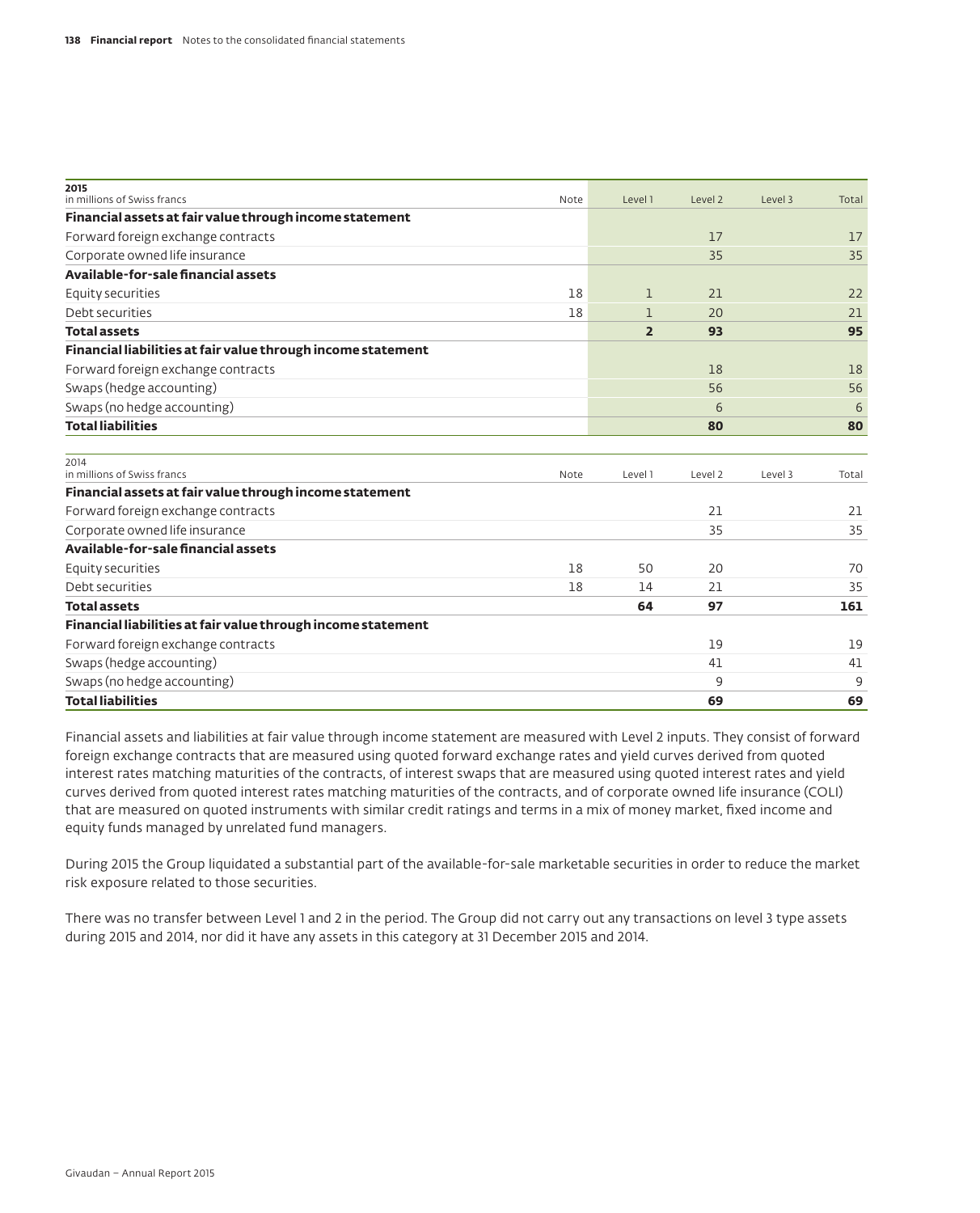| 2015<br>in millions of Swiss francs | Note | Level 1 | Level 2 | Level 3 | Total |
|---|---|---|---|---|---|
| **Financial assets at fair value through income statement** | | | | | |
| Forward foreign exchange contracts | | | 17 | | 17 |
| Corporate owned life insurance | | | 35 | | 35 |
| **Available-for-sale financial assets** | | | | | |
| Equity securities | 18 | 1 | 21 | | 22 |
| Debt securities | 18 | 1 | 20 | | 21 |
| **Total assets** | | **2** | **93** | | **95** |
| **Financial liabilities at fair value through income statement** | | | | | |
| Forward foreign exchange contracts | | | 18 | | 18 |
| Swaps (hedge accounting) | | | 56 | | 56 |
| Swaps (no hedge accounting) | | | 6 | | 6 |
| **Total liabilities** | | | **80** | | **80** |

| 2014<br>in millions of Swiss francs | Note | Level 1 | Level 2 | Level 3 | Total |
|---|---|---|---|---|---|
| **Financial assets at fair value through income statement** | | | | | |
| Forward foreign exchange contracts | | | 21 | | 21 |
| Corporate owned life insurance | | | 35 | | 35 |
| **Available-for-sale financial assets** | | | | | |
| Equity securities | 18 | 50 | 20 | | 70 |
| Debt securities | 18 | 14 | 21 | | 35 |
| **Total assets** | | **64** | **97** | | **161** |
| **Financial liabilities at fair value through income statement** | | | | | |
| Forward foreign exchange contracts | | | 19 | | 19 |
| Swaps (hedge accounting) | | | 41 | | 41 |
| Swaps (no hedge accounting) | | | 9 | | 9 |
| **Total liabilities** | | | **69** | | **69** |

Financial assets and liabilities at fair value through income statement are measured with Level 2 inputs. They consist of forward foreign exchange contracts that are measured using quoted forward exchange rates and yield curves derived from quoted interest rates matching maturities of the contracts, of interest swaps that are measured using quoted interest rates and yield curves derived from quoted interest rates matching maturities of the contracts, and of corporate owned life insurance (COLI) that are measured on quoted instruments with similar credit ratings and terms in a mix of money market, fixed income and equity funds managed by unrelated fund managers.

During 2015 the Group liquidated a substantial part of the available-for-sale marketable securities in order to reduce the market risk exposure related to those securities.

There was no transfer between Level 1 and 2 in the period. The Group did not carry out any transactions on level 3 type assets during 2015 and 2014, nor did it have any assets in this category at 31 December 2015 and 2014.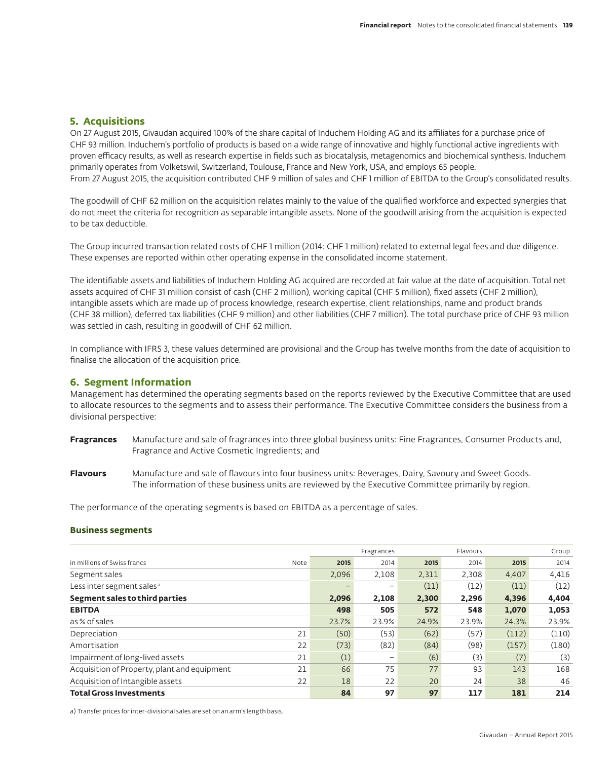## 5. Acquisitions

On 27 August 2015, Givaudan acquired 100% of the share capital of Induchem Holding AG and its affiliates for a purchase price of CHF 93 million. Induchem's portfolio of products is based on a wide range of innovative and highly functional active ingredients with proven efficacy results, as well as research expertise in fields such as biocatalysis, metagenomics and biochemical synthesis. Induchem primarily operates from Volketswil, Switzerland, Toulouse, France and New York, USA, and employs 65 people.
From 27 August 2015, the acquisition contributed CHF 9 million of sales and CHF 1 million of EBITDA to the Group's consolidated results.

The goodwill of CHF 62 million on the acquisition relates mainly to the value of the qualified workforce and expected synergies that do not meet the criteria for recognition as separable intangible assets. None of the goodwill arising from the acquisition is expected to be tax deductible.

The Group incurred transaction related costs of CHF 1 million (2014: CHF 1 million) related to external legal fees and due diligence. These expenses are reported within other operating expense in the consolidated income statement.

The identifiable assets and liabilities of Induchem Holding AG acquired are recorded at fair value at the date of acquisition. Total net assets acquired of CHF 31 million consist of cash (CHF 2 million), working capital (CHF 5 million), fixed assets (CHF 2 million), intangible assets which are made up of process knowledge, research expertise, client relationships, name and product brands (CHF 38 million), deferred tax liabilities (CHF 9 million) and other liabilities (CHF 7 million). The total purchase price of CHF 93 million was settled in cash, resulting in goodwill of CHF 62 million.

In compliance with IFRS 3, these values determined are provisional and the Group has twelve months from the date of acquisition to finalise the allocation of the acquisition price.

## 6. Segment Information

Management has determined the operating segments based on the reports reviewed by the Executive Committee that are used to allocate resources to the segments and to assess their performance. The Executive Committee considers the business from a divisional perspective:

**Fragrances** Manufacture and sale of fragrances into three global business units: Fine Fragrances, Consumer Products and, Fragrance and Active Cosmetic Ingredients; and

**Flavours** Manufacture and sale of flavours into four business units: Beverages, Dairy, Savoury and Sweet Goods. The information of these business units are reviewed by the Executive Committee primarily by region.

The performance of the operating segments is based on EBITDA as a percentage of sales.

### Business segments

| | | Fragrances | | Flavours | | Group | |
|---|---|---|---|---|---|---|---|
| in millions of Swiss francs | Note | 2015 | 2014 | 2015 | 2014 | 2015 | 2014 |
| Segment sales | | 2,096 | 2,108 | 2,311 | 2,308 | 4,407 | 4,416 |
| Less inter segment sales [a] | | – | – | (11) | (12) | (11) | (12) |
| **Segment sales to third parties** | | **2,096** | **2,108** | **2,300** | **2,296** | **4,396** | **4,404** |
| **EBITDA** | | **498** | **505** | **572** | **548** | **1,070** | **1,053** |
| as % of sales | | 23.7% | 23.9% | 24.9% | 23.9% | 24.3% | 23.9% |
| Depreciation | 21 | (50) | (53) | (62) | (57) | (112) | (110) |
| Amortisation | 22 | (73) | (82) | (84) | (98) | (157) | (180) |
| Impairment of long-lived assets | 21 | (1) | – | (6) | (3) | (7) | (3) |
| Acquisition of Property, plant and equipment | 21 | 66 | 75 | 77 | 93 | 143 | 168 |
| Acquisition of Intangible assets | 22 | 18 | 22 | 20 | 24 | 38 | 46 |
| **Total Gross Investments** | | **84** | **97** | **97** | **117** | **181** | **214** |

a) Transfer prices for inter-divisional sales are set on an arm's length basis.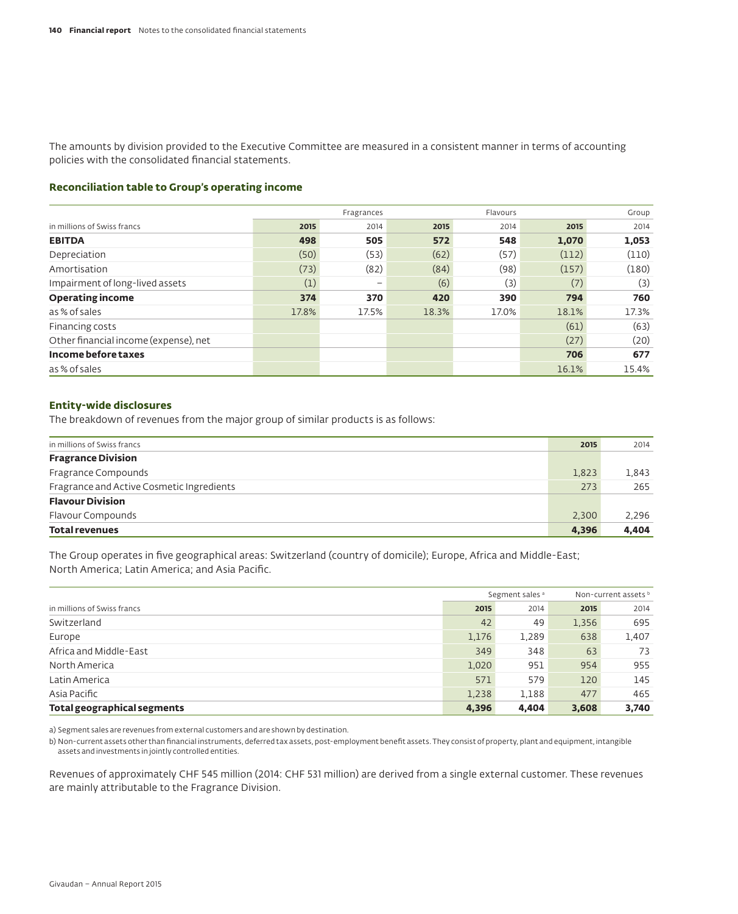The amounts by division provided to the Executive Committee are measured in a consistent manner in terms of accounting policies with the consolidated financial statements.

### Reconciliation table to Group's operating income

| | Fragrances | | Flavours | | Group | |
|---|---|---|---|---|---|---|
| in millions of Swiss francs | **2015** | 2014 | **2015** | 2014 | **2015** | 2014 |
| **EBITDA** | **498** | **505** | **572** | **548** | **1,070** | **1,053** |
| Depreciation | (50) | (53) | (62) | (57) | (112) | (110) |
| Amortisation | (73) | (82) | (84) | (98) | (157) | (180) |
| Impairment of long-lived assets | (1) | – | (6) | (3) | (7) | (3) |
| **Operating income** | **374** | **370** | **420** | **390** | **794** | **760** |
| as % of sales | 17.8% | 17.5% | 18.3% | 17.0% | 18.1% | 17.3% |
| Financing costs | | | | | (61) | (63) |
| Other financial income (expense), net | | | | | (27) | (20) |
| **Income before taxes** | | | | | **706** | **677** |
| as % of sales | | | | | 16.1% | 15.4% |

### Entity-wide disclosures

The breakdown of revenues from the major group of similar products is as follows:

| in millions of Swiss francs | **2015** | 2014 |
|---|---|---|
| **Fragrance Division** | | |
| Fragrance Compounds | 1,823 | 1,843 |
| Fragrance and Active Cosmetic Ingredients | 273 | 265 |
| **Flavour Division** | | |
| Flavour Compounds | 2,300 | 2,296 |
| **Total revenues** | **4,396** | **4,404** |

The Group operates in five geographical areas: Switzerland (country of domicile); Europe, Africa and Middle-East; North America; Latin America; and Asia Pacific.

| | Segment sales [a] | | Non-current assets [b] | |
|---|---|---|---|---|
| in millions of Swiss francs | **2015** | 2014 | **2015** | 2014 |
| Switzerland | 42 | 49 | 1,356 | 695 |
| Europe | 1,176 | 1,289 | 638 | 1,407 |
| Africa and Middle-East | 349 | 348 | 63 | 73 |
| North America | 1,020 | 951 | 954 | 955 |
| Latin America | 571 | 579 | 120 | 145 |
| Asia Pacific | 1,238 | 1,188 | 477 | 465 |
| **Total geographical segments** | **4,396** | **4,404** | **3,608** | **3,740** |

a) Segment sales are revenues from external customers and are shown by destination.

b) Non-current assets other than financial instruments, deferred tax assets, post-employment benefit assets. They consist of property, plant and equipment, intangible assets and investments in jointly controlled entities.

Revenues of approximately CHF 545 million (2014: CHF 531 million) are derived from a single external customer. These revenues are mainly attributable to the Fragrance Division.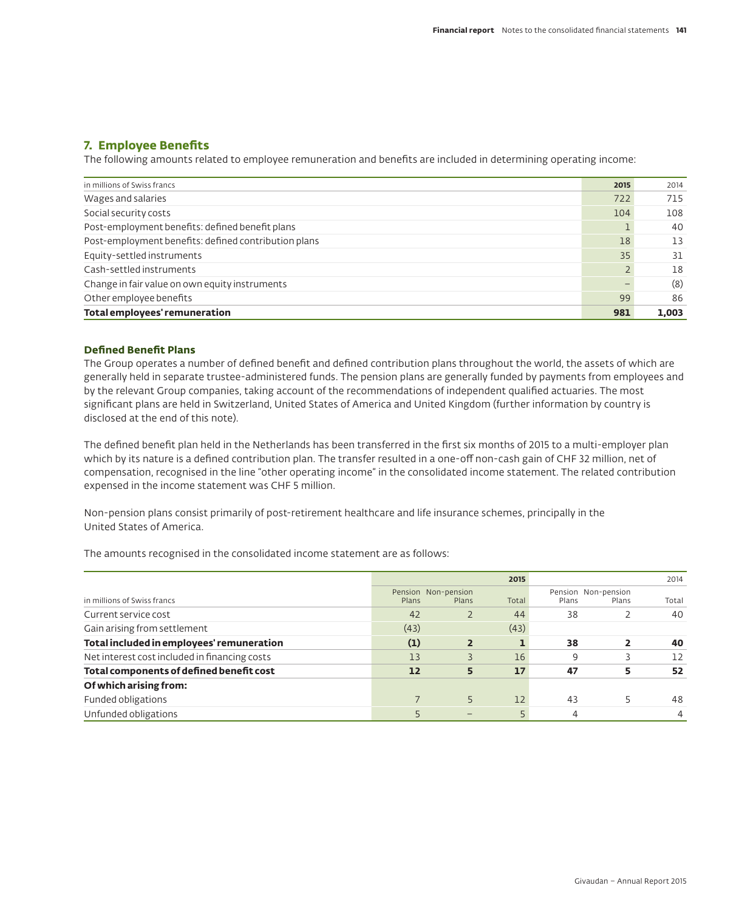## 7. Employee Benefits

The following amounts related to employee remuneration and benefits are included in determining operating income:

| in millions of Swiss francs | 2015 | 2014 |
|---|---|---|
| Wages and salaries | 722 | 715 |
| Social security costs | 104 | 108 |
| Post-employment benefits: defined benefit plans | 1 | 40 |
| Post-employment benefits: defined contribution plans | 18 | 13 |
| Equity-settled instruments | 35 | 31 |
| Cash-settled instruments | 2 | 18 |
| Change in fair value on own equity instruments | – | (8) |
| Other employee benefits | 99 | 86 |
| **Total employees' remuneration** | **981** | **1,003** |

### Defined Benefit Plans

The Group operates a number of defined benefit and defined contribution plans throughout the world, the assets of which are generally held in separate trustee-administered funds. The pension plans are generally funded by payments from employees and by the relevant Group companies, taking account of the recommendations of independent qualified actuaries. The most significant plans are held in Switzerland, United States of America and United Kingdom (further information by country is disclosed at the end of this note).

The defined benefit plan held in the Netherlands has been transferred in the first six months of 2015 to a multi-employer plan which by its nature is a defined contribution plan. The transfer resulted in a one-off non-cash gain of CHF 32 million, net of compensation, recognised in the line "other operating income" in the consolidated income statement. The related contribution expensed in the income statement was CHF 5 million.

Non-pension plans consist primarily of post-retirement healthcare and life insurance schemes, principally in the United States of America.

The amounts recognised in the consolidated income statement are as follows:

| | | | 2015 | | | 2014 |
|---|---|---|---|---|---|---|
| in millions of Swiss francs | Pension Plans | Non-pension Plans | Total | Pension Plans | Non-pension Plans | Total |
| Current service cost | 42 | 2 | 44 | 38 | 2 | 40 |
| Gain arising from settlement | (43) | | (43) | | | |
| **Total included in employees' remuneration** | **(1)** | **2** | **1** | **38** | **2** | **40** |
| Net interest cost included in financing costs | 13 | 3 | 16 | 9 | 3 | 12 |
| **Total components of defined benefit cost** | **12** | **5** | **17** | **47** | **5** | **52** |
| **Of which arising from:** | | | | | | |
| Funded obligations | 7 | 5 | 12 | 43 | 5 | 48 |
| Unfunded obligations | 5 | – | 5 | 4 | | 4 |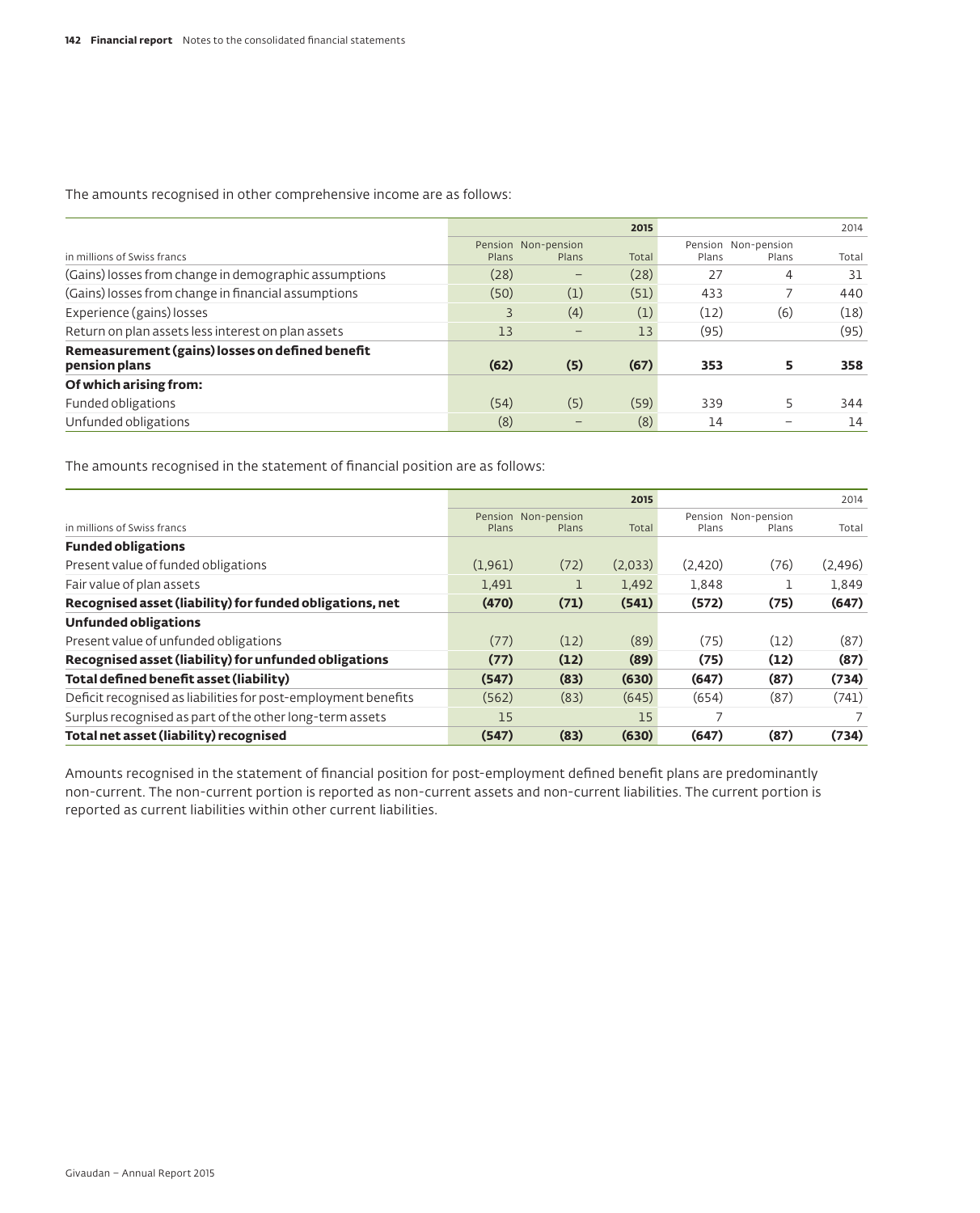The amounts recognised in other comprehensive income are as follows:

| in millions of Swiss francs | 2015 | | | 2014 | | |
|---|---|---|---|---|---|---|
| | Pension Plans | Non-pension Plans | Total | Pension Plans | Non-pension Plans | Total |
| (Gains) losses from change in demographic assumptions | (28) | – | (28) | 27 | 4 | 31 |
| (Gains) losses from change in financial assumptions | (50) | (1) | (51) | 433 | 7 | 440 |
| Experience (gains) losses | 3 | (4) | (1) | (12) | (6) | (18) |
| Return on plan assets less interest on plan assets | 13 | – | 13 | (95) | | (95) |
| **Remeasurement (gains) losses on defined benefit pension plans** | **(62)** | **(5)** | **(67)** | **353** | **5** | **358** |
| **Of which arising from:** | | | | | | |
| Funded obligations | (54) | (5) | (59) | 339 | 5 | 344 |
| Unfunded obligations | (8) | – | (8) | 14 | – | 14 |

The amounts recognised in the statement of financial position are as follows:

| in millions of Swiss francs | 2015 | | | 2014 | | |
|---|---|---|---|---|---|---|
| | Pension Plans | Non-pension Plans | Total | Pension Plans | Non-pension Plans | Total |
| **Funded obligations** | | | | | | |
| Present value of funded obligations | (1,961) | (72) | (2,033) | (2,420) | (76) | (2,496) |
| Fair value of plan assets | 1,491 | 1 | 1,492 | 1,848 | 1 | 1,849 |
| **Recognised asset (liability) for funded obligations, net** | **(470)** | **(71)** | **(541)** | **(572)** | **(75)** | **(647)** |
| **Unfunded obligations** | | | | | | |
| Present value of unfunded obligations | (77) | (12) | (89) | (75) | (12) | (87) |
| **Recognised asset (liability) for unfunded obligations** | **(77)** | **(12)** | **(89)** | **(75)** | **(12)** | **(87)** |
| **Total defined benefit asset (liability)** | **(547)** | **(83)** | **(630)** | **(647)** | **(87)** | **(734)** |
| Deficit recognised as liabilities for post-employment benefits | (562) | (83) | (645) | (654) | (87) | (741) |
| Surplus recognised as part of the other long-term assets | 15 | | 15 | 7 | | 7 |
| **Total net asset (liability) recognised** | **(547)** | **(83)** | **(630)** | **(647)** | **(87)** | **(734)** |

Amounts recognised in the statement of financial position for post-employment defined benefit plans are predominantly non-current. The non-current portion is reported as non-current assets and non-current liabilities. The current portion is reported as current liabilities within other current liabilities.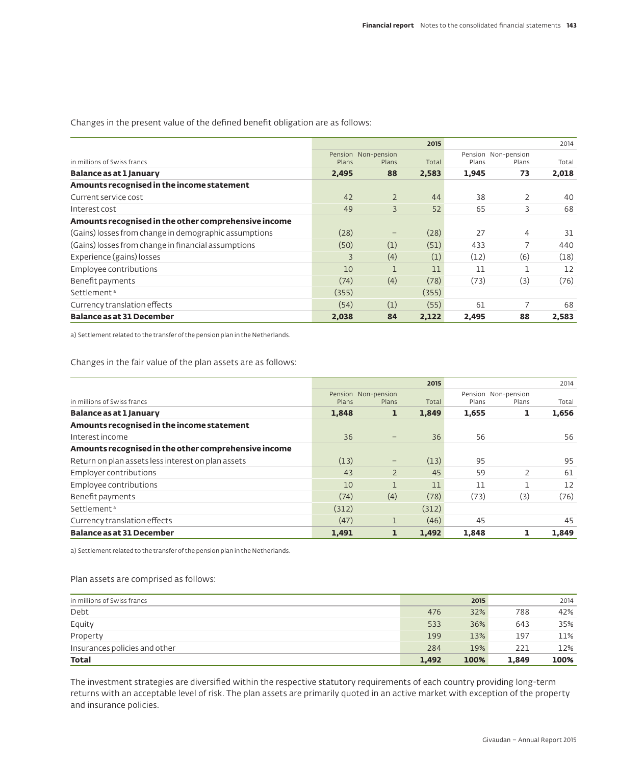Changes in the present value of the defined benefit obligation are as follows:

| in millions of Swiss francs | Pension Plans | Non-pension Plans | 2015 Total | Pension Plans | Non-pension Plans | 2014 Total |
|---|---|---|---|---|---|---|
| **Balance as at 1 January** | **2,495** | **88** | **2,583** | **1,945** | **73** | **2,018** |
| **Amounts recognised in the income statement** | | | | | | |
| Current service cost | 42 | 2 | 44 | 38 | 2 | 40 |
| Interest cost | 49 | 3 | 52 | 65 | 3 | 68 |
| **Amounts recognised in the other comprehensive income** | | | | | | |
| (Gains) losses from change in demographic assumptions | (28) | – | (28) | 27 | 4 | 31 |
| (Gains) losses from change in financial assumptions | (50) | (1) | (51) | 433 | 7 | 440 |
| Experience (gains) losses | 3 | (4) | (1) | (12) | (6) | (18) |
| Employee contributions | 10 | 1 | 11 | 11 | 1 | 12 |
| Benefit payments | (74) | (4) | (78) | (73) | (3) | (76) |
| Settlement [a] | (355) | | (355) | | | |
| Currency translation effects | (54) | (1) | (55) | 61 | 7 | 68 |
| **Balance as at 31 December** | **2,038** | **84** | **2,122** | **2,495** | **88** | **2,583** |

a) Settlement related to the transfer of the pension plan in the Netherlands.

Changes in the fair value of the plan assets are as follows:

| in millions of Swiss francs | Pension Plans | Non-pension Plans | 2015 Total | Pension Plans | Non-pension Plans | 2014 Total |
|---|---|---|---|---|---|---|
| **Balance as at 1 January** | **1,848** | **1** | **1,849** | **1,655** | **1** | **1,656** |
| **Amounts recognised in the income statement** | | | | | | |
| Interest income | 36 | – | 36 | 56 | | 56 |
| **Amounts recognised in the other comprehensive income** | | | | | | |
| Return on plan assets less interest on plan assets | (13) | – | (13) | 95 | | 95 |
| Employer contributions | 43 | 2 | 45 | 59 | 2 | 61 |
| Employee contributions | 10 | 1 | 11 | 11 | 1 | 12 |
| Benefit payments | (74) | (4) | (78) | (73) | (3) | (76) |
| Settlement [a] | (312) | | (312) | | | |
| Currency translation effects | (47) | 1 | (46) | 45 | | 45 |
| **Balance as at 31 December** | **1,491** | **1** | **1,492** | **1,848** | **1** | **1,849** |

a) Settlement related to the transfer of the pension plan in the Netherlands.

Plan assets are comprised as follows:

| in millions of Swiss francs | | 2015 | | 2014 |
|---|---|---|---|---|
| Debt | 476 | 32% | 788 | 42% |
| Equity | 533 | 36% | 643 | 35% |
| Property | 199 | 13% | 197 | 11% |
| Insurances policies and other | 284 | 19% | 221 | 12% |
| **Total** | **1,492** | **100%** | **1,849** | **100%** |

The investment strategies are diversified within the respective statutory requirements of each country providing long-term returns with an acceptable level of risk. The plan assets are primarily quoted in an active market with exception of the property and insurance policies.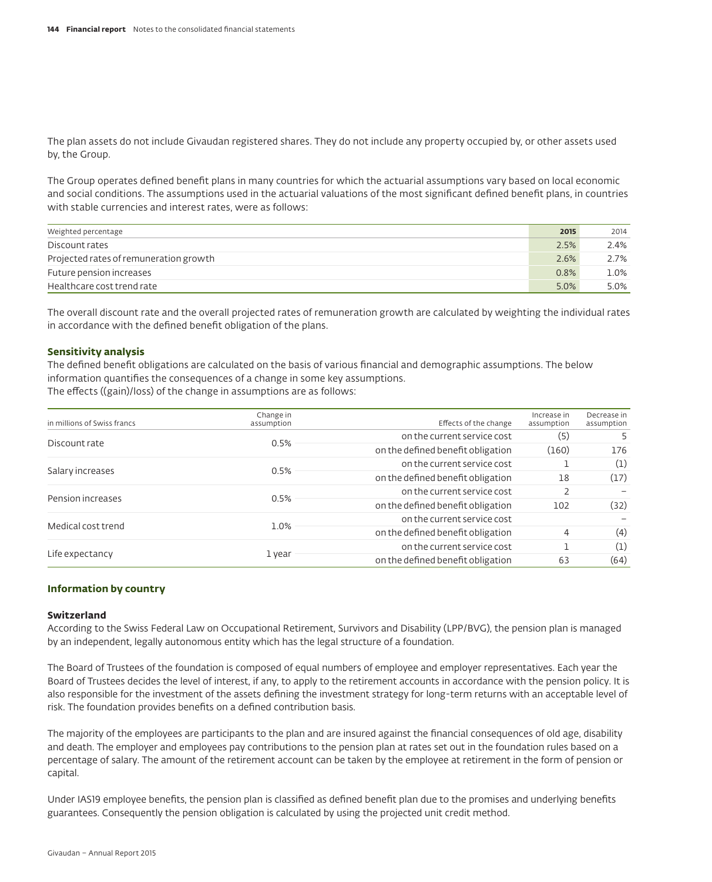The plan assets do not include Givaudan registered shares. They do not include any property occupied by, or other assets used by, the Group.

The Group operates defined benefit plans in many countries for which the actuarial assumptions vary based on local economic and social conditions. The assumptions used in the actuarial valuations of the most significant defined benefit plans, in countries with stable currencies and interest rates, were as follows:

| Weighted percentage | **2015** | 2014 |
|---|---|---|
| Discount rates | 2.5% | 2.4% |
| Projected rates of remuneration growth | 2.6% | 2.7% |
| Future pension increases | 0.8% | 1.0% |
| Healthcare cost trend rate | 5.0% | 5.0% |

The overall discount rate and the overall projected rates of remuneration growth are calculated by weighting the individual rates in accordance with the defined benefit obligation of the plans.

### Sensitivity analysis

The defined benefit obligations are calculated on the basis of various financial and demographic assumptions. The below information quantifies the consequences of a change in some key assumptions.
The effects ((gain)/loss) of the change in assumptions are as follows:

| in millions of Swiss francs | Change in assumption | Effects of the change | Increase in assumption | Decrease in assumption |
|---|---|---|---|---|
| Discount rate | 0.5% | on the current service cost | (5) | 5 |
| | | on the defined benefit obligation | (160) | 176 |
| Salary increases | 0.5% | on the current service cost | 1 | (1) |
| | | on the defined benefit obligation | 18 | (17) |
| Pension increases | 0.5% | on the current service cost | 2 | – |
| | | on the defined benefit obligation | 102 | (32) |
| Medical cost trend | 1.0% | on the current service cost | | – |
| | | on the defined benefit obligation | 4 | (4) |
| Life expectancy | 1 year | on the current service cost | 1 | (1) |
| | | on the defined benefit obligation | 63 | (64) |

### Information by country

#### Switzerland

According to the Swiss Federal Law on Occupational Retirement, Survivors and Disability (LPP/BVG), the pension plan is managed by an independent, legally autonomous entity which has the legal structure of a foundation.

The Board of Trustees of the foundation is composed of equal numbers of employee and employer representatives. Each year the Board of Trustees decides the level of interest, if any, to apply to the retirement accounts in accordance with the pension policy. It is also responsible for the investment of the assets defining the investment strategy for long-term returns with an acceptable level of risk. The foundation provides benefits on a defined contribution basis.

The majority of the employees are participants to the plan and are insured against the financial consequences of old age, disability and death. The employer and employees pay contributions to the pension plan at rates set out in the foundation rules based on a percentage of salary. The amount of the retirement account can be taken by the employee at retirement in the form of pension or capital.

Under IAS19 employee benefits, the pension plan is classified as defined benefit plan due to the promises and underlying benefits guarantees. Consequently the pension obligation is calculated by using the projected unit credit method.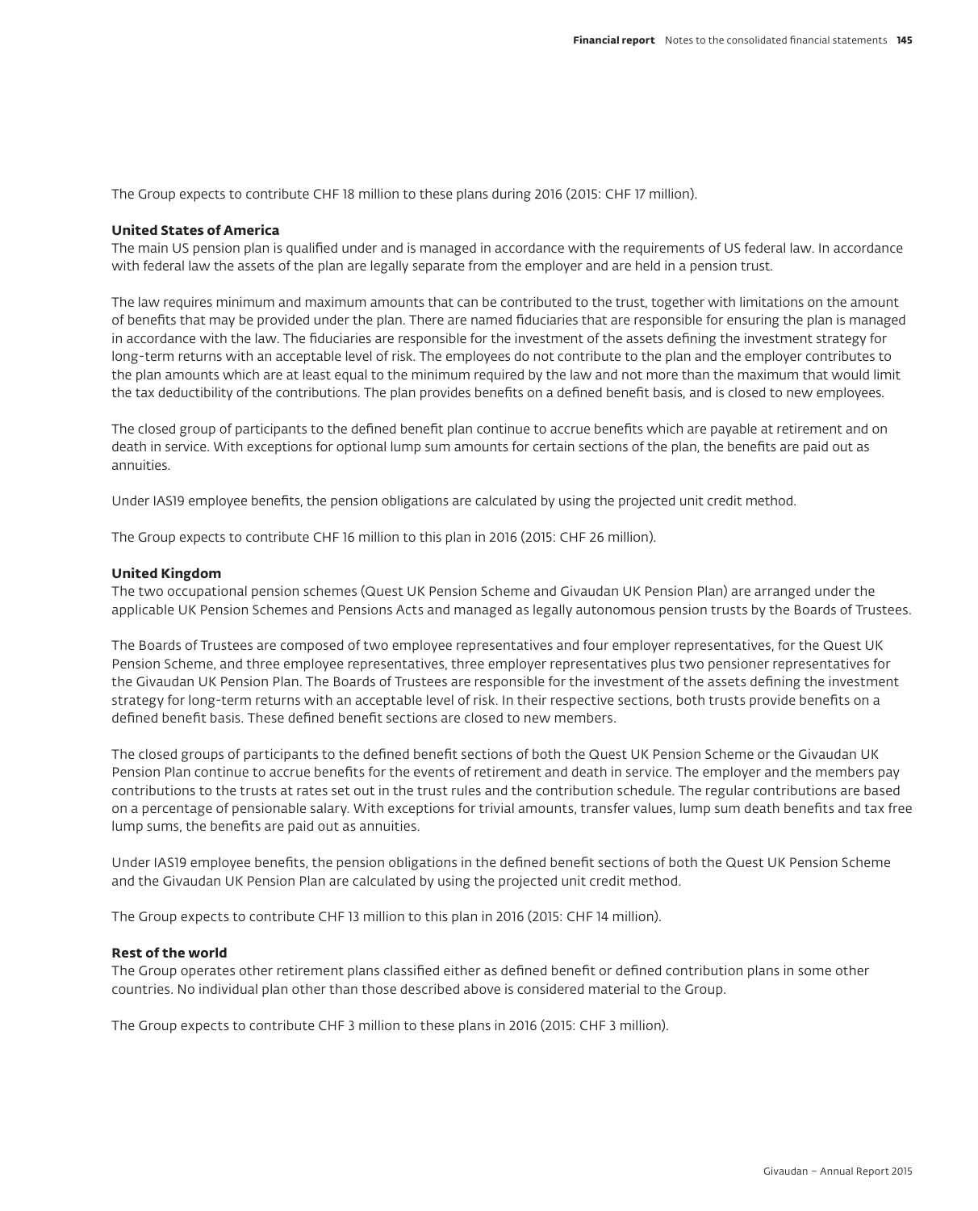The Group expects to contribute CHF 18 million to these plans during 2016 (2015: CHF 17 million).

### United States of America

The main US pension plan is qualified under and is managed in accordance with the requirements of US federal law. In accordance with federal law the assets of the plan are legally separate from the employer and are held in a pension trust.

The law requires minimum and maximum amounts that can be contributed to the trust, together with limitations on the amount of benefits that may be provided under the plan. There are named fiduciaries that are responsible for ensuring the plan is managed in accordance with the law. The fiduciaries are responsible for the investment of the assets defining the investment strategy for long-term returns with an acceptable level of risk. The employees do not contribute to the plan and the employer contributes to the plan amounts which are at least equal to the minimum required by the law and not more than the maximum that would limit the tax deductibility of the contributions. The plan provides benefits on a defined benefit basis, and is closed to new employees.

The closed group of participants to the defined benefit plan continue to accrue benefits which are payable at retirement and on death in service. With exceptions for optional lump sum amounts for certain sections of the plan, the benefits are paid out as annuities.

Under IAS19 employee benefits, the pension obligations are calculated by using the projected unit credit method.

The Group expects to contribute CHF 16 million to this plan in 2016 (2015: CHF 26 million).

### United Kingdom

The two occupational pension schemes (Quest UK Pension Scheme and Givaudan UK Pension Plan) are arranged under the applicable UK Pension Schemes and Pensions Acts and managed as legally autonomous pension trusts by the Boards of Trustees.

The Boards of Trustees are composed of two employee representatives and four employer representatives, for the Quest UK Pension Scheme, and three employee representatives, three employer representatives plus two pensioner representatives for the Givaudan UK Pension Plan. The Boards of Trustees are responsible for the investment of the assets defining the investment strategy for long-term returns with an acceptable level of risk. In their respective sections, both trusts provide benefits on a defined benefit basis. These defined benefit sections are closed to new members.

The closed groups of participants to the defined benefit sections of both the Quest UK Pension Scheme or the Givaudan UK Pension Plan continue to accrue benefits for the events of retirement and death in service. The employer and the members pay contributions to the trusts at rates set out in the trust rules and the contribution schedule. The regular contributions are based on a percentage of pensionable salary. With exceptions for trivial amounts, transfer values, lump sum death benefits and tax free lump sums, the benefits are paid out as annuities.

Under IAS19 employee benefits, the pension obligations in the defined benefit sections of both the Quest UK Pension Scheme and the Givaudan UK Pension Plan are calculated by using the projected unit credit method.

The Group expects to contribute CHF 13 million to this plan in 2016 (2015: CHF 14 million).

### Rest of the world

The Group operates other retirement plans classified either as defined benefit or defined contribution plans in some other countries. No individual plan other than those described above is considered material to the Group.

The Group expects to contribute CHF 3 million to these plans in 2016 (2015: CHF 3 million).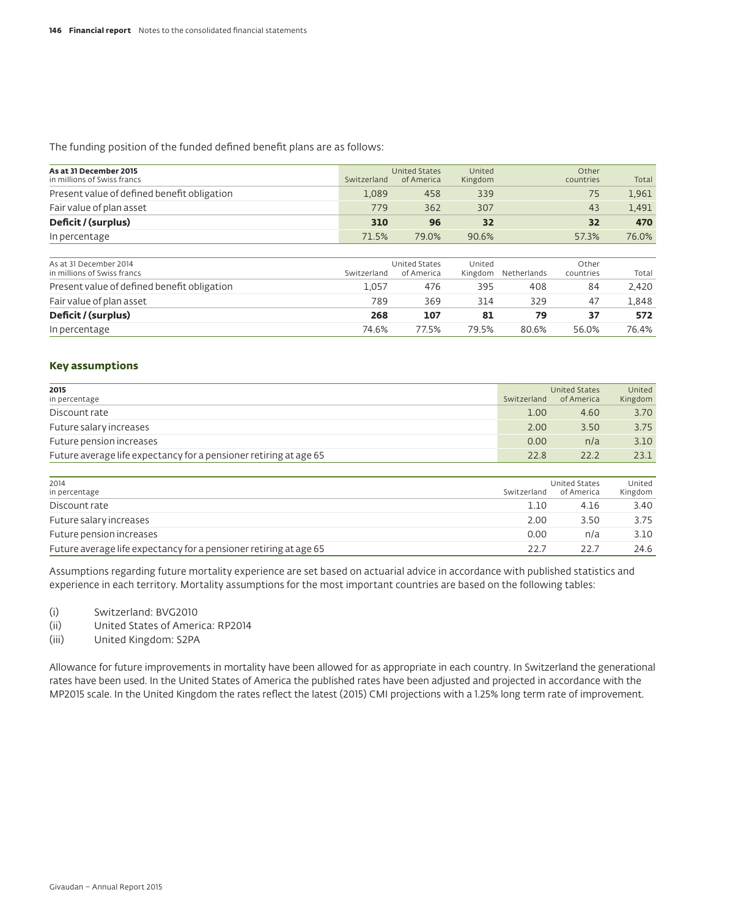The funding position of the funded defined benefit plans are as follows:

| **As at 31 December 2015**<br>in millions of Swiss francs | Switzerland | United States of America | United Kingdom | | Other countries | Total |
|---|---|---|---|---|---|---|
| Present value of defined benefit obligation | 1,089 | 458 | 339 | | 75 | 1,961 |
| Fair value of plan asset | 779 | 362 | 307 | | 43 | 1,491 |
| **Deficit / (surplus)** | **310** | **96** | **32** | | **32** | **470** |
| In percentage | 71.5% | 79.0% | 90.6% | | 57.3% | 76.0% |

| As at 31 December 2014<br>in millions of Swiss francs | Switzerland | United States of America | United Kingdom | Netherlands | Other countries | Total |
|---|---|---|---|---|---|---|
| Present value of defined benefit obligation | 1,057 | 476 | 395 | 408 | 84 | 2,420 |
| Fair value of plan asset | 789 | 369 | 314 | 329 | 47 | 1,848 |
| **Deficit / (surplus)** | **268** | **107** | **81** | **79** | **37** | **572** |
| In percentage | 74.6% | 77.5% | 79.5% | 80.6% | 56.0% | 76.4% |

## Key assumptions

| **2015**<br>in percentage | Switzerland | United States of America | United Kingdom |
|---|---|---|---|
| Discount rate | 1.00 | 4.60 | 3.70 |
| Future salary increases | 2.00 | 3.50 | 3.75 |
| Future pension increases | 0.00 | n/a | 3.10 |
| Future average life expectancy for a pensioner retiring at age 65 | 22.8 | 22.2 | 23.1 |

| 2014<br>in percentage | Switzerland | United States of America | United Kingdom |
|---|---|---|---|
| Discount rate | 1.10 | 4.16 | 3.40 |
| Future salary increases | 2.00 | 3.50 | 3.75 |
| Future pension increases | 0.00 | n/a | 3.10 |
| Future average life expectancy for a pensioner retiring at age 65 | 22.7 | 22.7 | 24.6 |

Assumptions regarding future mortality experience are set based on actuarial advice in accordance with published statistics and experience in each territory. Mortality assumptions for the most important countries are based on the following tables:

(i) Switzerland: BVG2010
(ii) United States of America: RP2014
(iii) United Kingdom: S2PA

Allowance for future improvements in mortality have been allowed for as appropriate in each country. In Switzerland the generational rates have been used. In the United States of America the published rates have been adjusted and projected in accordance with the MP2015 scale. In the United Kingdom the rates reflect the latest (2015) CMI projections with a 1.25% long term rate of improvement.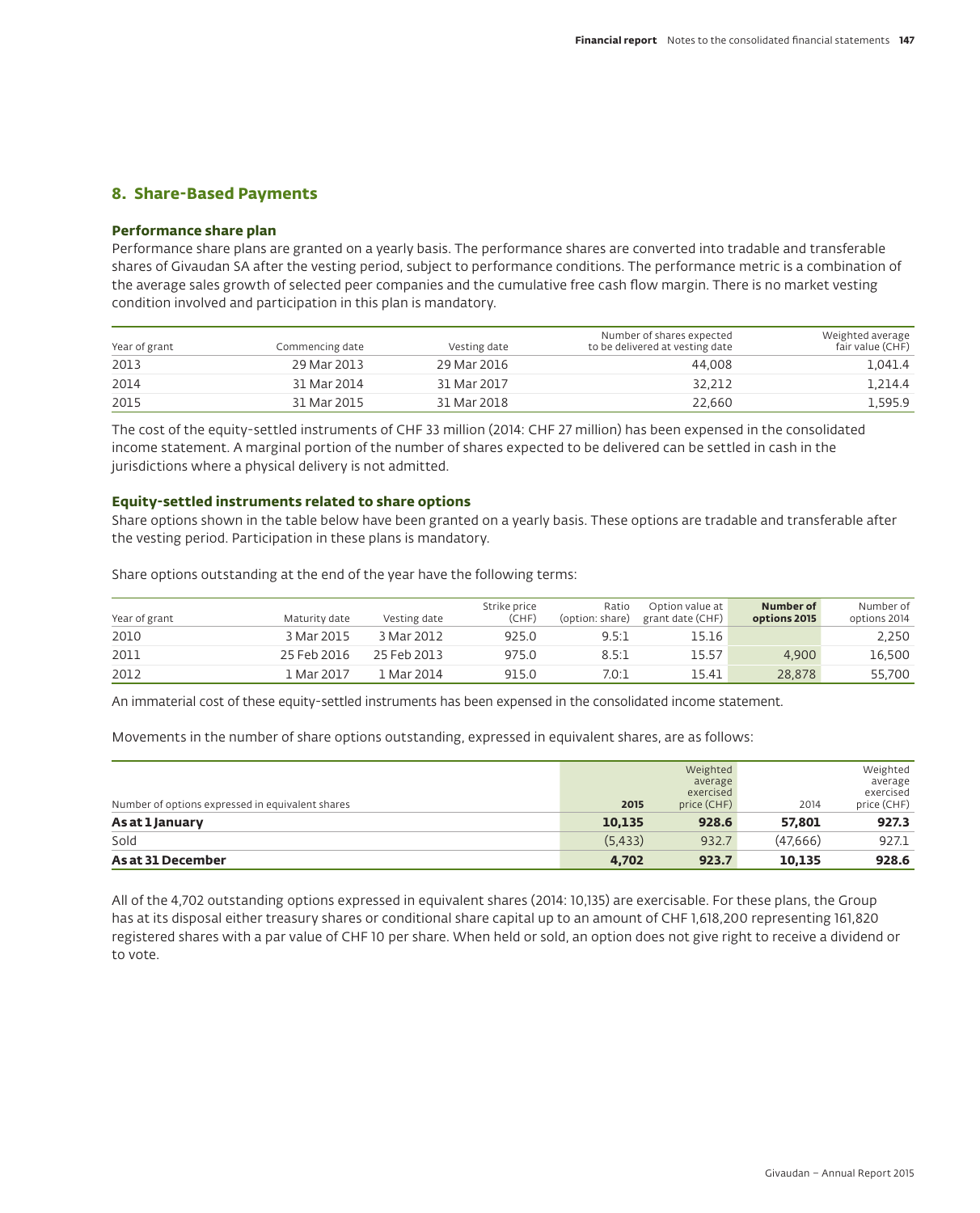## 8. Share-Based Payments

### Performance share plan

Performance share plans are granted on a yearly basis. The performance shares are converted into tradable and transferable shares of Givaudan SA after the vesting period, subject to performance conditions. The performance metric is a combination of the average sales growth of selected peer companies and the cumulative free cash flow margin. There is no market vesting condition involved and participation in this plan is mandatory.

| Year of grant | Commencing date | Vesting date | Number of shares expected to be delivered at vesting date | Weighted average fair value (CHF) |
|---|---|---|---|---|
| 2013 | 29 Mar 2013 | 29 Mar 2016 | 44,008 | 1,041.4 |
| 2014 | 31 Mar 2014 | 31 Mar 2017 | 32,212 | 1,214.4 |
| 2015 | 31 Mar 2015 | 31 Mar 2018 | 22,660 | 1,595.9 |

The cost of the equity-settled instruments of CHF 33 million (2014: CHF 27 million) has been expensed in the consolidated income statement. A marginal portion of the number of shares expected to be delivered can be settled in cash in the jurisdictions where a physical delivery is not admitted.

### Equity-settled instruments related to share options

Share options shown in the table below have been granted on a yearly basis. These options are tradable and transferable after the vesting period. Participation in these plans is mandatory.

Share options outstanding at the end of the year have the following terms:

| Year of grant | Maturity date | Vesting date | Strike price (CHF) | Ratio (option: share) | Option value at grant date (CHF) | **Number of options 2015** | Number of options 2014 |
|---|---|---|---|---|---|---|---|
| 2010 | 3 Mar 2015 | 3 Mar 2012 | 925.0 | 9.5:1 | 15.16 | | 2,250 |
| 2011 | 25 Feb 2016 | 25 Feb 2013 | 975.0 | 8.5:1 | 15.57 | 4,900 | 16,500 |
| 2012 | 1 Mar 2017 | 1 Mar 2014 | 915.0 | 7.0:1 | 15.41 | 28,878 | 55,700 |

An immaterial cost of these equity-settled instruments has been expensed in the consolidated income statement.

Movements in the number of share options outstanding, expressed in equivalent shares, are as follows:

| Number of options expressed in equivalent shares | **2015** | Weighted average exercised price (CHF) | 2014 | Weighted average exercised price (CHF) |
|---|---|---|---|---|
| **As at 1 January** | **10,135** | **928.6** | **57,801** | **927.3** |
| Sold | (5,433) | 932.7 | (47,666) | 927.1 |
| **As at 31 December** | **4,702** | **923.7** | **10,135** | **928.6** |

All of the 4,702 outstanding options expressed in equivalent shares (2014: 10,135) are exercisable. For these plans, the Group has at its disposal either treasury shares or conditional share capital up to an amount of CHF 1,618,200 representing 161,820 registered shares with a par value of CHF 10 per share. When held or sold, an option does not give right to receive a dividend or to vote.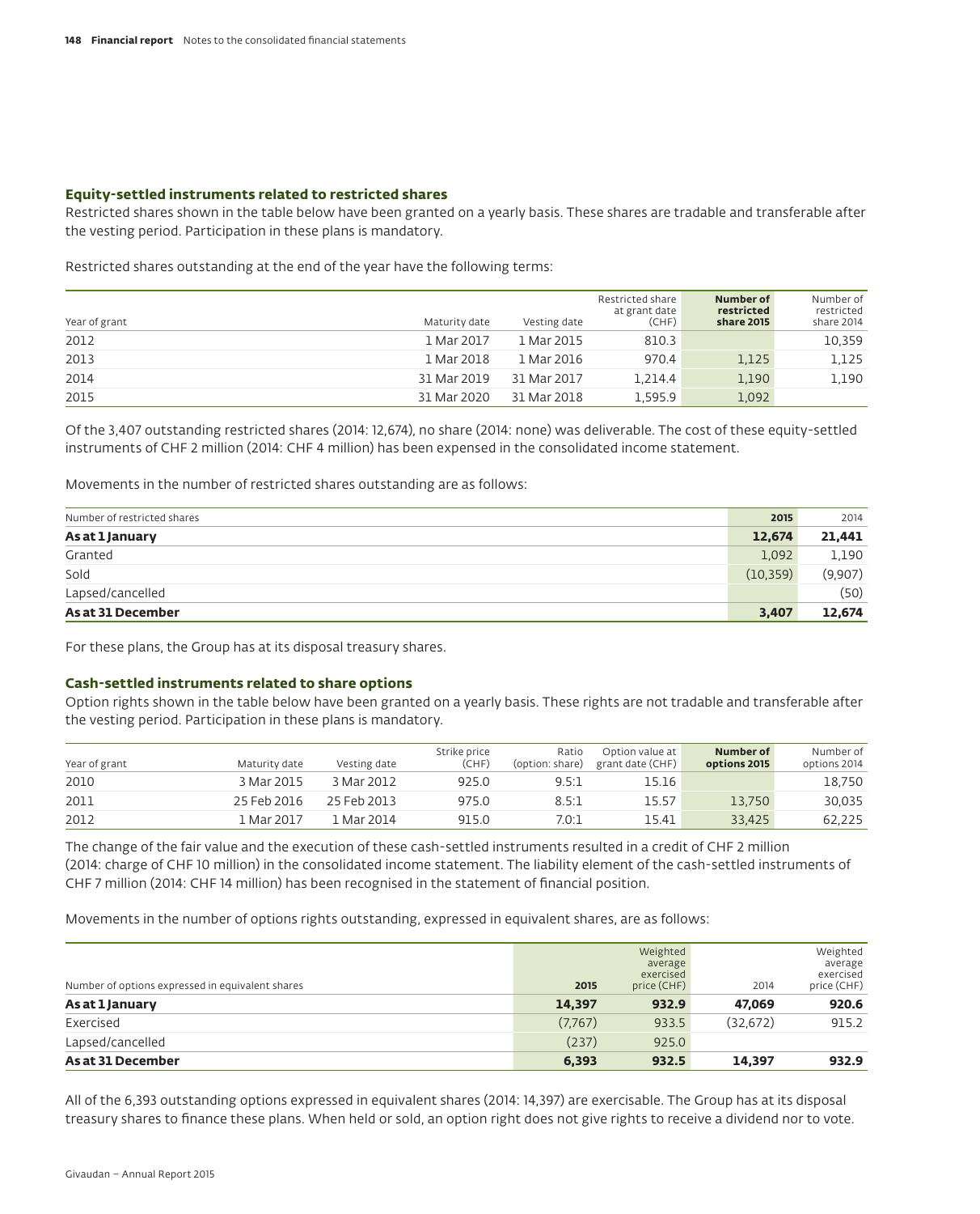### Equity-settled instruments related to restricted shares

Restricted shares shown in the table below have been granted on a yearly basis. These shares are tradable and transferable after the vesting period. Participation in these plans is mandatory.

Restricted shares outstanding at the end of the year have the following terms:

| Year of grant | Maturity date | Vesting date | Restricted share at grant date (CHF) | **Number of restricted share 2015** | Number of restricted share 2014 |
|---|---|---|---|---|---|
| 2012 | 1 Mar 2017 | 1 Mar 2015 | 810.3 | | 10,359 |
| 2013 | 1 Mar 2018 | 1 Mar 2016 | 970.4 | 1,125 | 1,125 |
| 2014 | 31 Mar 2019 | 31 Mar 2017 | 1,214.4 | 1,190 | 1,190 |
| 2015 | 31 Mar 2020 | 31 Mar 2018 | 1,595.9 | 1,092 | |

Of the 3,407 outstanding restricted shares (2014: 12,674), no share (2014: none) was deliverable. The cost of these equity-settled instruments of CHF 2 million (2014: CHF 4 million) has been expensed in the consolidated income statement.

Movements in the number of restricted shares outstanding are as follows:

| Number of restricted shares | **2015** | 2014 |
|---|---|---|
| **As at 1 January** | **12,674** | **21,441** |
| Granted | 1,092 | 1,190 |
| Sold | (10,359) | (9,907) |
| Lapsed/cancelled | | (50) |
| **As at 31 December** | **3,407** | **12,674** |

For these plans, the Group has at its disposal treasury shares.

### Cash-settled instruments related to share options

Option rights shown in the table below have been granted on a yearly basis. These rights are not tradable and transferable after the vesting period. Participation in these plans is mandatory.

| Year of grant | Maturity date | Vesting date | Strike price (CHF) | Ratio (option: share) | Option value at grant date (CHF) | **Number of options 2015** | Number of options 2014 |
|---|---|---|---|---|---|---|---|
| 2010 | 3 Mar 2015 | 3 Mar 2012 | 925.0 | 9.5:1 | 15.16 | | 18,750 |
| 2011 | 25 Feb 2016 | 25 Feb 2013 | 975.0 | 8.5:1 | 15.57 | 13,750 | 30,035 |
| 2012 | 1 Mar 2017 | 1 Mar 2014 | 915.0 | 7.0:1 | 15.41 | 33,425 | 62,225 |

The change of the fair value and the execution of these cash-settled instruments resulted in a credit of CHF 2 million (2014: charge of CHF 10 million) in the consolidated income statement. The liability element of the cash-settled instruments of CHF 7 million (2014: CHF 14 million) has been recognised in the statement of financial position.

Movements in the number of options rights outstanding, expressed in equivalent shares, are as follows:

| Number of options expressed in equivalent shares | **2015** | Weighted average exercised price (CHF) | 2014 | Weighted average exercised price (CHF) |
|---|---|---|---|---|
| **As at 1 January** | **14,397** | **932.9** | **47,069** | **920.6** |
| Exercised | (7,767) | 933.5 | (32,672) | 915.2 |
| Lapsed/cancelled | (237) | 925.0 | | |
| **As at 31 December** | **6,393** | **932.5** | **14,397** | **932.9** |

All of the 6,393 outstanding options expressed in equivalent shares (2014: 14,397) are exercisable. The Group has at its disposal treasury shares to finance these plans. When held or sold, an option right does not give rights to receive a dividend nor to vote.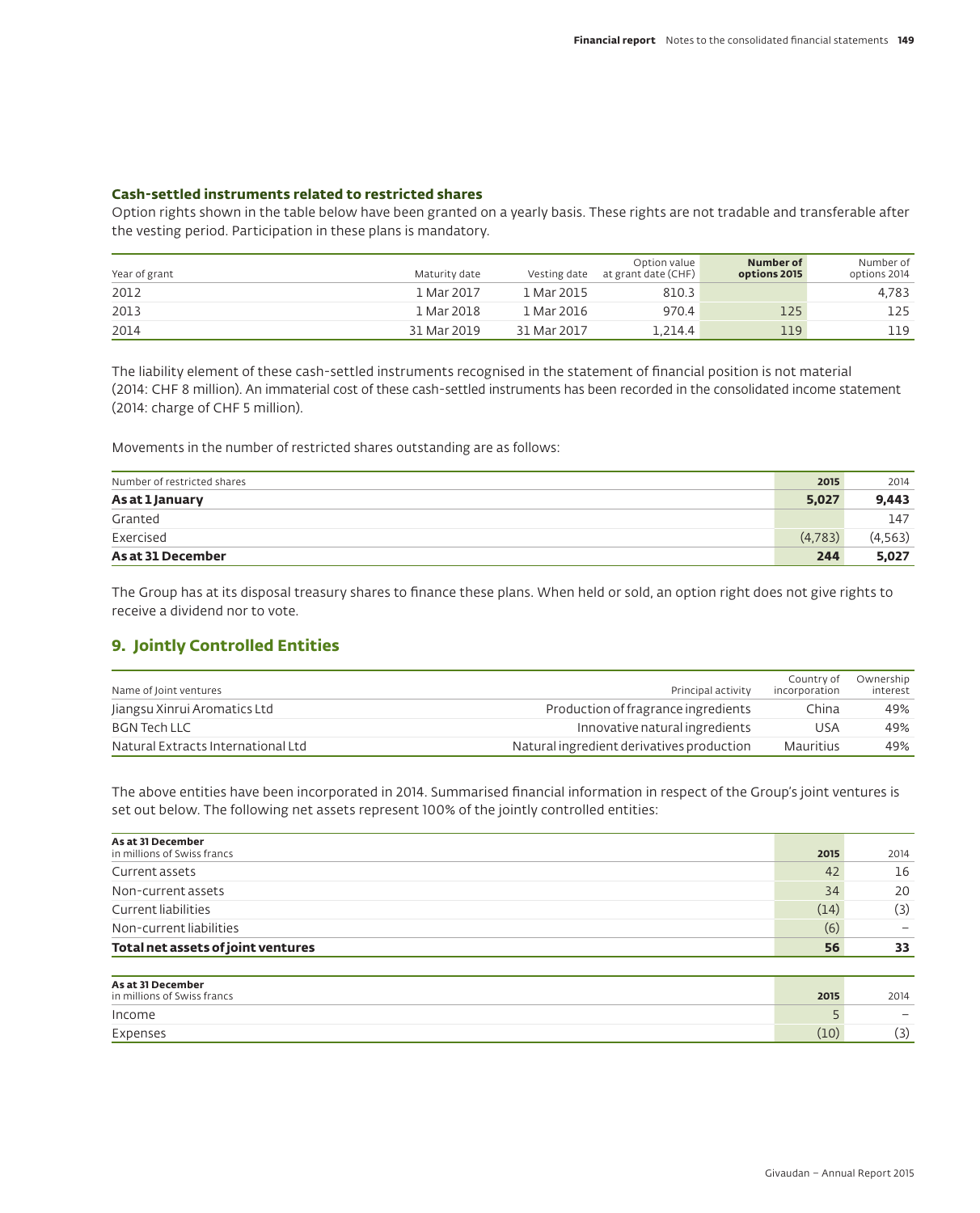### Cash-settled instruments related to restricted shares

Option rights shown in the table below have been granted on a yearly basis. These rights are not tradable and transferable after the vesting period. Participation in these plans is mandatory.

| Year of grant | Maturity date | Vesting date | Option value at grant date (CHF) | **Number of options 2015** | Number of options 2014 |
|---|---|---|---|---|---|
| 2012 | 1 Mar 2017 | 1 Mar 2015 | 810.3 | | 4,783 |
| 2013 | 1 Mar 2018 | 1 Mar 2016 | 970.4 | 125 | 125 |
| 2014 | 31 Mar 2019 | 31 Mar 2017 | 1,214.4 | 119 | 119 |

The liability element of these cash-settled instruments recognised in the statement of financial position is not material (2014: CHF 8 million). An immaterial cost of these cash-settled instruments has been recorded in the consolidated income statement (2014: charge of CHF 5 million).

Movements in the number of restricted shares outstanding are as follows:

| Number of restricted shares | **2015** | 2014 |
|---|---|---|
| **As at 1 January** | **5,027** | **9,443** |
| Granted | | 147 |
| Exercised | (4,783) | (4,563) |
| **As at 31 December** | **244** | **5,027** |

The Group has at its disposal treasury shares to finance these plans. When held or sold, an option right does not give rights to receive a dividend nor to vote.

## 9. Jointly Controlled Entities

| Name of Joint ventures | Principal activity | Country of incorporation | Ownership interest |
|---|---|---|---|
| Jiangsu Xinrui Aromatics Ltd | Production of fragrance ingredients | China | 49% |
| BGN Tech LLC | Innovative natural ingredients | USA | 49% |
| Natural Extracts International Ltd | Natural ingredient derivatives production | Mauritius | 49% |

The above entities have been incorporated in 2014. Summarised financial information in respect of the Group's joint ventures is set out below. The following net assets represent 100% of the jointly controlled entities:

| **As at 31 December** in millions of Swiss francs | **2015** | 2014 |
|---|---|---|
| Current assets | 42 | 16 |
| Non-current assets | 34 | 20 |
| Current liabilities | (14) | (3) |
| Non-current liabilities | (6) | – |
| **Total net assets of joint ventures** | **56** | **33** |

| **As at 31 December** in millions of Swiss francs | **2015** | 2014 |
|---|---|---|
| Income | 5 | – |
| Expenses | (10) | (3) |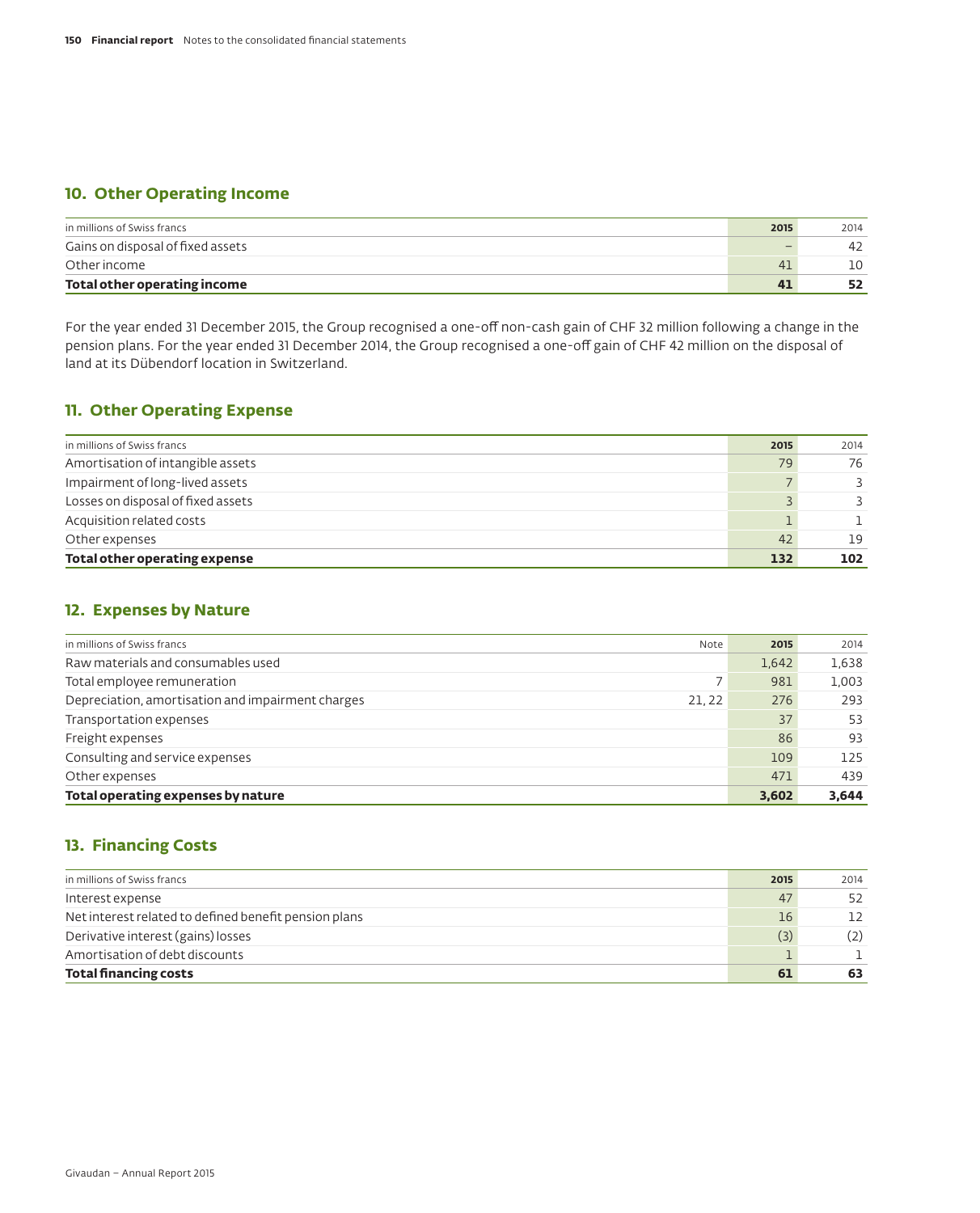## 10. Other Operating Income

| in millions of Swiss francs | 2015 | 2014 |
|---|---|---|
| Gains on disposal of fixed assets | – | 42 |
| Other income | 41 | 10 |
| **Total other operating income** | **41** | **52** |

For the year ended 31 December 2015, the Group recognised a one-off non-cash gain of CHF 32 million following a change in the pension plans. For the year ended 31 December 2014, the Group recognised a one-off gain of CHF 42 million on the disposal of land at its Dübendorf location in Switzerland.

## 11. Other Operating Expense

| in millions of Swiss francs | 2015 | 2014 |
|---|---|---|
| Amortisation of intangible assets | 79 | 76 |
| Impairment of long-lived assets | 7 | 3 |
| Losses on disposal of fixed assets | 3 | 3 |
| Acquisition related costs | 1 | 1 |
| Other expenses | 42 | 19 |
| **Total other operating expense** | **132** | **102** |

## 12. Expenses by Nature

| in millions of Swiss francs | Note | 2015 | 2014 |
|---|---|---|---|
| Raw materials and consumables used | | 1,642 | 1,638 |
| Total employee remuneration | 7 | 981 | 1,003 |
| Depreciation, amortisation and impairment charges | 21, 22 | 276 | 293 |
| Transportation expenses | | 37 | 53 |
| Freight expenses | | 86 | 93 |
| Consulting and service expenses | | 109 | 125 |
| Other expenses | | 471 | 439 |
| **Total operating expenses by nature** | | **3,602** | **3,644** |

## 13. Financing Costs

| in millions of Swiss francs | 2015 | 2014 |
|---|---|---|
| Interest expense | 47 | 52 |
| Net interest related to defined benefit pension plans | 16 | 12 |
| Derivative interest (gains) losses | (3) | (2) |
| Amortisation of debt discounts | 1 | 1 |
| **Total financing costs** | **61** | **63** |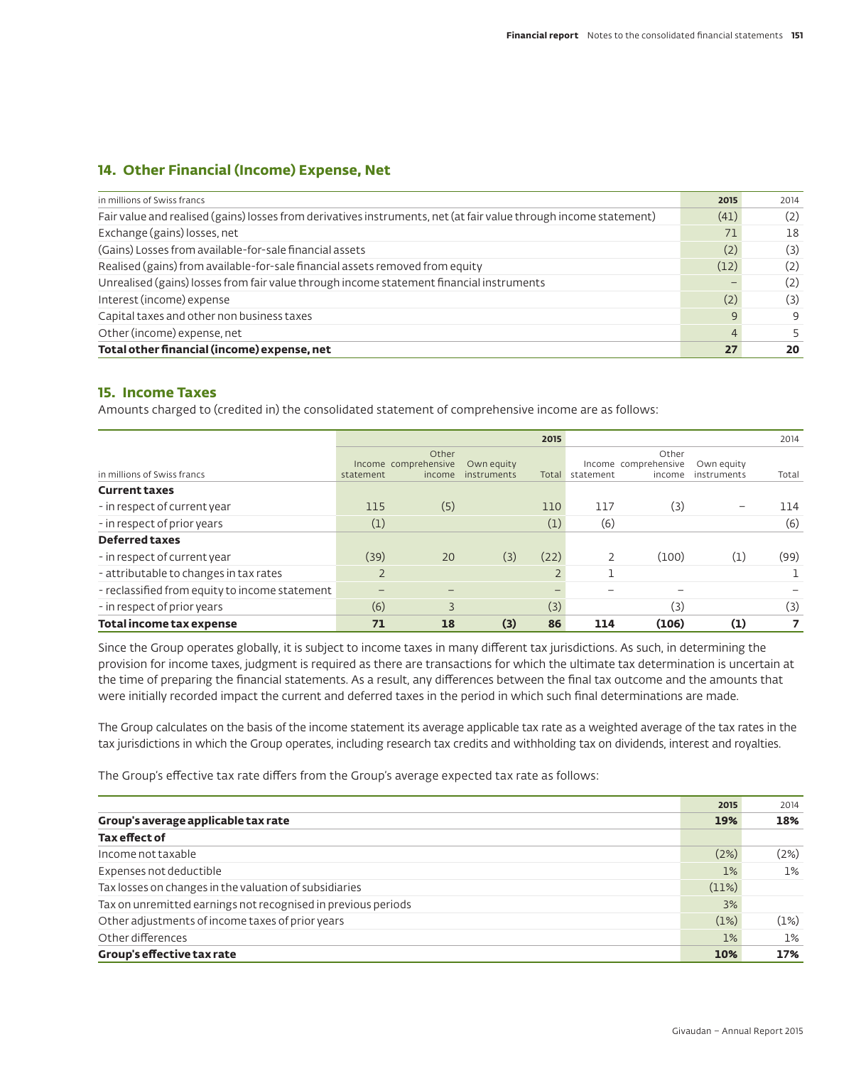## 14. Other Financial (Income) Expense, Net

| in millions of Swiss francs | 2015 | 2014 |
|---|---|---|
| Fair value and realised (gains) losses from derivatives instruments, net (at fair value through income statement) | (41) | (2) |
| Exchange (gains) losses, net | 71 | 18 |
| (Gains) Losses from available-for-sale financial assets | (2) | (3) |
| Realised (gains) from available-for-sale financial assets removed from equity | (12) | (2) |
| Unrealised (gains) losses from fair value through income statement financial instruments | – | (2) |
| Interest (income) expense | (2) | (3) |
| Capital taxes and other non business taxes | 9 | 9 |
| Other (income) expense, net | 4 | 5 |
| **Total other financial (income) expense, net** | **27** | **20** |

## 15. Income Taxes

Amounts charged to (credited in) the consolidated statement of comprehensive income are as follows:

| | 2015 | | | | 2014 | | | |
|---|---|---|---|---|---|---|---|---|
| in millions of Swiss francs | Income statement | Other comprehensive income | Own equity instruments | Total | Income statement | Other comprehensive income | Own equity instruments | Total |
| **Current taxes** | | | | | | | | |
| - in respect of current year | 115 | (5) | | 110 | 117 | (3) | – | 114 |
| - in respect of prior years | (1) | | | (1) | (6) | | | (6) |
| **Deferred taxes** | | | | | | | | |
| - in respect of current year | (39) | 20 | (3) | (22) | 2 | (100) | (1) | (99) |
| - attributable to changes in tax rates | 2 | | | 2 | 1 | | | 1 |
| - reclassified from equity to income statement | – | – | | – | – | – | | – |
| - in respect of prior years | (6) | 3 | | (3) | | (3) | | (3) |
| **Total income tax expense** | **71** | **18** | **(3)** | **86** | **114** | **(106)** | **(1)** | **7** |

Since the Group operates globally, it is subject to income taxes in many different tax jurisdictions. As such, in determining the provision for income taxes, judgment is required as there are transactions for which the ultimate tax determination is uncertain at the time of preparing the financial statements. As a result, any differences between the final tax outcome and the amounts that were initially recorded impact the current and deferred taxes in the period in which such final determinations are made.

The Group calculates on the basis of the income statement its average applicable tax rate as a weighted average of the tax rates in the tax jurisdictions in which the Group operates, including research tax credits and withholding tax on dividends, interest and royalties.

The Group's effective tax rate differs from the Group's average expected tax rate as follows:

| | 2015 | 2014 |
|---|---|---|
| **Group's average applicable tax rate** | **19%** | **18%** |
| **Tax effect of** | | |
| Income not taxable | (2%) | (2%) |
| Expenses not deductible | 1% | 1% |
| Tax losses on changes in the valuation of subsidiaries | (11%) | |
| Tax on unremitted earnings not recognised in previous periods | 3% | |
| Other adjustments of income taxes of prior years | (1%) | (1%) |
| Other differences | 1% | 1% |
| **Group's effective tax rate** | **10%** | **17%** |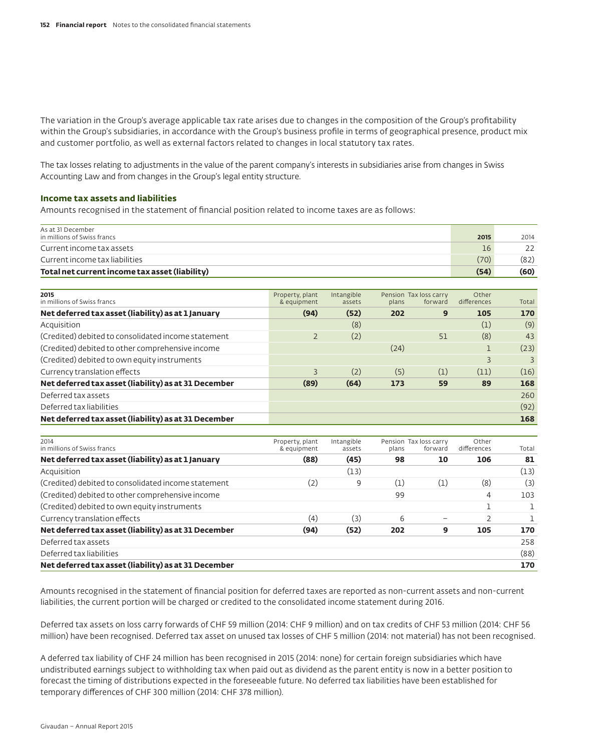The variation in the Group's average applicable tax rate arises due to changes in the composition of the Group's profitability within the Group's subsidiaries, in accordance with the Group's business profile in terms of geographical presence, product mix and customer portfolio, as well as external factors related to changes in local statutory tax rates.

The tax losses relating to adjustments in the value of the parent company's interests in subsidiaries arise from changes in Swiss Accounting Law and from changes in the Group's legal entity structure.

### Income tax assets and liabilities

Amounts recognised in the statement of financial position related to income taxes are as follows:

| As at 31 December<br>in millions of Swiss francs | **2015** | 2014 |
|---|---|---|
| Current income tax assets | 16 | 22 |
| Current income tax liabilities | (70) | (82) |
| **Total net current income tax asset (liability)** | **(54)** | **(60)** |

| 2015<br>in millions of Swiss francs | Property, plant & equipment | Intangible assets | Pension plans | Tax loss carry forward | Other differences | Total |
|---|---|---|---|---|---|---|
| **Net deferred tax asset (liability) as at 1 January** | **(94)** | **(52)** | **202** | **9** | **105** | **170** |
| Acquisition | | (8) | | | (1) | (9) |
| (Credited) debited to consolidated income statement | 2 | (2) | | 51 | (8) | 43 |
| (Credited) debited to other comprehensive income | | | (24) | | 1 | (23) |
| (Credited) debited to own equity instruments | | | | | 3 | 3 |
| Currency translation effects | 3 | (2) | (5) | (1) | (11) | (16) |
| **Net deferred tax asset (liability) as at 31 December** | **(89)** | **(64)** | **173** | **59** | **89** | **168** |
| Deferred tax assets | | | | | | 260 |
| Deferred tax liabilities | | | | | | (92) |
| **Net deferred tax asset (liability) as at 31 December** | | | | | | **168** |

| 2014<br>in millions of Swiss francs | Property, plant & equipment | Intangible assets | Pension plans | Tax loss carry forward | Other differences | Total |
|---|---|---|---|---|---|---|
| **Net deferred tax asset (liability) as at 1 January** | **(88)** | **(45)** | **98** | **10** | **106** | **81** |
| Acquisition | | (13) | | | | (13) |
| (Credited) debited to consolidated income statement | (2) | 9 | (1) | (1) | (8) | (3) |
| (Credited) debited to other comprehensive income | | | 99 | | 4 | 103 |
| (Credited) debited to own equity instruments | | | | | 1 | 1 |
| Currency translation effects | (4) | (3) | 6 | – | 2 | 1 |
| **Net deferred tax asset (liability) as at 31 December** | **(94)** | **(52)** | **202** | **9** | **105** | **170** |
| Deferred tax assets | | | | | | 258 |
| Deferred tax liabilities | | | | | | (88) |
| **Net deferred tax asset (liability) as at 31 December** | | | | | | **170** |

Amounts recognised in the statement of financial position for deferred taxes are reported as non-current assets and non-current liabilities, the current portion will be charged or credited to the consolidated income statement during 2016.

Deferred tax assets on loss carry forwards of CHF 59 million (2014: CHF 9 million) and on tax credits of CHF 53 million (2014: CHF 56 million) have been recognised. Deferred tax asset on unused tax losses of CHF 5 million (2014: not material) has not been recognised.

A deferred tax liability of CHF 24 million has been recognised in 2015 (2014: none) for certain foreign subsidiaries which have undistributed earnings subject to withholding tax when paid out as dividend as the parent entity is now in a better position to forecast the timing of distributions expected in the foreseeable future. No deferred tax liabilities have been established for temporary differences of CHF 300 million (2014: CHF 378 million).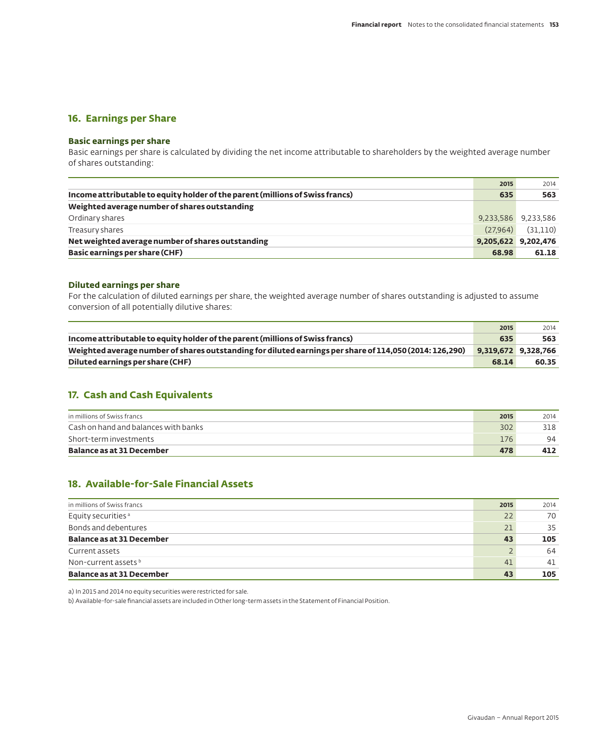## 16. Earnings per Share

### Basic earnings per share

Basic earnings per share is calculated by dividing the net income attributable to shareholders by the weighted average number of shares outstanding:

| | 2015 | 2014 |
|---|---|---|
| **Income attributable to equity holder of the parent (millions of Swiss francs)** | **635** | **563** |
| **Weighted average number of shares outstanding** | | |
| Ordinary shares | 9,233,586 | 9,233,586 |
| Treasury shares | (27,964) | (31,110) |
| **Net weighted average number of shares outstanding** | **9,205,622** | **9,202,476** |
| **Basic earnings per share (CHF)** | **68.98** | **61.18** |

### Diluted earnings per share

For the calculation of diluted earnings per share, the weighted average number of shares outstanding is adjusted to assume conversion of all potentially dilutive shares:

| | 2015 | 2014 |
|---|---|---|
| **Income attributable to equity holder of the parent (millions of Swiss francs)** | **635** | **563** |
| **Weighted average number of shares outstanding for diluted earnings per share of 114,050 (2014: 126,290)** | **9,319,672** | **9,328,766** |
| **Diluted earnings per share (CHF)** | **68.14** | **60.35** |

## 17. Cash and Cash Equivalents

| in millions of Swiss francs | 2015 | 2014 |
|---|---|---|
| Cash on hand and balances with banks | 302 | 318 |
| Short-term investments | 176 | 94 |
| **Balance as at 31 December** | **478** | **412** |

## 18. Available-for-Sale Financial Assets

| in millions of Swiss francs | 2015 | 2014 |
|---|---|---|
| Equity securities [a] | 22 | 70 |
| Bonds and debentures | 21 | 35 |
| **Balance as at 31 December** | **43** | **105** |
| Current assets | 2 | 64 |
| Non-current assets [b] | 41 | 41 |
| **Balance as at 31 December** | **43** | **105** |

a) In 2015 and 2014 no equity securities were restricted for sale.

b) Available-for-sale financial assets are included in Other long-term assets in the Statement of Financial Position.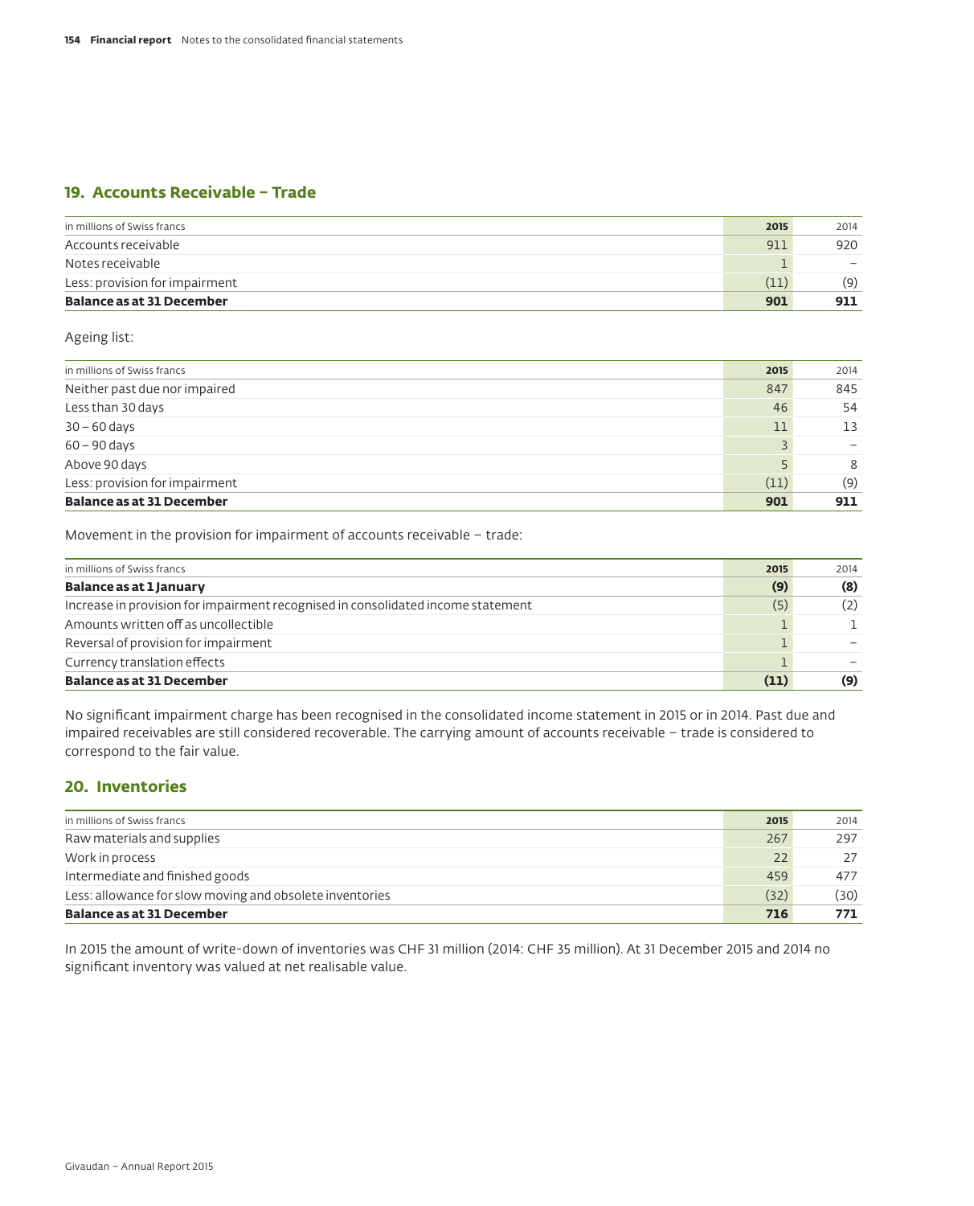## 19. Accounts Receivable – Trade

| in millions of Swiss francs | 2015 | 2014 |
|---|---|---|
| Accounts receivable | 911 | 920 |
| Notes receivable | 1 | – |
| Less: provision for impairment | (11) | (9) |
| **Balance as at 31 December** | **901** | **911** |

Ageing list:

| in millions of Swiss francs | 2015 | 2014 |
|---|---|---|
| Neither past due nor impaired | 847 | 845 |
| Less than 30 days | 46 | 54 |
| 30 – 60 days | 11 | 13 |
| 60 – 90 days | 3 | – |
| Above 90 days | 5 | 8 |
| Less: provision for impairment | (11) | (9) |
| **Balance as at 31 December** | **901** | **911** |

Movement in the provision for impairment of accounts receivable – trade:

| in millions of Swiss francs | 2015 | 2014 |
|---|---|---|
| **Balance as at 1 January** | **(9)** | **(8)** |
| Increase in provision for impairment recognised in consolidated income statement | (5) | (2) |
| Amounts written off as uncollectible | 1 | 1 |
| Reversal of provision for impairment | 1 | – |
| Currency translation effects | 1 | – |
| **Balance as at 31 December** | **(11)** | **(9)** |

No significant impairment charge has been recognised in the consolidated income statement in 2015 or in 2014. Past due and impaired receivables are still considered recoverable. The carrying amount of accounts receivable – trade is considered to correspond to the fair value.

## 20. Inventories

| in millions of Swiss francs | 2015 | 2014 |
|---|---|---|
| Raw materials and supplies | 267 | 297 |
| Work in process | 22 | 27 |
| Intermediate and finished goods | 459 | 477 |
| Less: allowance for slow moving and obsolete inventories | (32) | (30) |
| **Balance as at 31 December** | **716** | **771** |

In 2015 the amount of write-down of inventories was CHF 31 million (2014: CHF 35 million). At 31 December 2015 and 2014 no significant inventory was valued at net realisable value.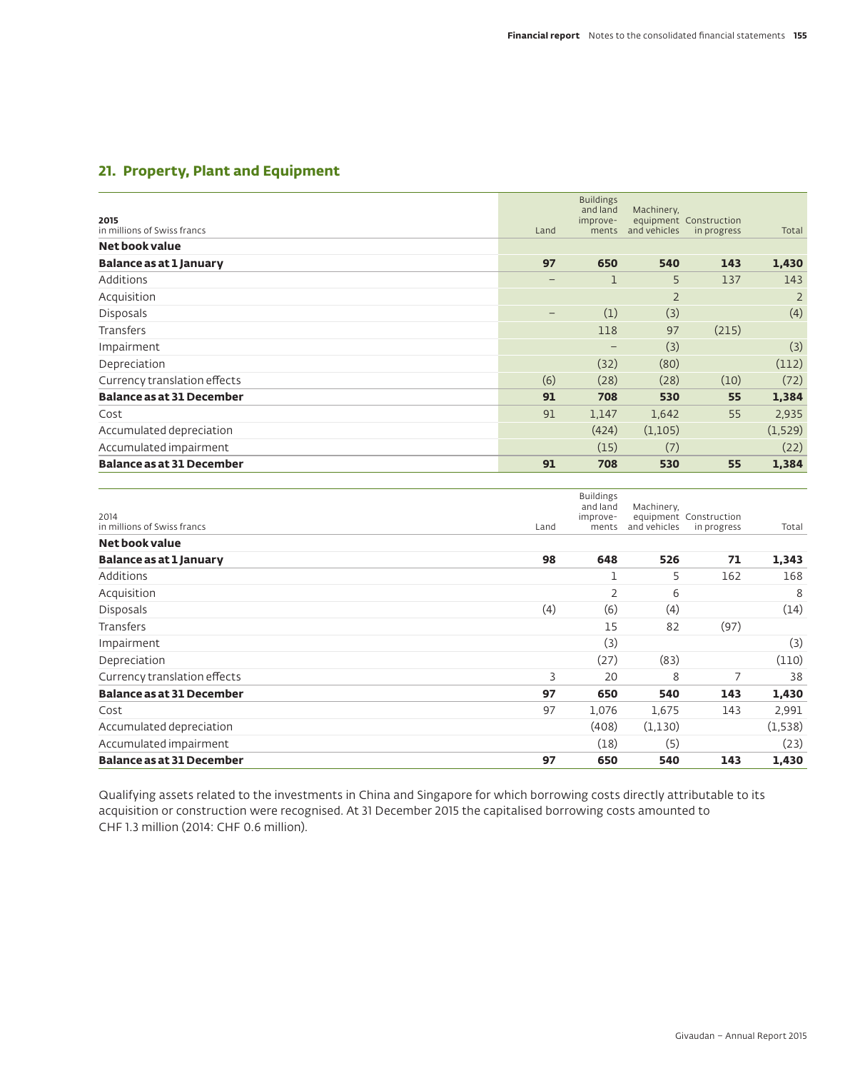## 21. Property, Plant and Equipment

| 2015<br>in millions of Swiss francs | Land | Buildings and land improve-ments | Machinery, equipment and vehicles | Construction in progress | Total |
|---|---|---|---|---|---|
| **Net book value** | | | | | |
| **Balance as at 1 January** | **97** | **650** | **540** | **143** | **1,430** |
| Additions | – | 1 | 5 | 137 | 143 |
| Acquisition | | | 2 | | 2 |
| Disposals | – | (1) | (3) | | (4) |
| Transfers | | 118 | 97 | (215) | |
| Impairment | | – | (3) | | (3) |
| Depreciation | | (32) | (80) | | (112) |
| Currency translation effects | (6) | (28) | (28) | (10) | (72) |
| **Balance as at 31 December** | **91** | **708** | **530** | **55** | **1,384** |
| Cost | 91 | 1,147 | 1,642 | 55 | 2,935 |
| Accumulated depreciation | | (424) | (1,105) | | (1,529) |
| Accumulated impairment | | (15) | (7) | | (22) |
| **Balance as at 31 December** | **91** | **708** | **530** | **55** | **1,384** |

| 2014<br>in millions of Swiss francs | Land | Buildings and land improve-ments | Machinery, equipment and vehicles | Construction in progress | Total |
|---|---|---|---|---|---|
| **Net book value** | | | | | |
| **Balance as at 1 January** | **98** | **648** | **526** | **71** | **1,343** |
| Additions | | 1 | 5 | 162 | 168 |
| Acquisition | | 2 | 6 | | 8 |
| Disposals | (4) | (6) | (4) | | (14) |
| Transfers | | 15 | 82 | (97) | |
| Impairment | | (3) | | | (3) |
| Depreciation | | (27) | (83) | | (110) |
| Currency translation effects | 3 | 20 | 8 | 7 | 38 |
| **Balance as at 31 December** | **97** | **650** | **540** | **143** | **1,430** |
| Cost | 97 | 1,076 | 1,675 | 143 | 2,991 |
| Accumulated depreciation | | (408) | (1,130) | | (1,538) |
| Accumulated impairment | | (18) | (5) | | (23) |
| **Balance as at 31 December** | **97** | **650** | **540** | **143** | **1,430** |

Qualifying assets related to the investments in China and Singapore for which borrowing costs directly attributable to its acquisition or construction were recognised. At 31 December 2015 the capitalised borrowing costs amounted to CHF 1.3 million (2014: CHF 0.6 million).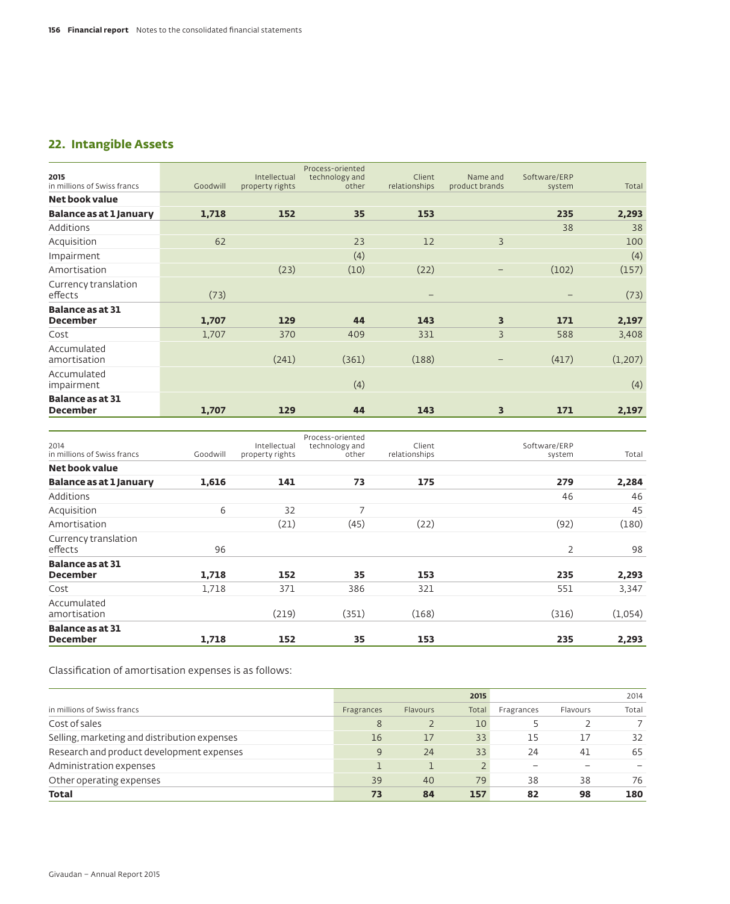## 22. Intangible Assets

| 2015<br>in millions of Swiss francs | Goodwill | Intellectual property rights | Process-oriented technology and other | Client relationships | Name and product brands | Software/ERP system | Total |
|---|---|---|---|---|---|---|---|
| **Net book value** | | | | | | | |
| **Balance as at 1 January** | **1,718** | **152** | **35** | **153** | | **235** | **2,293** |
| Additions | | | | | | 38 | 38 |
| Acquisition | 62 | | 23 | 12 | 3 | | 100 |
| Impairment | | | (4) | | | | (4) |
| Amortisation | | (23) | (10) | (22) | – | (102) | (157) |
| Currency translation effects | (73) | | | – | | – | (73) |
| **Balance as at 31 December** | **1,707** | **129** | **44** | **143** | **3** | **171** | **2,197** |
| Cost | 1,707 | 370 | 409 | 331 | 3 | 588 | 3,408 |
| Accumulated amortisation | | (241) | (361) | (188) | – | (417) | (1,207) |
| Accumulated impairment | | | (4) | | | | (4) |
| **Balance as at 31 December** | **1,707** | **129** | **44** | **143** | **3** | **171** | **2,197** |

| 2014<br>in millions of Swiss francs | Goodwill | Intellectual property rights | Process-oriented technology and other | Client relationships | Software/ERP system | Total |
|---|---|---|---|---|---|---|
| **Net book value** | | | | | | |
| **Balance as at 1 January** | **1,616** | **141** | **73** | **175** | **279** | **2,284** |
| Additions | | | | | 46 | 46 |
| Acquisition | 6 | 32 | 7 | | | 45 |
| Amortisation | | (21) | (45) | (22) | (92) | (180) |
| Currency translation effects | 96 | | | | 2 | 98 |
| **Balance as at 31 December** | **1,718** | **152** | **35** | **153** | **235** | **2,293** |
| Cost | 1,718 | 371 | 386 | 321 | 551 | 3,347 |
| Accumulated amortisation | | (219) | (351) | (168) | (316) | (1,054) |
| **Balance as at 31 December** | **1,718** | **152** | **35** | **153** | **235** | **2,293** |

Classification of amortisation expenses is as follows:

| | | | **2015** | | | 2014 |
|---|---|---|---|---|---|---|
| in millions of Swiss francs | Fragrances | Flavours | Total | Fragrances | Flavours | Total |
| Cost of sales | 8 | 2 | 10 | 5 | 2 | 7 |
| Selling, marketing and distribution expenses | 16 | 17 | 33 | 15 | 17 | 32 |
| Research and product development expenses | 9 | 24 | 33 | 24 | 41 | 65 |
| Administration expenses | 1 | 1 | 2 | – | – | – |
| Other operating expenses | 39 | 40 | 79 | 38 | 38 | 76 |
| **Total** | **73** | **84** | **157** | **82** | **98** | **180** |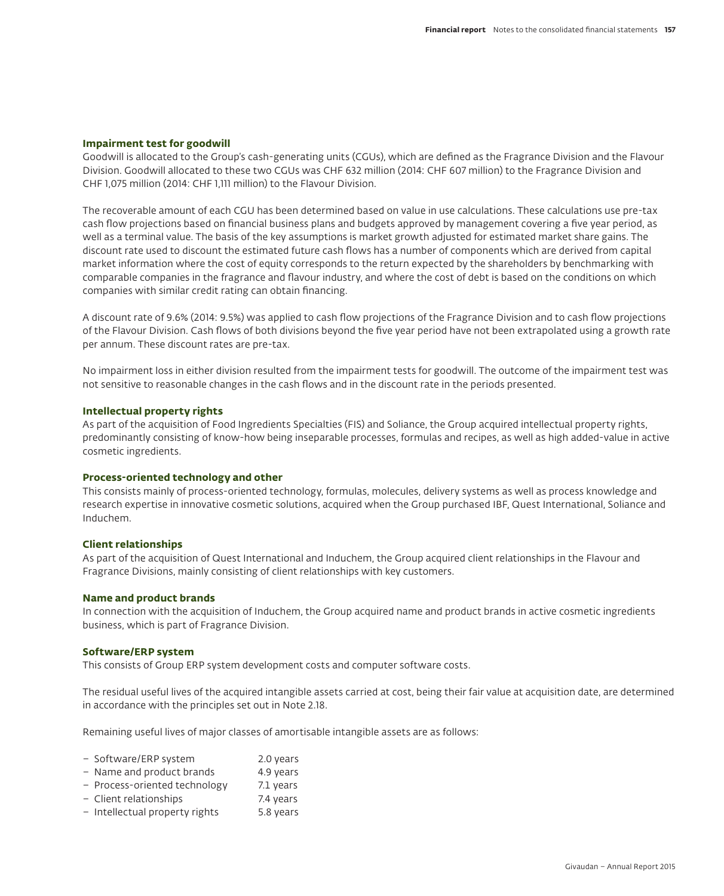### Impairment test for goodwill

Goodwill is allocated to the Group's cash-generating units (CGUs), which are defined as the Fragrance Division and the Flavour Division. Goodwill allocated to these two CGUs was CHF 632 million (2014: CHF 607 million) to the Fragrance Division and CHF 1,075 million (2014: CHF 1,111 million) to the Flavour Division.

The recoverable amount of each CGU has been determined based on value in use calculations. These calculations use pre-tax cash flow projections based on financial business plans and budgets approved by management covering a five year period, as well as a terminal value. The basis of the key assumptions is market growth adjusted for estimated market share gains. The discount rate used to discount the estimated future cash flows has a number of components which are derived from capital market information where the cost of equity corresponds to the return expected by the shareholders by benchmarking with comparable companies in the fragrance and flavour industry, and where the cost of debt is based on the conditions on which companies with similar credit rating can obtain financing.

A discount rate of 9.6% (2014: 9.5%) was applied to cash flow projections of the Fragrance Division and to cash flow projections of the Flavour Division. Cash flows of both divisions beyond the five year period have not been extrapolated using a growth rate per annum. These discount rates are pre-tax.

No impairment loss in either division resulted from the impairment tests for goodwill. The outcome of the impairment test was not sensitive to reasonable changes in the cash flows and in the discount rate in the periods presented.

### Intellectual property rights

As part of the acquisition of Food Ingredients Specialties (FIS) and Soliance, the Group acquired intellectual property rights, predominantly consisting of know-how being inseparable processes, formulas and recipes, as well as high added-value in active cosmetic ingredients.

### Process-oriented technology and other

This consists mainly of process-oriented technology, formulas, molecules, delivery systems as well as process knowledge and research expertise in innovative cosmetic solutions, acquired when the Group purchased IBF, Quest International, Soliance and Induchem.

### Client relationships

As part of the acquisition of Quest International and Induchem, the Group acquired client relationships in the Flavour and Fragrance Divisions, mainly consisting of client relationships with key customers.

### Name and product brands

In connection with the acquisition of Induchem, the Group acquired name and product brands in active cosmetic ingredients business, which is part of Fragrance Division.

### Software/ERP system

This consists of Group ERP system development costs and computer software costs.

The residual useful lives of the acquired intangible assets carried at cost, being their fair value at acquisition date, are determined in accordance with the principles set out in Note 2.18.

Remaining useful lives of major classes of amortisable intangible assets are as follows:

- Software/ERP system 2.0 years
- Name and product brands 4.9 years
- Process-oriented technology 7.1 years
- Client relationships 7.4 years
- Intellectual property rights 5.8 years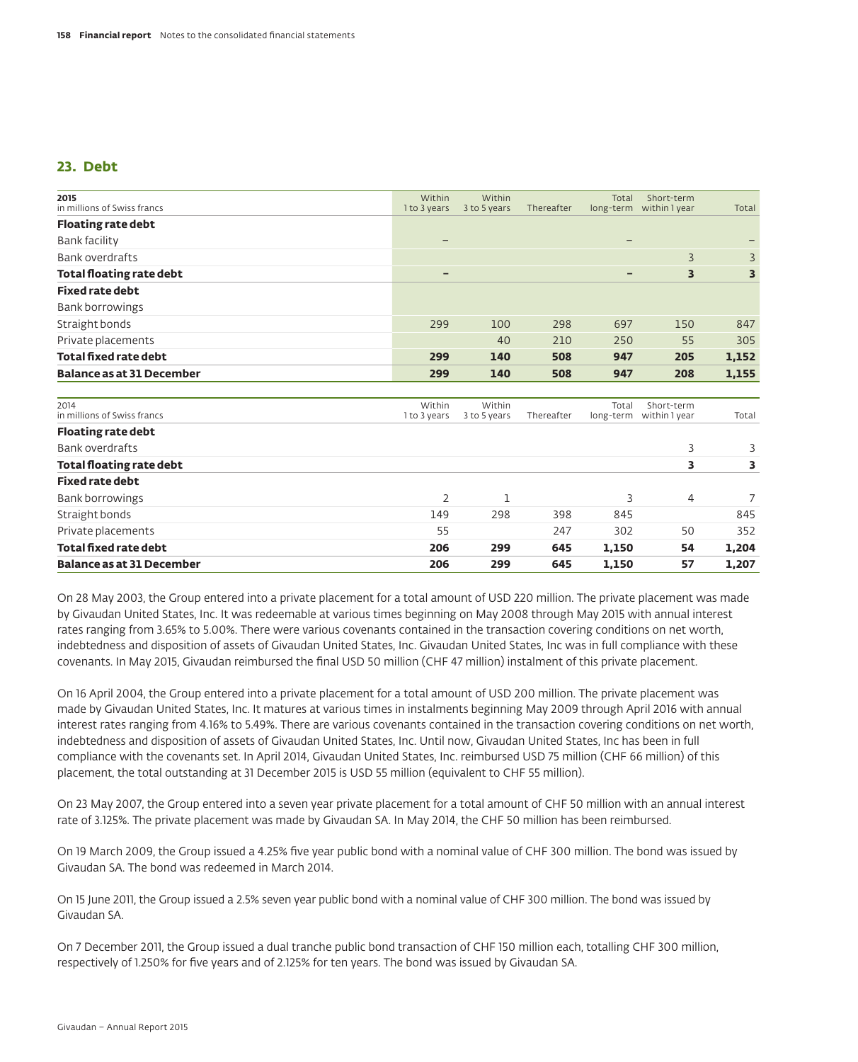## 23. Debt

| 2015<br>in millions of Swiss francs | Within 1 to 3 years | Within 3 to 5 years | Thereafter | Total long-term | Short-term within 1 year | Total |
|---|---|---|---|---|---|---|
| **Floating rate debt** | | | | | | |
| Bank facility | – | | | – | | – |
| Bank overdrafts | | | | | 3 | 3 |
| **Total floating rate debt** | **–** | | | **–** | **3** | **3** |
| **Fixed rate debt** | | | | | | |
| Bank borrowings | | | | | | |
| Straight bonds | 299 | 100 | 298 | 697 | 150 | 847 |
| Private placements | | 40 | 210 | 250 | 55 | 305 |
| **Total fixed rate debt** | **299** | **140** | **508** | **947** | **205** | **1,152** |
| **Balance as at 31 December** | **299** | **140** | **508** | **947** | **208** | **1,155** |

| 2014<br>in millions of Swiss francs | Within 1 to 3 years | Within 3 to 5 years | Thereafter | Total long-term | Short-term within 1 year | Total |
|---|---|---|---|---|---|---|
| **Floating rate debt** | | | | | | |
| Bank overdrafts | | | | | 3 | 3 |
| **Total floating rate debt** | | | | | **3** | **3** |
| **Fixed rate debt** | | | | | | |
| Bank borrowings | 2 | 1 | | 3 | 4 | 7 |
| Straight bonds | 149 | 298 | 398 | 845 | | 845 |
| Private placements | 55 | | 247 | 302 | 50 | 352 |
| **Total fixed rate debt** | **206** | **299** | **645** | **1,150** | **54** | **1,204** |
| **Balance as at 31 December** | **206** | **299** | **645** | **1,150** | **57** | **1,207** |

On 28 May 2003, the Group entered into a private placement for a total amount of USD 220 million. The private placement was made by Givaudan United States, Inc. It was redeemable at various times beginning on May 2008 through May 2015 with annual interest rates ranging from 3.65% to 5.00%. There were various covenants contained in the transaction covering conditions on net worth, indebtedness and disposition of assets of Givaudan United States, Inc. Givaudan United States, Inc was in full compliance with these covenants. In May 2015, Givaudan reimbursed the final USD 50 million (CHF 47 million) instalment of this private placement.

On 16 April 2004, the Group entered into a private placement for a total amount of USD 200 million. The private placement was made by Givaudan United States, Inc. It matures at various times in instalments beginning May 2009 through April 2016 with annual interest rates ranging from 4.16% to 5.49%. There are various covenants contained in the transaction covering conditions on net worth, indebtedness and disposition of assets of Givaudan United States, Inc. Until now, Givaudan United States, Inc has been in full compliance with the covenants set. In April 2014, Givaudan United States, Inc. reimbursed USD 75 million (CHF 66 million) of this placement, the total outstanding at 31 December 2015 is USD 55 million (equivalent to CHF 55 million).

On 23 May 2007, the Group entered into a seven year private placement for a total amount of CHF 50 million with an annual interest rate of 3.125%. The private placement was made by Givaudan SA. In May 2014, the CHF 50 million has been reimbursed.

On 19 March 2009, the Group issued a 4.25% five year public bond with a nominal value of CHF 300 million. The bond was issued by Givaudan SA. The bond was redeemed in March 2014.

On 15 June 2011, the Group issued a 2.5% seven year public bond with a nominal value of CHF 300 million. The bond was issued by Givaudan SA.

On 7 December 2011, the Group issued a dual tranche public bond transaction of CHF 150 million each, totalling CHF 300 million, respectively of 1.250% for five years and of 2.125% for ten years. The bond was issued by Givaudan SA.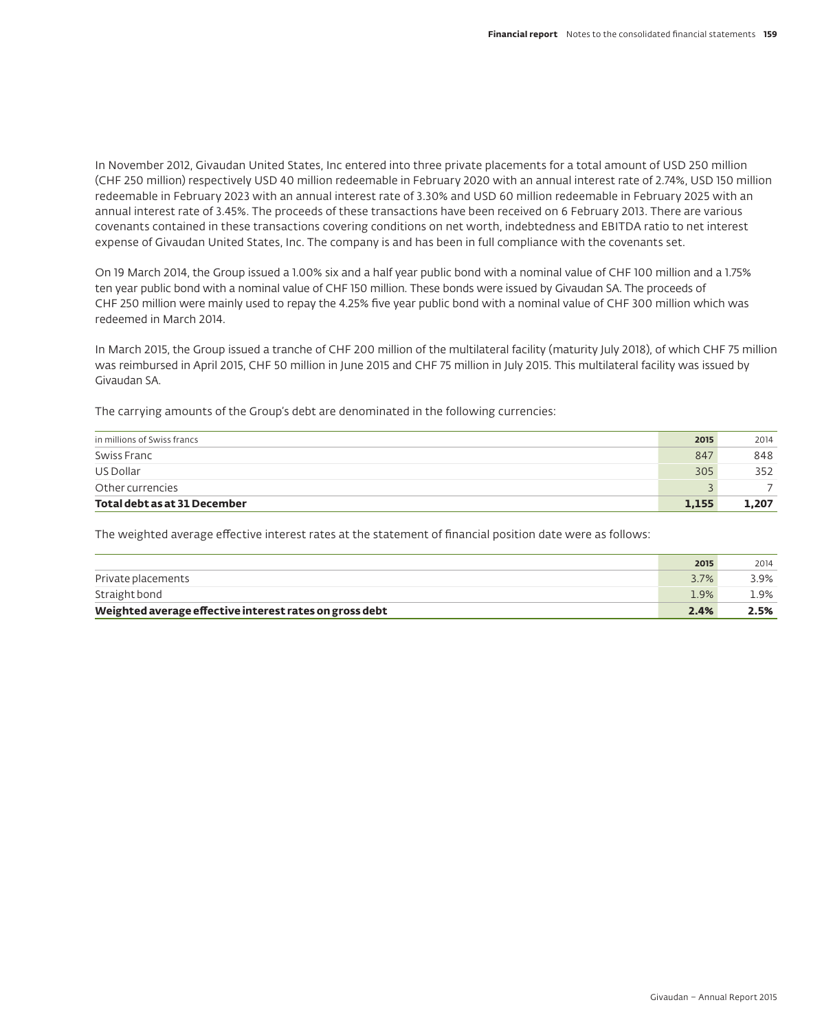In November 2012, Givaudan United States, Inc entered into three private placements for a total amount of USD 250 million (CHF 250 million) respectively USD 40 million redeemable in February 2020 with an annual interest rate of 2.74%, USD 150 million redeemable in February 2023 with an annual interest rate of 3.30% and USD 60 million redeemable in February 2025 with an annual interest rate of 3.45%. The proceeds of these transactions have been received on 6 February 2013. There are various covenants contained in these transactions covering conditions on net worth, indebtedness and EBITDA ratio to net interest expense of Givaudan United States, Inc. The company is and has been in full compliance with the covenants set.

On 19 March 2014, the Group issued a 1.00% six and a half year public bond with a nominal value of CHF 100 million and a 1.75% ten year public bond with a nominal value of CHF 150 million. These bonds were issued by Givaudan SA. The proceeds of CHF 250 million were mainly used to repay the 4.25% five year public bond with a nominal value of CHF 300 million which was redeemed in March 2014.

In March 2015, the Group issued a tranche of CHF 200 million of the multilateral facility (maturity July 2018), of which CHF 75 million was reimbursed in April 2015, CHF 50 million in June 2015 and CHF 75 million in July 2015. This multilateral facility was issued by Givaudan SA.

The carrying amounts of the Group's debt are denominated in the following currencies:

| in millions of Swiss francs | **2015** | 2014 |
|---|---|---|
| Swiss Franc | 847 | 848 |
| US Dollar | 305 | 352 |
| Other currencies | 3 | 7 |
| **Total debt as at 31 December** | **1,155** | **1,207** |

The weighted average effective interest rates at the statement of financial position date were as follows:

| | **2015** | 2014 |
|---|---|---|
| Private placements | 3.7% | 3.9% |
| Straight bond | 1.9% | 1.9% |
| **Weighted average effective interest rates on gross debt** | **2.4%** | **2.5%** |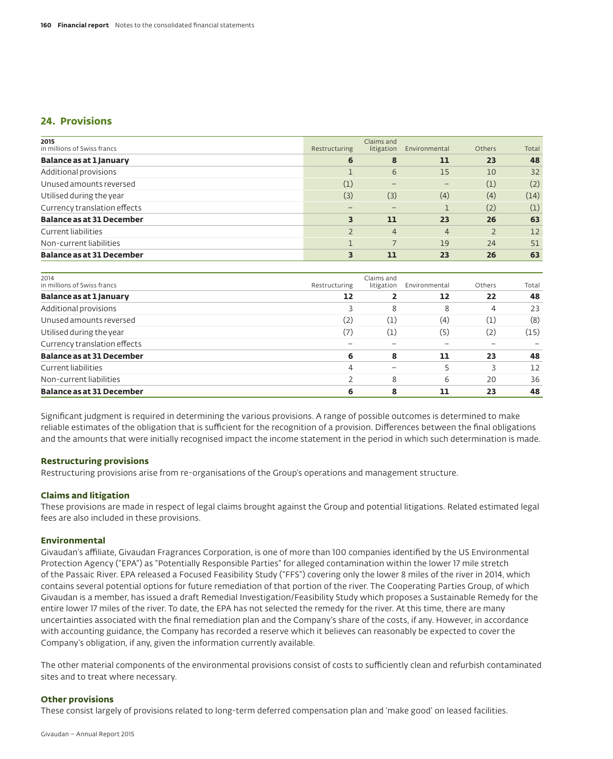## 24. Provisions

| 2015<br>in millions of Swiss francs | Restructuring | Claims and litigation | Environmental | Others | Total |
|---|---|---|---|---|---|
| **Balance as at 1 January** | **6** | **8** | **11** | **23** | **48** |
| Additional provisions | 1 | 6 | 15 | 10 | 32 |
| Unused amounts reversed | (1) | – | – | (1) | (2) |
| Utilised during the year | (3) | (3) | (4) | (4) | (14) |
| Currency translation effects | – | – | 1 | (2) | (1) |
| **Balance as at 31 December** | **3** | **11** | **23** | **26** | **63** |
| Current liabilities | 2 | 4 | 4 | 2 | 12 |
| Non-current liabilities | 1 | 7 | 19 | 24 | 51 |
| **Balance as at 31 December** | **3** | **11** | **23** | **26** | **63** |

| 2014<br>in millions of Swiss francs | Restructuring | Claims and litigation | Environmental | Others | Total |
|---|---|---|---|---|---|
| **Balance as at 1 January** | **12** | **2** | **12** | **22** | **48** |
| Additional provisions | 3 | 8 | 8 | 4 | 23 |
| Unused amounts reversed | (2) | (1) | (4) | (1) | (8) |
| Utilised during the year | (7) | (1) | (5) | (2) | (15) |
| Currency translation effects | – | – | – | – | – |
| **Balance as at 31 December** | **6** | **8** | **11** | **23** | **48** |
| Current liabilities | 4 | – | 5 | 3 | 12 |
| Non-current liabilities | 2 | 8 | 6 | 20 | 36 |
| **Balance as at 31 December** | **6** | **8** | **11** | **23** | **48** |

Significant judgment is required in determining the various provisions. A range of possible outcomes is determined to make reliable estimates of the obligation that is sufficient for the recognition of a provision. Differences between the final obligations and the amounts that were initially recognised impact the income statement in the period in which such determination is made.

### Restructuring provisions

Restructuring provisions arise from re-organisations of the Group's operations and management structure.

### Claims and litigation

These provisions are made in respect of legal claims brought against the Group and potential litigations. Related estimated legal fees are also included in these provisions.

### Environmental

Givaudan's affiliate, Givaudan Fragrances Corporation, is one of more than 100 companies identified by the US Environmental Protection Agency ("EPA") as "Potentially Responsible Parties" for alleged contamination within the lower 17 mile stretch of the Passaic River. EPA released a Focused Feasibility Study ("FFS") covering only the lower 8 miles of the river in 2014, which contains several potential options for future remediation of that portion of the river. The Cooperating Parties Group, of which Givaudan is a member, has issued a draft Remedial Investigation/Feasibility Study which proposes a Sustainable Remedy for the entire lower 17 miles of the river. To date, the EPA has not selected the remedy for the river. At this time, there are many uncertainties associated with the final remediation plan and the Company's share of the costs, if any. However, in accordance with accounting guidance, the Company has recorded a reserve which it believes can reasonably be expected to cover the Company's obligation, if any, given the information currently available.

The other material components of the environmental provisions consist of costs to sufficiently clean and refurbish contaminated sites and to treat where necessary.

### Other provisions

These consist largely of provisions related to long-term deferred compensation plan and 'make good' on leased facilities.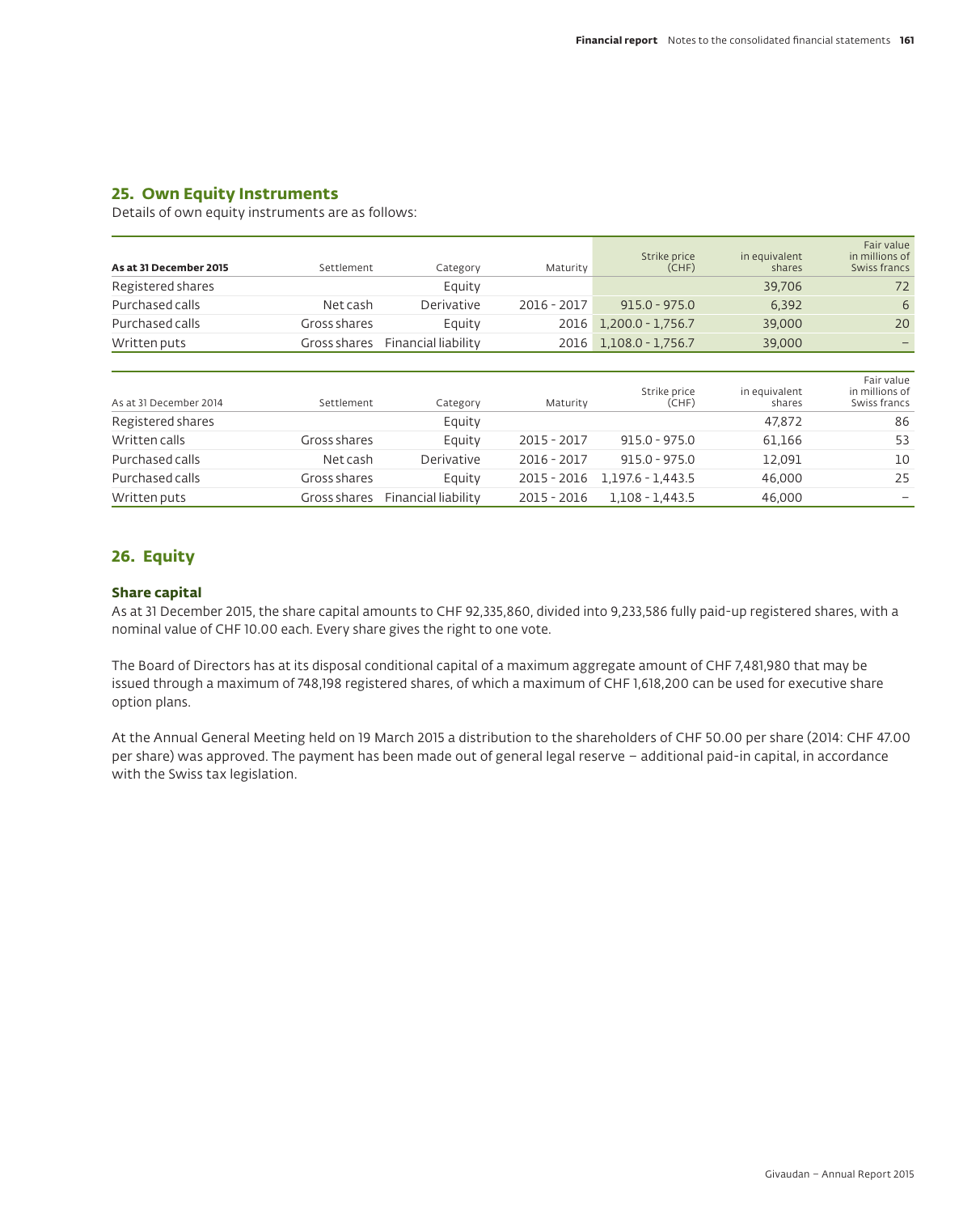## 25. Own Equity Instruments

Details of own equity instruments are as follows:

| **As at 31 December 2015** | Settlement | Category | Maturity | Strike price (CHF) | in equivalent shares | Fair value in millions of Swiss francs |
|---|---|---|---|---|---|---|
| Registered shares | | Equity | | | 39,706 | 72 |
| Purchased calls | Net cash | Derivative | 2016 - 2017 | 915.0 - 975.0 | 6,392 | 6 |
| Purchased calls | Gross shares | Equity | 2016 | 1,200.0 - 1,756.7 | 39,000 | 20 |
| Written puts | Gross shares | Financial liability | 2016 | 1,108.0 - 1,756.7 | 39,000 | – |

| As at 31 December 2014 | Settlement | Category | Maturity | Strike price (CHF) | in equivalent shares | Fair value in millions of Swiss francs |
|---|---|---|---|---|---|---|
| Registered shares | | Equity | | | 47,872 | 86 |
| Written calls | Gross shares | Equity | 2015 - 2017 | 915.0 - 975.0 | 61,166 | 53 |
| Purchased calls | Net cash | Derivative | 2016 - 2017 | 915.0 - 975.0 | 12,091 | 10 |
| Purchased calls | Gross shares | Equity | 2015 - 2016 | 1,197.6 - 1,443.5 | 46,000 | 25 |
| Written puts | Gross shares | Financial liability | 2015 - 2016 | 1,108 - 1,443.5 | 46,000 | – |

## 26. Equity

### Share capital

As at 31 December 2015, the share capital amounts to CHF 92,335,860, divided into 9,233,586 fully paid-up registered shares, with a nominal value of CHF 10.00 each. Every share gives the right to one vote.

The Board of Directors has at its disposal conditional capital of a maximum aggregate amount of CHF 7,481,980 that may be issued through a maximum of 748,198 registered shares, of which a maximum of CHF 1,618,200 can be used for executive share option plans.

At the Annual General Meeting held on 19 March 2015 a distribution to the shareholders of CHF 50.00 per share (2014: CHF 47.00 per share) was approved. The payment has been made out of general legal reserve – additional paid-in capital, in accordance with the Swiss tax legislation.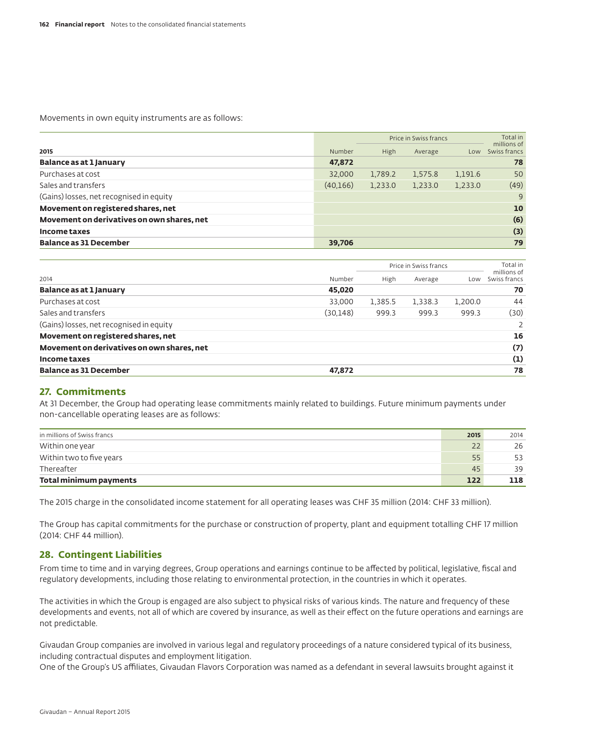Movements in own equity instruments are as follows:

| **2015** | Number | Price in Swiss francs High | Average | Low | Total in millions of Swiss francs |
|---|---|---|---|---|---|
| **Balance as at 1 January** | **47,872** | | | | **78** |
| Purchases at cost | 32,000 | 1,789.2 | 1,575.8 | 1,191.6 | 50 |
| Sales and transfers | (40,166) | 1,233.0 | 1,233.0 | 1,233.0 | (49) |
| (Gains) losses, net recognised in equity | | | | | 9 |
| **Movement on registered shares, net** | | | | | **10** |
| **Movement on derivatives on own shares, net** | | | | | **(6)** |
| **Income taxes** | | | | | **(3)** |
| **Balance as 31 December** | **39,706** | | | | **79** |

| 2014 | Number | Price in Swiss francs High | Average | Low | Total in millions of Swiss francs |
|---|---|---|---|---|---|
| **Balance as at 1 January** | **45,020** | | | | **70** |
| Purchases at cost | 33,000 | 1,385.5 | 1,338.3 | 1,200.0 | 44 |
| Sales and transfers | (30,148) | 999.3 | 999.3 | 999.3 | (30) |
| (Gains) losses, net recognised in equity | | | | | 2 |
| **Movement on registered shares, net** | | | | | **16** |
| **Movement on derivatives on own shares, net** | | | | | **(7)** |
| **Income taxes** | | | | | **(1)** |
| **Balance as 31 December** | **47,872** | | | | **78** |

## 27. Commitments

At 31 December, the Group had operating lease commitments mainly related to buildings. Future minimum payments under non-cancellable operating leases are as follows:

| in millions of Swiss francs | **2015** | 2014 |
|---|---|---|
| Within one year | 22 | 26 |
| Within two to five years | 55 | 53 |
| Thereafter | 45 | 39 |
| **Total minimum payments** | **122** | **118** |

The 2015 charge in the consolidated income statement for all operating leases was CHF 35 million (2014: CHF 33 million).

The Group has capital commitments for the purchase or construction of property, plant and equipment totalling CHF 17 million (2014: CHF 44 million).

## 28. Contingent Liabilities

From time to time and in varying degrees, Group operations and earnings continue to be affected by political, legislative, fiscal and regulatory developments, including those relating to environmental protection, in the countries in which it operates.

The activities in which the Group is engaged are also subject to physical risks of various kinds. The nature and frequency of these developments and events, not all of which are covered by insurance, as well as their effect on the future operations and earnings are not predictable.

Givaudan Group companies are involved in various legal and regulatory proceedings of a nature considered typical of its business, including contractual disputes and employment litigation.
One of the Group's US affiliates, Givaudan Flavors Corporation was named as a defendant in several lawsuits brought against it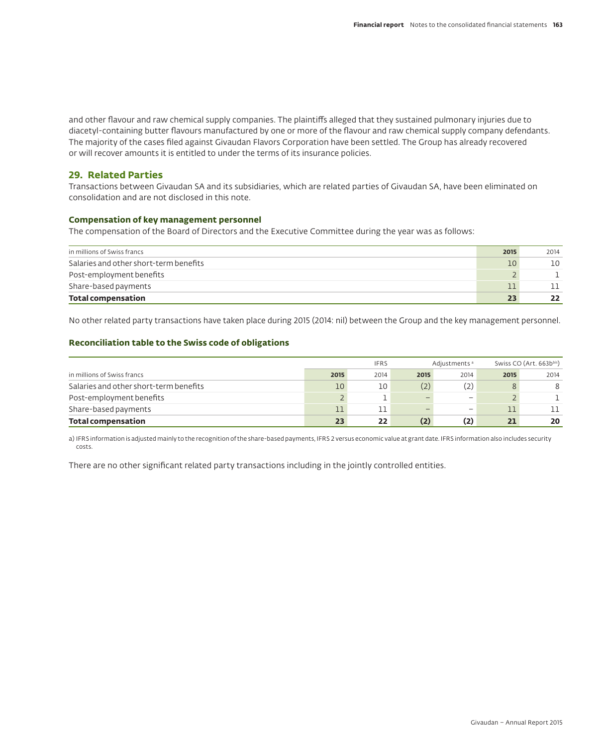and other flavour and raw chemical supply companies. The plaintiffs alleged that they sustained pulmonary injuries due to diacetyl-containing butter flavours manufactured by one or more of the flavour and raw chemical supply company defendants. The majority of the cases filed against Givaudan Flavors Corporation have been settled. The Group has already recovered or will recover amounts it is entitled to under the terms of its insurance policies.

## 29. Related Parties

Transactions between Givaudan SA and its subsidiaries, which are related parties of Givaudan SA, have been eliminated on consolidation and are not disclosed in this note.

### Compensation of key management personnel

The compensation of the Board of Directors and the Executive Committee during the year was as follows:

| in millions of Swiss francs | 2015 | 2014 |
|---|---|---|
| Salaries and other short-term benefits | 10 | 10 |
| Post-employment benefits | 2 | 1 |
| Share-based payments | 11 | 11 |
| **Total compensation** | **23** | **22** |

No other related party transactions have taken place during 2015 (2014: nil) between the Group and the key management personnel.

### Reconciliation table to the Swiss code of obligations

| | IFRS | | Adjustments [a] | | Swiss CO (Art. 663b[bis]) | |
|---|---|---|---|---|---|---|
| in millions of Swiss francs | 2015 | 2014 | 2015 | 2014 | 2015 | 2014 |
| Salaries and other short-term benefits | 10 | 10 | (2) | (2) | 8 | 8 |
| Post-employment benefits | 2 | 1 | – | – | 2 | 1 |
| Share-based payments | 11 | 11 | – | – | 11 | 11 |
| **Total compensation** | **23** | **22** | **(2)** | **(2)** | **21** | **20** |

a) IFRS information is adjusted mainly to the recognition of the share-based payments, IFRS 2 versus economic value at grant date. IFRS information also includes security costs.

There are no other significant related party transactions including in the jointly controlled entities.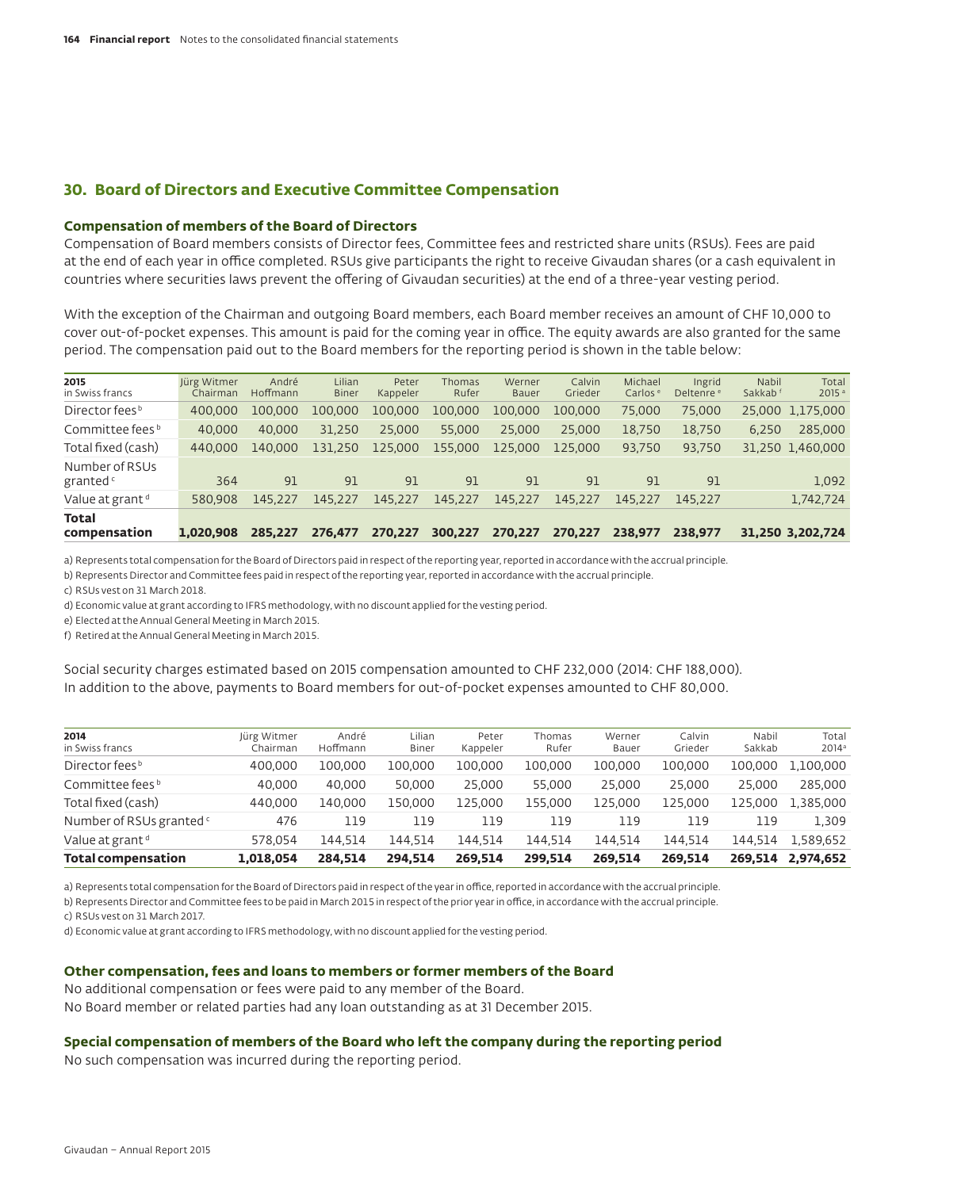## 30. Board of Directors and Executive Committee Compensation

### Compensation of members of the Board of Directors

Compensation of Board members consists of Director fees, Committee fees and restricted share units (RSUs). Fees are paid at the end of each year in office completed. RSUs give participants the right to receive Givaudan shares (or a cash equivalent in countries where securities laws prevent the offering of Givaudan securities) at the end of a three-year vesting period.

With the exception of the Chairman and outgoing Board members, each Board member receives an amount of CHF 10,000 to cover out-of-pocket expenses. This amount is paid for the coming year in office. The equity awards are also granted for the same period. The compensation paid out to the Board members for the reporting period is shown in the table below:

| 2015 in Swiss francs | Jürg Witmer Chairman | André Hoffmann | Lilian Biner | Peter Kappeler | Thomas Rufer | Werner Bauer | Calvin Grieder | Michael Carlos [e] | Ingrid Deltenre [e] | Nabil Sakkab [f] | Total 2015 [a] |
|---|---|---|---|---|---|---|---|---|---|---|---|
| Director fees [b] | 400,000 | 100,000 | 100,000 | 100,000 | 100,000 | 100,000 | 100,000 | 75,000 | 75,000 | 25,000 | 1,175,000 |
| Committee fees [b] | 40,000 | 40,000 | 31,250 | 25,000 | 55,000 | 25,000 | 25,000 | 18,750 | 18,750 | 6,250 | 285,000 |
| Total fixed (cash) | 440,000 | 140,000 | 131,250 | 125,000 | 155,000 | 125,000 | 125,000 | 93,750 | 93,750 | 31,250 | 1,460,000 |
| Number of RSUs granted [c] | 364 | 91 | 91 | 91 | 91 | 91 | 91 | 91 | 91 | | 1,092 |
| Value at grant [d] | 580,908 | 145,227 | 145,227 | 145,227 | 145,227 | 145,227 | 145,227 | 145,227 | 145,227 | | 1,742,724 |
| **Total compensation** | **1,020,908** | **285,227** | **276,477** | **270,227** | **300,227** | **270,227** | **270,227** | **238,977** | **238,977** | **31,250** | **3,202,724** |

a) Represents total compensation for the Board of Directors paid in respect of the reporting year, reported in accordance with the accrual principle.
b) Represents Director and Committee fees paid in respect of the reporting year, reported in accordance with the accrual principle.
c) RSUs vest on 31 March 2018.
d) Economic value at grant according to IFRS methodology, with no discount applied for the vesting period.
e) Elected at the Annual General Meeting in March 2015.
f) Retired at the Annual General Meeting in March 2015.

Social security charges estimated based on 2015 compensation amounted to CHF 232,000 (2014: CHF 188,000).
In addition to the above, payments to Board members for out-of-pocket expenses amounted to CHF 80,000.

| 2014 in Swiss francs | Jürg Witmer Chairman | André Hoffmann | Lilian Biner | Peter Kappeler | Thomas Rufer | Werner Bauer | Calvin Grieder | Nabil Sakkab | Total 2014 [a] |
|---|---|---|---|---|---|---|---|---|---|
| Director fees [b] | 400,000 | 100,000 | 100,000 | 100,000 | 100,000 | 100,000 | 100,000 | 100,000 | 1,100,000 |
| Committee fees [b] | 40,000 | 40,000 | 50,000 | 25,000 | 55,000 | 25,000 | 25,000 | 25,000 | 285,000 |
| Total fixed (cash) | 440,000 | 140,000 | 150,000 | 125,000 | 155,000 | 125,000 | 125,000 | 125,000 | 1,385,000 |
| Number of RSUs granted [c] | 476 | 119 | 119 | 119 | 119 | 119 | 119 | 119 | 1,309 |
| Value at grant [d] | 578,054 | 144,514 | 144,514 | 144,514 | 144,514 | 144,514 | 144,514 | 144,514 | 1,589,652 |
| **Total compensation** | **1,018,054** | **284,514** | **294,514** | **269,514** | **299,514** | **269,514** | **269,514** | **269,514** | **2,974,652** |

a) Represents total compensation for the Board of Directors paid in respect of the year in office, reported in accordance with the accrual principle.
b) Represents Director and Committee fees to be paid in March 2015 in respect of the prior year in office, in accordance with the accrual principle.
c) RSUs vest on 31 March 2017.
d) Economic value at grant according to IFRS methodology, with no discount applied for the vesting period.

### Other compensation, fees and loans to members or former members of the Board

No additional compensation or fees were paid to any member of the Board.
No Board member or related parties had any loan outstanding as at 31 December 2015.

### Special compensation of members of the Board who left the company during the reporting period

No such compensation was incurred during the reporting period.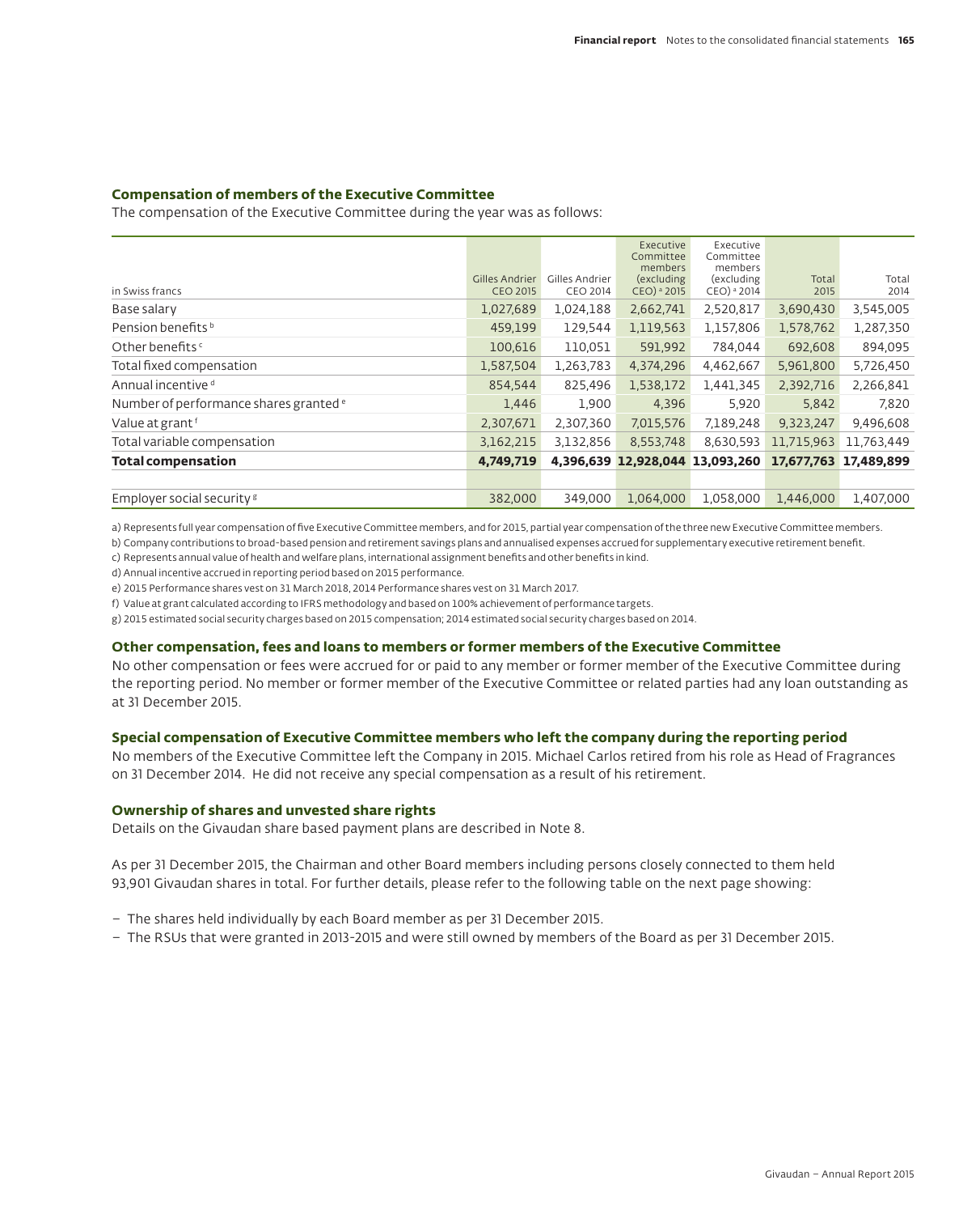### Compensation of members of the Executive Committee

The compensation of the Executive Committee during the year was as follows:

| in Swiss francs | Gilles Andrier CEO 2015 | Gilles Andrier CEO 2014 | Executive Committee members (excluding CEO) [a] 2015 | Executive Committee members (excluding CEO) [a] 2014 | Total 2015 | Total 2014 |
|---|---|---|---|---|---|---|
| Base salary | 1,027,689 | 1,024,188 | 2,662,741 | 2,520,817 | 3,690,430 | 3,545,005 |
| Pension benefits [b] | 459,199 | 129,544 | 1,119,563 | 1,157,806 | 1,578,762 | 1,287,350 |
| Other benefits [c] | 100,616 | 110,051 | 591,992 | 784,044 | 692,608 | 894,095 |
| Total fixed compensation | 1,587,504 | 1,263,783 | 4,374,296 | 4,462,667 | 5,961,800 | 5,726,450 |
| Annual incentive [d] | 854,544 | 825,496 | 1,538,172 | 1,441,345 | 2,392,716 | 2,266,841 |
| Number of performance shares granted [e] | 1,446 | 1,900 | 4,396 | 5,920 | 5,842 | 7,820 |
| Value at grant [f] | 2,307,671 | 2,307,360 | 7,015,576 | 7,189,248 | 9,323,247 | 9,496,608 |
| Total variable compensation | 3,162,215 | 3,132,856 | 8,553,748 | 8,630,593 | 11,715,963 | 11,763,449 |
| **Total compensation** | **4,749,719** | **4,396,639** | **12,928,044** | **13,093,260** | **17,677,763** | **17,489,899** |
| | | | | | | |
| Employer social security [g] | 382,000 | 349,000 | 1,064,000 | 1,058,000 | 1,446,000 | 1,407,000 |

a) Represents full year compensation of five Executive Committee members, and for 2015, partial year compensation of the three new Executive Committee members.
b) Company contributions to broad-based pension and retirement savings plans and annualised expenses accrued for supplementary executive retirement benefit.
c) Represents annual value of health and welfare plans, international assignment benefits and other benefits in kind.
d) Annual incentive accrued in reporting period based on 2015 performance.
e) 2015 Performance shares vest on 31 March 2018, 2014 Performance shares vest on 31 March 2017.
f) Value at grant calculated according to IFRS methodology and based on 100% achievement of performance targets.
g) 2015 estimated social security charges based on 2015 compensation; 2014 estimated social security charges based on 2014.

### Other compensation, fees and loans to members or former members of the Executive Committee

No other compensation or fees were accrued for or paid to any member or former member of the Executive Committee during the reporting period. No member or former member of the Executive Committee or related parties had any loan outstanding as at 31 December 2015.

### Special compensation of Executive Committee members who left the company during the reporting period

No members of the Executive Committee left the Company in 2015. Michael Carlos retired from his role as Head of Fragrances on 31 December 2014. He did not receive any special compensation as a result of his retirement.

### Ownership of shares and unvested share rights

Details on the Givaudan share based payment plans are described in Note 8.

As per 31 December 2015, the Chairman and other Board members including persons closely connected to them held 93,901 Givaudan shares in total. For further details, please refer to the following table on the next page showing:

- The shares held individually by each Board member as per 31 December 2015.
- The RSUs that were granted in 2013-2015 and were still owned by members of the Board as per 31 December 2015.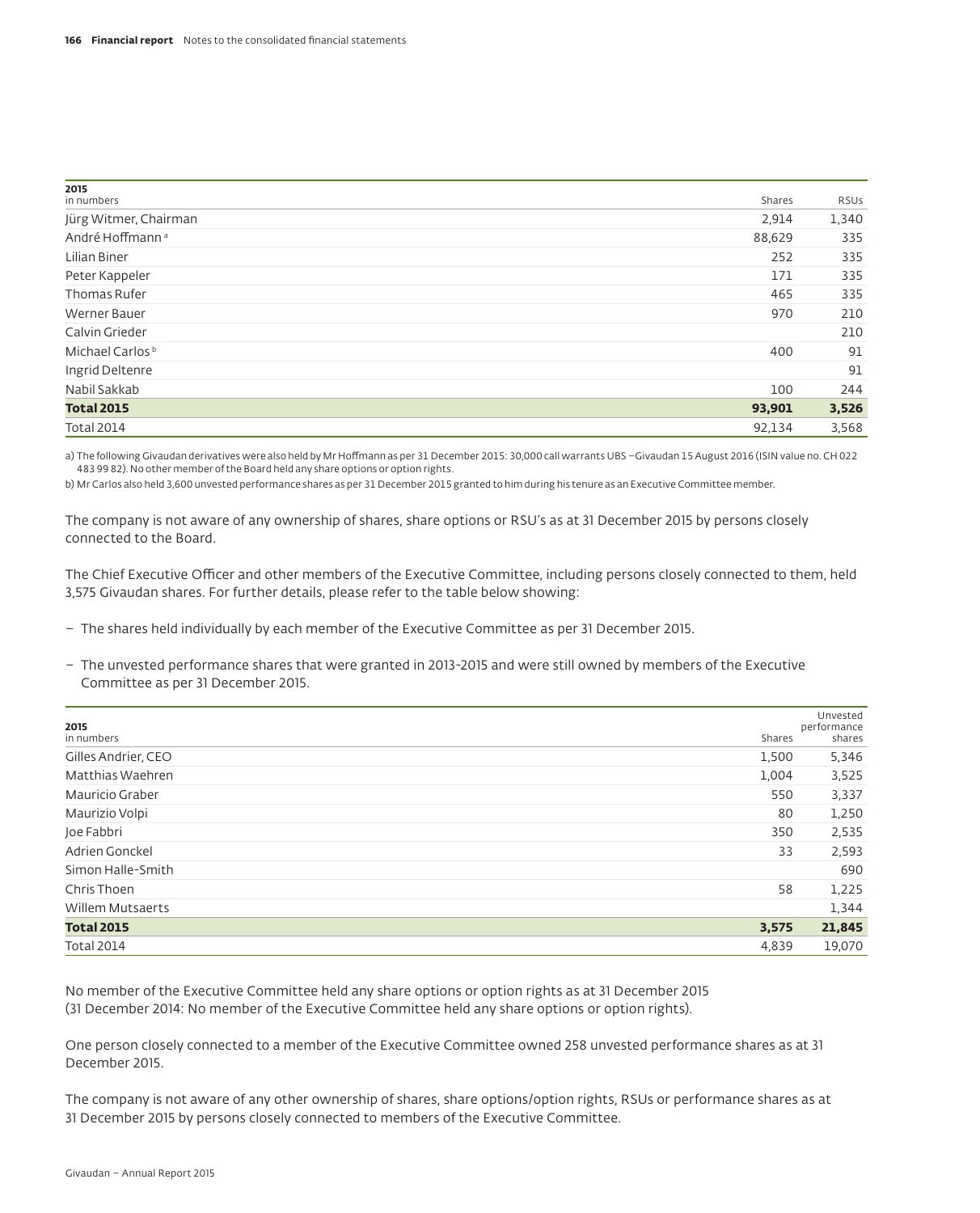| 2015<br>in numbers | Shares | RSUs |
|---|---|---|
| Jürg Witmer, Chairman | 2,914 | 1,340 |
| André Hoffmann [a] | 88,629 | 335 |
| Lilian Biner | 252 | 335 |
| Peter Kappeler | 171 | 335 |
| Thomas Rufer | 465 | 335 |
| Werner Bauer | 970 | 210 |
| Calvin Grieder | | 210 |
| Michael Carlos [b] | 400 | 91 |
| Ingrid Deltenre | | 91 |
| Nabil Sakkab | 100 | 244 |
| **Total 2015** | **93,901** | **3,526** |
| Total 2014 | 92,134 | 3,568 |

a) The following Givaudan derivatives were also held by Mr Hoffmann as per 31 December 2015: 30,000 call warrants UBS –Givaudan 15 August 2016 (ISIN value no. CH 022 483 99 82). No other member of the Board held any share options or option rights.

b) Mr Carlos also held 3,600 unvested performance shares as per 31 December 2015 granted to him during his tenure as an Executive Committee member.

The company is not aware of any ownership of shares, share options or RSU's as at 31 December 2015 by persons closely connected to the Board.

The Chief Executive Officer and other members of the Executive Committee, including persons closely connected to them, held 3,575 Givaudan shares. For further details, please refer to the table below showing:

- The shares held individually by each member of the Executive Committee as per 31 December 2015.
- The unvested performance shares that were granted in 2013-2015 and were still owned by members of the Executive Committee as per 31 December 2015.

| 2015<br>in numbers | Shares | Unvested performance shares |
|---|---|---|
| Gilles Andrier, CEO | 1,500 | 5,346 |
| Matthias Waehren | 1,004 | 3,525 |
| Mauricio Graber | 550 | 3,337 |
| Maurizio Volpi | 80 | 1,250 |
| Joe Fabbri | 350 | 2,535 |
| Adrien Gonckel | 33 | 2,593 |
| Simon Halle-Smith | | 690 |
| Chris Thoen | 58 | 1,225 |
| Willem Mutsaerts | | 1,344 |
| **Total 2015** | **3,575** | **21,845** |
| Total 2014 | 4,839 | 19,070 |

No member of the Executive Committee held any share options or option rights as at 31 December 2015 (31 December 2014: No member of the Executive Committee held any share options or option rights).

One person closely connected to a member of the Executive Committee owned 258 unvested performance shares as at 31 December 2015.

The company is not aware of any other ownership of shares, share options/option rights, RSUs or performance shares as at 31 December 2015 by persons closely connected to members of the Executive Committee.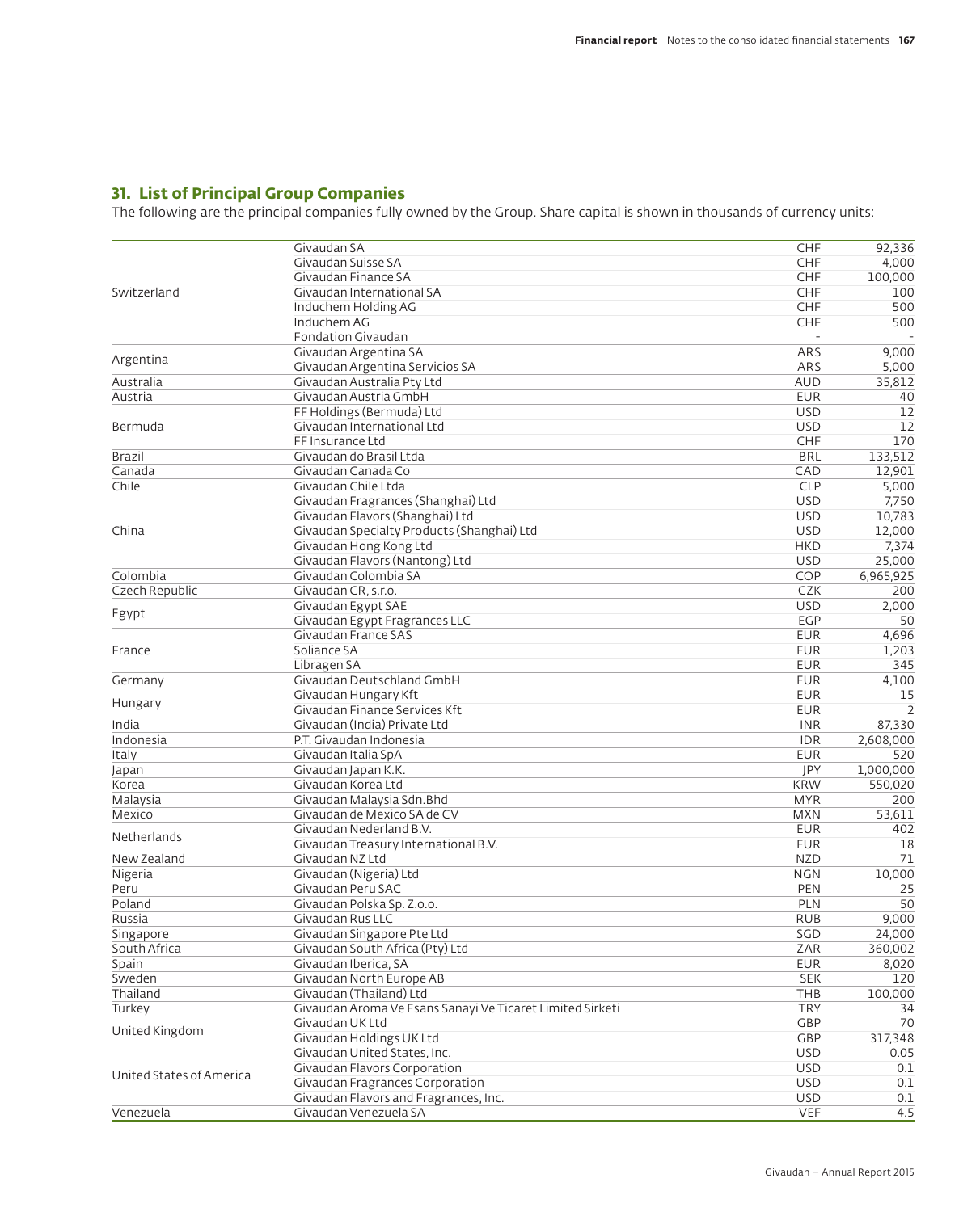## 31. List of Principal Group Companies

The following are the principal companies fully owned by the Group. Share capital is shown in thousands of currency units:

| Country | Company | Currency | Share capital |
|---|---|---|---|
| Switzerland | Givaudan SA | CHF | 92,336 |
| | Givaudan Suisse SA | CHF | 4,000 |
| | Givaudan Finance SA | CHF | 100,000 |
| | Givaudan International SA | CHF | 100 |
| | Induchem Holding AG | CHF | 500 |
| | Induchem AG | CHF | 500 |
| | Fondation Givaudan | - | - |
| Argentina | Givaudan Argentina SA | ARS | 9,000 |
| | Givaudan Argentina Servicios SA | ARS | 5,000 |
| Australia | Givaudan Australia Pty Ltd | AUD | 35,812 |
| Austria | Givaudan Austria GmbH | EUR | 40 |
| Bermuda | FF Holdings (Bermuda) Ltd | USD | 12 |
| | Givaudan International Ltd | USD | 12 |
| | FF Insurance Ltd | CHF | 170 |
| Brazil | Givaudan do Brasil Ltda | BRL | 133,512 |
| Canada | Givaudan Canada Co | CAD | 12,901 |
| Chile | Givaudan Chile Ltda | CLP | 5,000 |
| China | Givaudan Fragrances (Shanghai) Ltd | USD | 7,750 |
| | Givaudan Flavors (Shanghai) Ltd | USD | 10,783 |
| | Givaudan Specialty Products (Shanghai) Ltd | USD | 12,000 |
| | Givaudan Hong Kong Ltd | HKD | 7,374 |
| | Givaudan Flavors (Nantong) Ltd | USD | 25,000 |
| Colombia | Givaudan Colombia SA | COP | 6,965,925 |
| Czech Republic | Givaudan CR, s.r.o. | CZK | 200 |
| Egypt | Givaudan Egypt SAE | USD | 2,000 |
| | Givaudan Egypt Fragrances LLC | EGP | 50 |
| France | Givaudan France SAS | EUR | 4,696 |
| | Soliance SA | EUR | 1,203 |
| | Libragen SA | EUR | 345 |
| Germany | Givaudan Deutschland GmbH | EUR | 4,100 |
| Hungary | Givaudan Hungary Kft | EUR | 15 |
| | Givaudan Finance Services Kft | EUR | 2 |
| India | Givaudan (India) Private Ltd | INR | 87,330 |
| Indonesia | P.T. Givaudan Indonesia | IDR | 2,608,000 |
| Italy | Givaudan Italia SpA | EUR | 520 |
| Japan | Givaudan Japan K.K. | JPY | 1,000,000 |
| Korea | Givaudan Korea Ltd | KRW | 550,020 |
| Malaysia | Givaudan Malaysia Sdn.Bhd | MYR | 200 |
| Mexico | Givaudan de Mexico SA de CV | MXN | 53,611 |
| Netherlands | Givaudan Nederland B.V. | EUR | 402 |
| | Givaudan Treasury International B.V. | EUR | 18 |
| New Zealand | Givaudan NZ Ltd | NZD | 71 |
| Nigeria | Givaudan (Nigeria) Ltd | NGN | 10,000 |
| Peru | Givaudan Peru SAC | PEN | 25 |
| Poland | Givaudan Polska Sp. Z.o.o. | PLN | 50 |
| Russia | Givaudan Rus LLC | RUB | 9,000 |
| Singapore | Givaudan Singapore Pte Ltd | SGD | 24,000 |
| South Africa | Givaudan South Africa (Pty) Ltd | ZAR | 360,002 |
| Spain | Givaudan Iberica, SA | EUR | 8,020 |
| Sweden | Givaudan North Europe AB | SEK | 120 |
| Thailand | Givaudan (Thailand) Ltd | THB | 100,000 |
| Turkey | Givaudan Aroma Ve Esans Sanayi Ve Ticaret Limited Sirketi | TRY | 34 |
| United Kingdom | Givaudan UK Ltd | GBP | 70 |
| | Givaudan Holdings UK Ltd | GBP | 317,348 |
| United States of America | Givaudan United States, Inc. | USD | 0.05 |
| | Givaudan Flavors Corporation | USD | 0.1 |
| | Givaudan Fragrances Corporation | USD | 0.1 |
| | Givaudan Flavors and Fragrances, Inc. | USD | 0.1 |
| Venezuela | Givaudan Venezuela SA | VEF | 4.5 |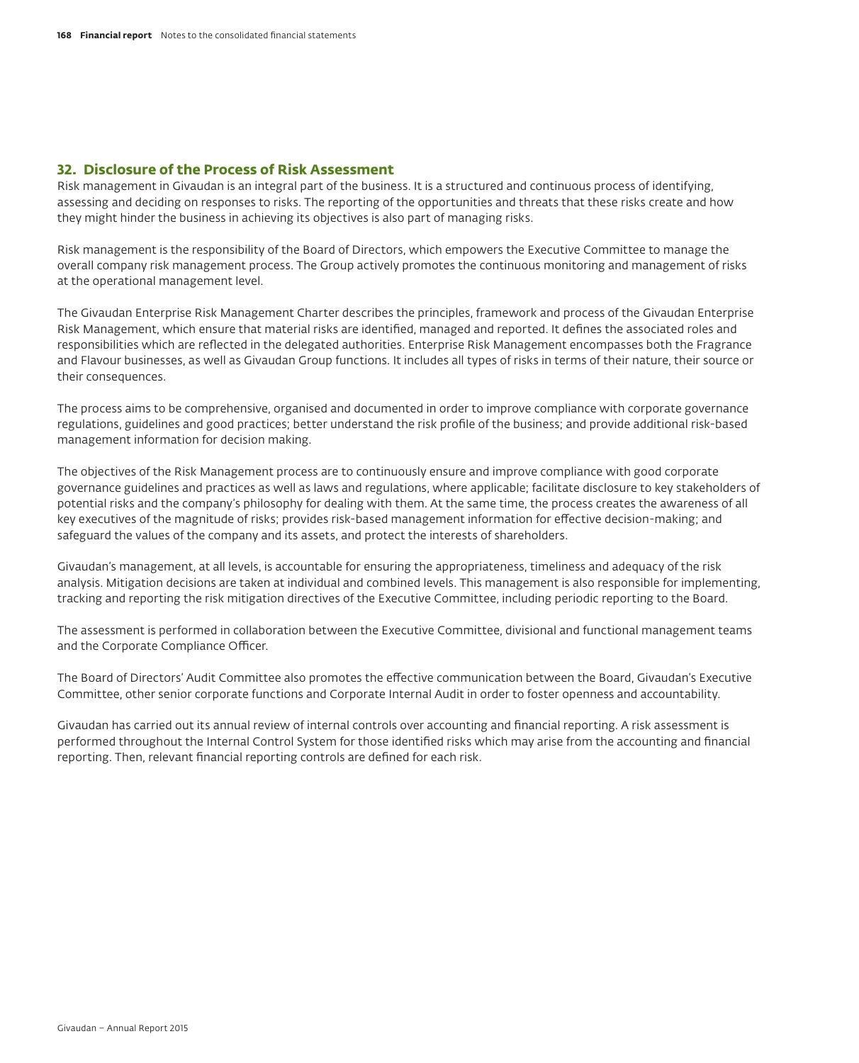## 32. Disclosure of the Process of Risk Assessment

Risk management in Givaudan is an integral part of the business. It is a structured and continuous process of identifying, assessing and deciding on responses to risks. The reporting of the opportunities and threats that these risks create and how they might hinder the business in achieving its objectives is also part of managing risks.

Risk management is the responsibility of the Board of Directors, which empowers the Executive Committee to manage the overall company risk management process. The Group actively promotes the continuous monitoring and management of risks at the operational management level.

The Givaudan Enterprise Risk Management Charter describes the principles, framework and process of the Givaudan Enterprise Risk Management, which ensure that material risks are identified, managed and reported. It defines the associated roles and responsibilities which are reflected in the delegated authorities. Enterprise Risk Management encompasses both the Fragrance and Flavour businesses, as well as Givaudan Group functions. It includes all types of risks in terms of their nature, their source or their consequences.

The process aims to be comprehensive, organised and documented in order to improve compliance with corporate governance regulations, guidelines and good practices; better understand the risk profile of the business; and provide additional risk-based management information for decision making.

The objectives of the Risk Management process are to continuously ensure and improve compliance with good corporate governance guidelines and practices as well as laws and regulations, where applicable; facilitate disclosure to key stakeholders of potential risks and the company's philosophy for dealing with them. At the same time, the process creates the awareness of all key executives of the magnitude of risks; provides risk-based management information for effective decision-making; and safeguard the values of the company and its assets, and protect the interests of shareholders.

Givaudan's management, at all levels, is accountable for ensuring the appropriateness, timeliness and adequacy of the risk analysis. Mitigation decisions are taken at individual and combined levels. This management is also responsible for implementing, tracking and reporting the risk mitigation directives of the Executive Committee, including periodic reporting to the Board.

The assessment is performed in collaboration between the Executive Committee, divisional and functional management teams and the Corporate Compliance Officer.

The Board of Directors' Audit Committee also promotes the effective communication between the Board, Givaudan's Executive Committee, other senior corporate functions and Corporate Internal Audit in order to foster openness and accountability.

Givaudan has carried out its annual review of internal controls over accounting and financial reporting. A risk assessment is performed throughout the Internal Control System for those identified risks which may arise from the accounting and financial reporting. Then, relevant financial reporting controls are defined for each risk.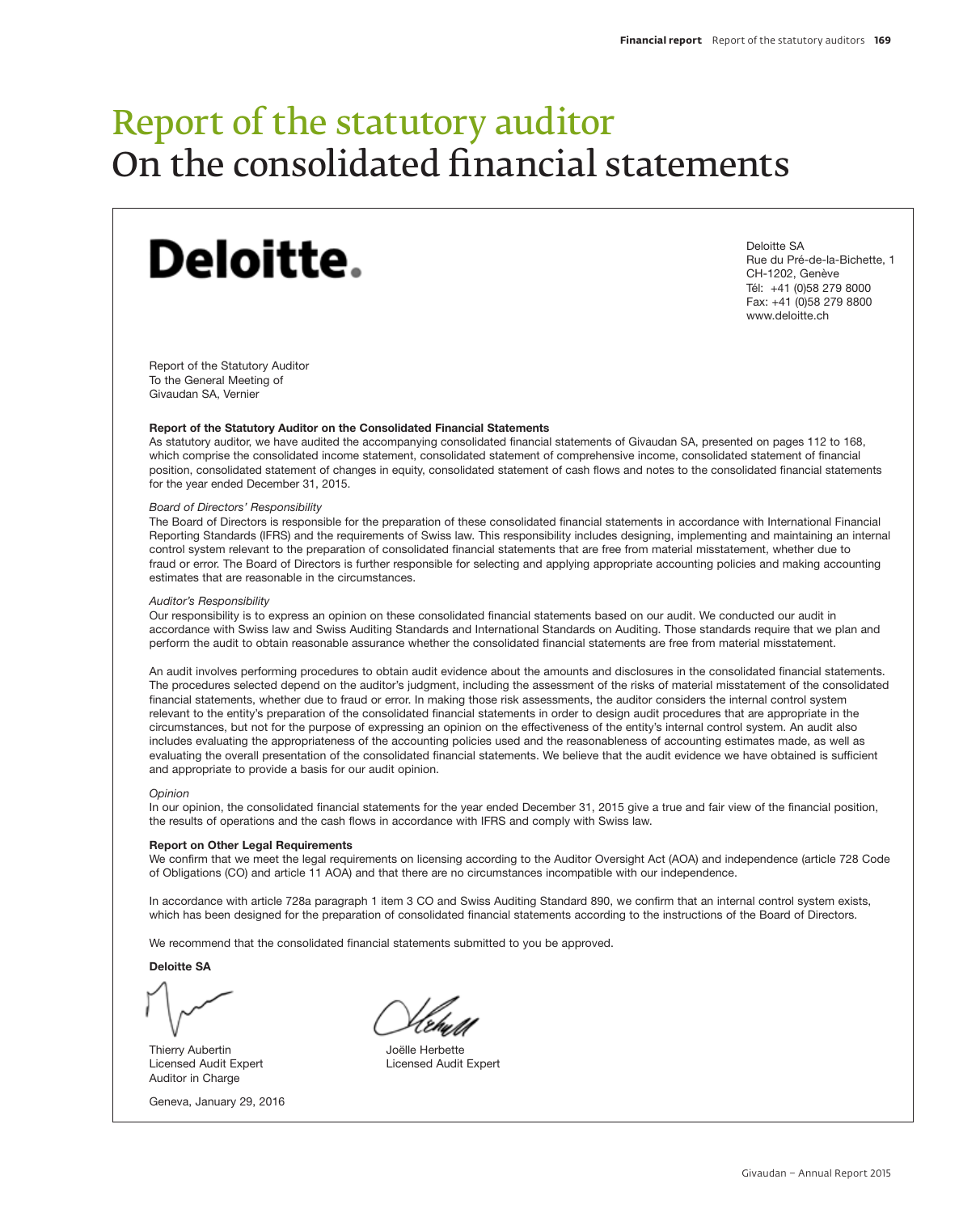# Report of the statutory auditor
# On the consolidated financial statements

**Deloitte.**

Deloitte SA
Rue du Pré-de-la-Bichette, 1
CH-1202, Genève
Tél: +41 (0)58 279 8000
Fax: +41 (0)58 279 8800
www.deloitte.ch

Report of the Statutory Auditor
To the General Meeting of
Givaudan SA, Vernier

**Report of the Statutory Auditor on the Consolidated Financial Statements**

As statutory auditor, we have audited the accompanying consolidated financial statements of Givaudan SA, presented on pages 112 to 168, which comprise the consolidated income statement, consolidated statement of comprehensive income, consolidated statement of financial position, consolidated statement of changes in equity, consolidated statement of cash flows and notes to the consolidated financial statements for the year ended December 31, 2015.

*Board of Directors' Responsibility*

The Board of Directors is responsible for the preparation of these consolidated financial statements in accordance with International Financial Reporting Standards (IFRS) and the requirements of Swiss law. This responsibility includes designing, implementing and maintaining an internal control system relevant to the preparation of consolidated financial statements that are free from material misstatement, whether due to fraud or error. The Board of Directors is further responsible for selecting and applying appropriate accounting policies and making accounting estimates that are reasonable in the circumstances.

*Auditor's Responsibility*

Our responsibility is to express an opinion on these consolidated financial statements based on our audit. We conducted our audit in accordance with Swiss law and Swiss Auditing Standards and International Standards on Auditing. Those standards require that we plan and perform the audit to obtain reasonable assurance whether the consolidated financial statements are free from material misstatement.

An audit involves performing procedures to obtain audit evidence about the amounts and disclosures in the consolidated financial statements. The procedures selected depend on the auditor's judgment, including the assessment of the risks of material misstatement of the consolidated financial statements, whether due to fraud or error. In making those risk assessments, the auditor considers the internal control system relevant to the entity's preparation of the consolidated financial statements in order to design audit procedures that are appropriate in the circumstances, but not for the purpose of expressing an opinion on the effectiveness of the entity's internal control system. An audit also includes evaluating the appropriateness of the accounting policies used and the reasonableness of accounting estimates made, as well as evaluating the overall presentation of the consolidated financial statements. We believe that the audit evidence we have obtained is sufficient and appropriate to provide a basis for our audit opinion.

*Opinion*

In our opinion, the consolidated financial statements for the year ended December 31, 2015 give a true and fair view of the financial position, the results of operations and the cash flows in accordance with IFRS and comply with Swiss law.

**Report on Other Legal Requirements**

We confirm that we meet the legal requirements on licensing according to the Auditor Oversight Act (AOA) and independence (article 728 Code of Obligations (CO) and article 11 AOA) and that there are no circumstances incompatible with our independence.

In accordance with article 728a paragraph 1 item 3 CO and Swiss Auditing Standard 890, we confirm that an internal control system exists, which has been designed for the preparation of consolidated financial statements according to the instructions of the Board of Directors.

We recommend that the consolidated financial statements submitted to you be approved.

**Deloitte SA**

Thierry Aubertin
Licensed Audit Expert
Auditor in Charge

Joëlle Herbette
Licensed Audit Expert

Geneva, January 29, 2016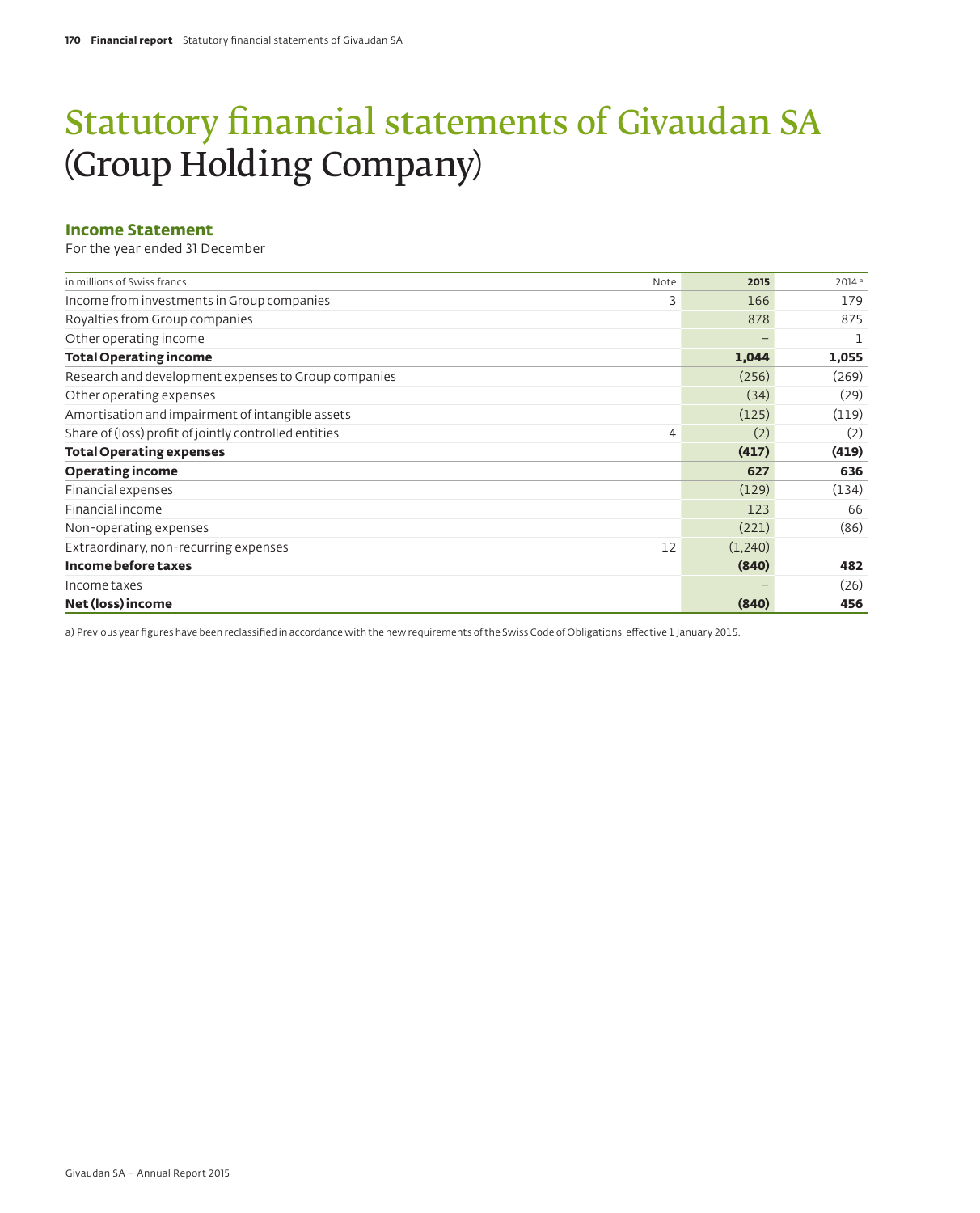# Statutory financial statements of Givaudan SA (Group Holding Company)

## Income Statement

For the year ended 31 December

| in millions of Swiss francs | Note | 2015 | 2014 [a] |
|---|---|---|---|
| Income from investments in Group companies | 3 | 166 | 179 |
| Royalties from Group companies | | 878 | 875 |
| Other operating income | | – | 1 |
| **Total Operating income** | | **1,044** | **1,055** |
| Research and development expenses to Group companies | | (256) | (269) |
| Other operating expenses | | (34) | (29) |
| Amortisation and impairment of intangible assets | | (125) | (119) |
| Share of (loss) profit of jointly controlled entities | 4 | (2) | (2) |
| **Total Operating expenses** | | **(417)** | **(419)** |
| **Operating income** | | **627** | **636** |
| Financial expenses | | (129) | (134) |
| Financial income | | 123 | 66 |
| Non-operating expenses | | (221) | (86) |
| Extraordinary, non-recurring expenses | 12 | (1,240) | |
| **Income before taxes** | | **(840)** | **482** |
| Income taxes | | – | (26) |
| **Net (loss) income** | | **(840)** | **456** |

a) Previous year figures have been reclassified in accordance with the new requirements of the Swiss Code of Obligations, effective 1 January 2015.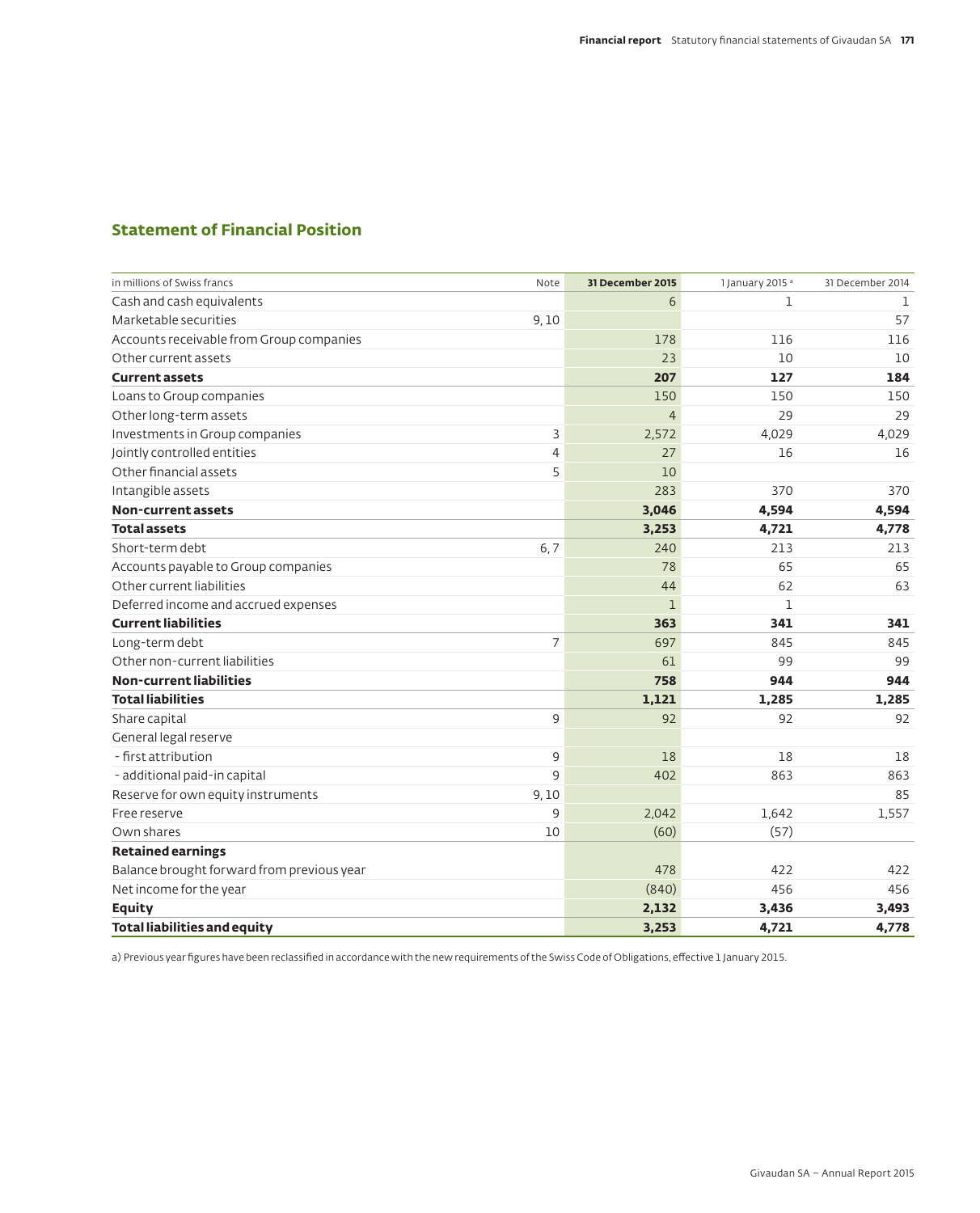## Statement of Financial Position

| in millions of Swiss francs | Note | 31 December 2015 | 1 January 2015 [a] | 31 December 2014 |
|---|---|---|---|---|
| Cash and cash equivalents | | 6 | 1 | 1 |
| Marketable securities | 9, 10 | | | 57 |
| Accounts receivable from Group companies | | 178 | 116 | 116 |
| Other current assets | | 23 | 10 | 10 |
| **Current assets** | | **207** | **127** | **184** |
| Loans to Group companies | | 150 | 150 | 150 |
| Other long-term assets | | 4 | 29 | 29 |
| Investments in Group companies | 3 | 2,572 | 4,029 | 4,029 |
| Jointly controlled entities | 4 | 27 | 16 | 16 |
| Other financial assets | 5 | 10 | | |
| Intangible assets | | 283 | 370 | 370 |
| **Non-current assets** | | **3,046** | **4,594** | **4,594** |
| **Total assets** | | **3,253** | **4,721** | **4,778** |
| Short-term debt | 6, 7 | 240 | 213 | 213 |
| Accounts payable to Group companies | | 78 | 65 | 65 |
| Other current liabilities | | 44 | 62 | 63 |
| Deferred income and accrued expenses | | 1 | 1 | |
| **Current liabilities** | | **363** | **341** | **341** |
| Long-term debt | 7 | 697 | 845 | 845 |
| Other non-current liabilities | | 61 | 99 | 99 |
| **Non-current liabilities** | | **758** | **944** | **944** |
| **Total liabilities** | | **1,121** | **1,285** | **1,285** |
| Share capital | 9 | 92 | 92 | 92 |
| General legal reserve | | | | |
| - first attribution | 9 | 18 | 18 | 18 |
| - additional paid-in capital | 9 | 402 | 863 | 863 |
| Reserve for own equity instruments | 9, 10 | | | 85 |
| Free reserve | 9 | 2,042 | 1,642 | 1,557 |
| Own shares | 10 | (60) | (57) | |
| **Retained earnings** | | | | |
| Balance brought forward from previous year | | 478 | 422 | 422 |
| Net income for the year | | (840) | 456 | 456 |
| **Equity** | | **2,132** | **3,436** | **3,493** |
| **Total liabilities and equity** | | **3,253** | **4,721** | **4,778** |

a) Previous year figures have been reclassified in accordance with the new requirements of the Swiss Code of Obligations, effective 1 January 2015.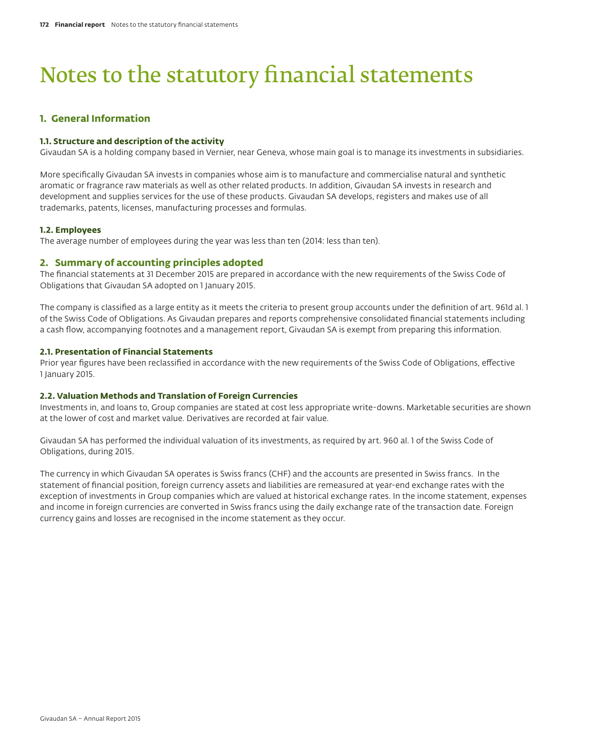# Notes to the statutory financial statements

## 1. General Information

### 1.1. Structure and description of the activity

Givaudan SA is a holding company based in Vernier, near Geneva, whose main goal is to manage its investments in subsidiaries.

More specifically Givaudan SA invests in companies whose aim is to manufacture and commercialise natural and synthetic aromatic or fragrance raw materials as well as other related products. In addition, Givaudan SA invests in research and development and supplies services for the use of these products. Givaudan SA develops, registers and makes use of all trademarks, patents, licenses, manufacturing processes and formulas.

### 1.2. Employees

The average number of employees during the year was less than ten (2014: less than ten).

## 2. Summary of accounting principles adopted

The financial statements at 31 December 2015 are prepared in accordance with the new requirements of the Swiss Code of Obligations that Givaudan SA adopted on 1 January 2015.

The company is classified as a large entity as it meets the criteria to present group accounts under the definition of art. 961d al. 1 of the Swiss Code of Obligations. As Givaudan prepares and reports comprehensive consolidated financial statements including a cash flow, accompanying footnotes and a management report, Givaudan SA is exempt from preparing this information.

### 2.1. Presentation of Financial Statements

Prior year figures have been reclassified in accordance with the new requirements of the Swiss Code of Obligations, effective 1 January 2015.

### 2.2. Valuation Methods and Translation of Foreign Currencies

Investments in, and loans to, Group companies are stated at cost less appropriate write-downs. Marketable securities are shown at the lower of cost and market value. Derivatives are recorded at fair value.

Givaudan SA has performed the individual valuation of its investments, as required by art. 960 al. 1 of the Swiss Code of Obligations, during 2015.

The currency in which Givaudan SA operates is Swiss francs (CHF) and the accounts are presented in Swiss francs. In the statement of financial position, foreign currency assets and liabilities are remeasured at year-end exchange rates with the exception of investments in Group companies which are valued at historical exchange rates. In the income statement, expenses and income in foreign currencies are converted in Swiss francs using the daily exchange rate of the transaction date. Foreign currency gains and losses are recognised in the income statement as they occur.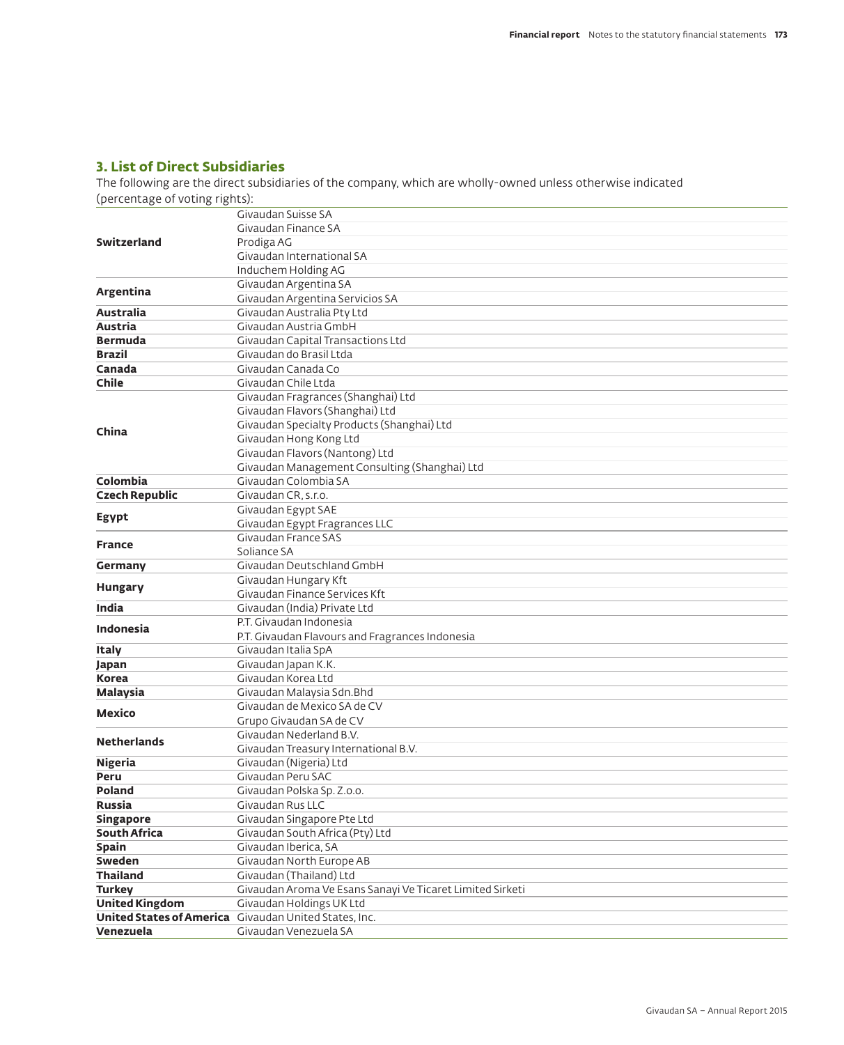## 3. List of Direct Subsidiaries

The following are the direct subsidiaries of the company, which are wholly-owned unless otherwise indicated (percentage of voting rights):

| | |
|---|---|
| **Switzerland** | Givaudan Suisse SA |
| | Givaudan Finance SA |
| | Prodiga AG |
| | Givaudan International SA |
| | Induchem Holding AG |
| **Argentina** | Givaudan Argentina SA |
| | Givaudan Argentina Servicios SA |
| **Australia** | Givaudan Australia Pty Ltd |
| **Austria** | Givaudan Austria GmbH |
| **Bermuda** | Givaudan Capital Transactions Ltd |
| **Brazil** | Givaudan do Brasil Ltda |
| **Canada** | Givaudan Canada Co |
| **Chile** | Givaudan Chile Ltda |
| **China** | Givaudan Fragrances (Shanghai) Ltd |
| | Givaudan Flavors (Shanghai) Ltd |
| | Givaudan Specialty Products (Shanghai) Ltd |
| | Givaudan Hong Kong Ltd |
| | Givaudan Flavors (Nantong) Ltd |
| | Givaudan Management Consulting (Shanghai) Ltd |
| **Colombia** | Givaudan Colombia SA |
| **Czech Republic** | Givaudan CR, s.r.o. |
| **Egypt** | Givaudan Egypt SAE |
| | Givaudan Egypt Fragrances LLC |
| **France** | Givaudan France SAS |
| | Soliance SA |
| **Germany** | Givaudan Deutschland GmbH |
| **Hungary** | Givaudan Hungary Kft |
| | Givaudan Finance Services Kft |
| **India** | Givaudan (India) Private Ltd |
| **Indonesia** | P.T. Givaudan Indonesia |
| | P.T. Givaudan Flavours and Fragrances Indonesia |
| **Italy** | Givaudan Italia SpA |
| **Japan** | Givaudan Japan K.K. |
| **Korea** | Givaudan Korea Ltd |
| **Malaysia** | Givaudan Malaysia Sdn.Bhd |
| **Mexico** | Givaudan de Mexico SA de CV |
| | Grupo Givaudan SA de CV |
| **Netherlands** | Givaudan Nederland B.V. |
| | Givaudan Treasury International B.V. |
| **Nigeria** | Givaudan (Nigeria) Ltd |
| **Peru** | Givaudan Peru SAC |
| **Poland** | Givaudan Polska Sp. Z.o.o. |
| **Russia** | Givaudan Rus LLC |
| **Singapore** | Givaudan Singapore Pte Ltd |
| **South Africa** | Givaudan South Africa (Pty) Ltd |
| **Spain** | Givaudan Iberica, SA |
| **Sweden** | Givaudan North Europe AB |
| **Thailand** | Givaudan (Thailand) Ltd |
| **Turkey** | Givaudan Aroma Ve Esans Sanayi Ve Ticaret Limited Sirketi |
| **United Kingdom** | Givaudan Holdings UK Ltd |
| **United States of America** | Givaudan United States, Inc. |
| **Venezuela** | Givaudan Venezuela SA |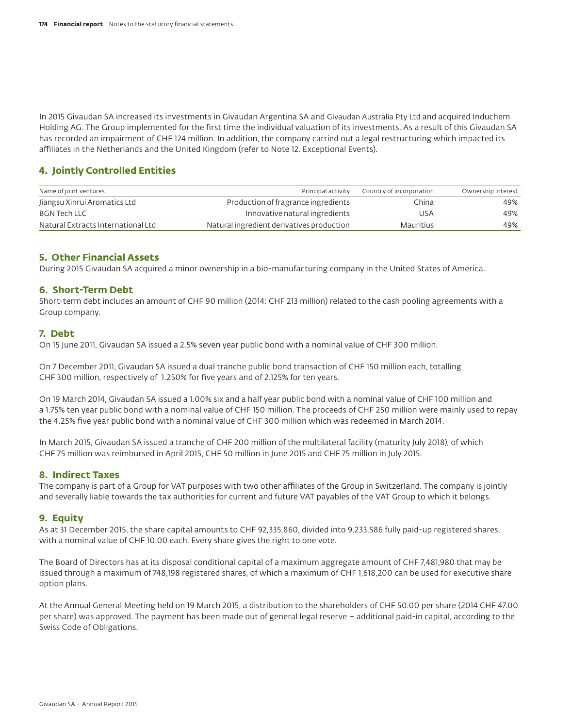In 2015 Givaudan SA increased its investments in Givaudan Argentina SA and Givaudan Australia Pty Ltd and acquired Induchem Holding AG. The Group implemented for the first time the individual valuation of its investments. As a result of this Givaudan SA has recorded an impairment of CHF 124 million. In addition, the company carried out a legal restructuring which impacted its affiliates in the Netherlands and the United Kingdom (refer to Note 12. Exceptional Events).

## 4. Jointly Controlled Entities

| Name of joint ventures | Principal activity | Country of incorporation | Ownership interest |
|---|---|---|---|
| Jiangsu Xinrui Aromatics Ltd | Production of fragrance ingredients | China | 49% |
| BGN Tech LLC | Innovative natural ingredients | USA | 49% |
| Natural Extracts International Ltd | Natural ingredient derivatives production | Mauritius | 49% |

## 5. Other Financial Assets

During 2015 Givaudan SA acquired a minor ownership in a bio-manufacturing company in the United States of America.

## 6. Short-Term Debt

Short-term debt includes an amount of CHF 90 million (2014: CHF 213 million) related to the cash pooling agreements with a Group company.

## 7. Debt

On 15 June 2011, Givaudan SA issued a 2.5% seven year public bond with a nominal value of CHF 300 million.

On 7 December 2011, Givaudan SA issued a dual tranche public bond transaction of CHF 150 million each, totalling CHF 300 million, respectively of 1.250% for five years and of 2.125% for ten years.

On 19 March 2014, Givaudan SA issued a 1.00% six and a half year public bond with a nominal value of CHF 100 million and a 1.75% ten year public bond with a nominal value of CHF 150 million. The proceeds of CHF 250 million were mainly used to repay the 4.25% five year public bond with a nominal value of CHF 300 million which was redeemed in March 2014.

In March 2015, Givaudan SA issued a tranche of CHF 200 million of the multilateral facility (maturity July 2018), of which CHF 75 million was reimbursed in April 2015, CHF 50 million in June 2015 and CHF 75 million in July 2015.

## 8. Indirect Taxes

The company is part of a Group for VAT purposes with two other affiliates of the Group in Switzerland. The company is jointly and severally liable towards the tax authorities for current and future VAT payables of the VAT Group to which it belongs.

## 9. Equity

As at 31 December 2015, the share capital amounts to CHF 92,335,860, divided into 9,233,586 fully paid-up registered shares, with a nominal value of CHF 10.00 each. Every share gives the right to one vote.

The Board of Directors has at its disposal conditional capital of a maximum aggregate amount of CHF 7,481,980 that may be issued through a maximum of 748,198 registered shares, of which a maximum of CHF 1,618,200 can be used for executive share option plans.

At the Annual General Meeting held on 19 March 2015, a distribution to the shareholders of CHF 50.00 per share (2014 CHF 47.00 per share) was approved. The payment has been made out of general legal reserve – additional paid-in capital, according to the Swiss Code of Obligations.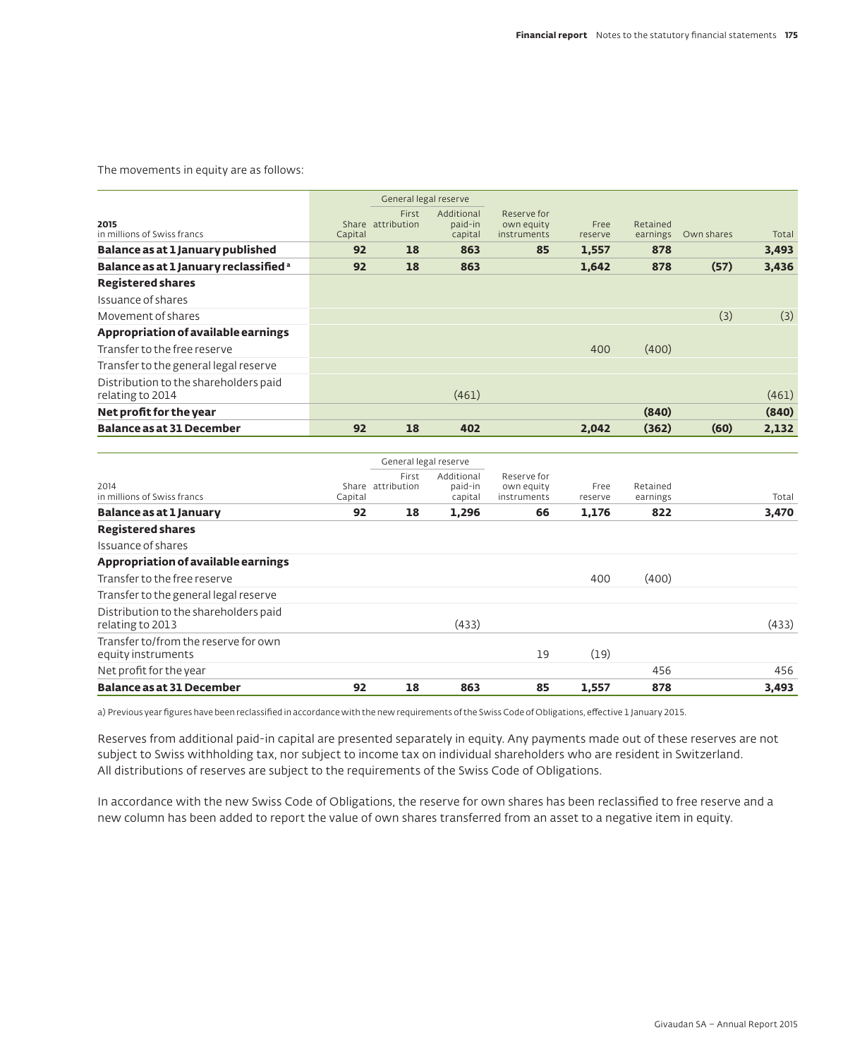The movements in equity are as follows:

| **2015**<br>in millions of Swiss francs | Share Capital | General legal reserve<br>First attribution | <br>Additional paid-in capital | Reserve for own equity instruments | Free reserve | Retained earnings | Own shares | Total |
|---|---|---|---|---|---|---|---|---|
| **Balance as at 1 January published** | **92** | **18** | **863** | **85** | **1,557** | **878** | | **3,493** |
| **Balance as at 1 January reclassified [a]** | **92** | **18** | **863** | | **1,642** | **878** | **(57)** | **3,436** |
| **Registered shares** | | | | | | | | |
| Issuance of shares | | | | | | | | |
| Movement of shares | | | | | | | (3) | (3) |
| **Appropriation of available earnings** | | | | | | | | |
| Transfer to the free reserve | | | | | 400 | (400) | | |
| Transfer to the general legal reserve | | | | | | | | |
| Distribution to the shareholders paid relating to 2014 | | | (461) | | | | | (461) |
| **Net profit for the year** | | | | | | **(840)** | | **(840)** |
| **Balance as at 31 December** | **92** | **18** | **402** | | **2,042** | **(362)** | **(60)** | **2,132** |

| 2014<br>in millions of Swiss francs | Share Capital | General legal reserve<br>First attribution | <br>Additional paid-in capital | Reserve for own equity instruments | Free reserve | Retained earnings | Total |
|---|---|---|---|---|---|---|---|
| **Balance as at 1 January** | **92** | **18** | **1,296** | **66** | **1,176** | **822** | **3,470** |
| **Registered shares** | | | | | | | |
| Issuance of shares | | | | | | | |
| **Appropriation of available earnings** | | | | | | | |
| Transfer to the free reserve | | | | | 400 | (400) | |
| Transfer to the general legal reserve | | | | | | | |
| Distribution to the shareholders paid relating to 2013 | | | (433) | | | | (433) |
| Transfer to/from the reserve for own equity instruments | | | | 19 | (19) | | |
| Net profit for the year | | | | | | 456 | 456 |
| **Balance as at 31 December** | **92** | **18** | **863** | **85** | **1,557** | **878** | **3,493** |

a) Previous year figures have been reclassified in accordance with the new requirements of the Swiss Code of Obligations, effective 1 January 2015.

Reserves from additional paid-in capital are presented separately in equity. Any payments made out of these reserves are not subject to Swiss withholding tax, nor subject to income tax on individual shareholders who are resident in Switzerland. All distributions of reserves are subject to the requirements of the Swiss Code of Obligations.

In accordance with the new Swiss Code of Obligations, the reserve for own shares has been reclassified to free reserve and a new column has been added to report the value of own shares transferred from an asset to a negative item in equity.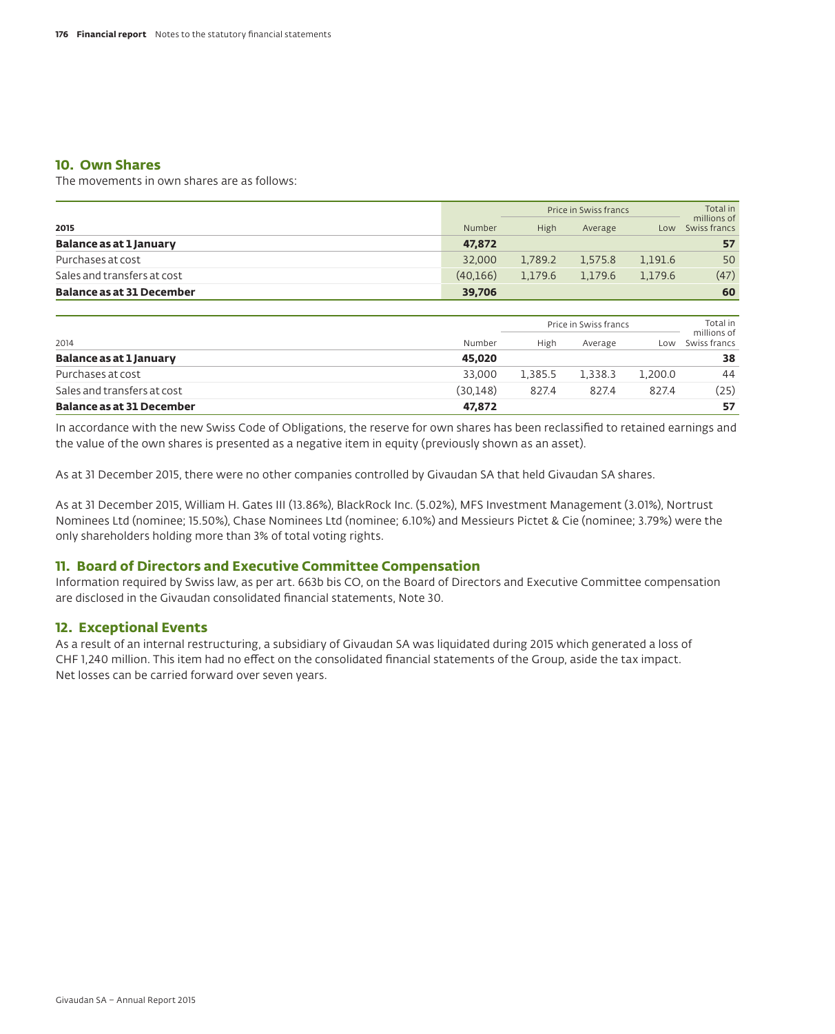## 10. Own Shares

The movements in own shares are as follows:

| 2015 | Number | Price in Swiss francs High | Average | Low | Total in millions of Swiss francs |
|---|---|---|---|---|---|
| **Balance as at 1 January** | **47,872** | | | | **57** |
| Purchases at cost | 32,000 | 1,789.2 | 1,575.8 | 1,191.6 | 50 |
| Sales and transfers at cost | (40,166) | 1,179.6 | 1,179.6 | 1,179.6 | (47) |
| **Balance as at 31 December** | **39,706** | | | | **60** |

| 2014 | Number | Price in Swiss francs High | Average | Low | Total in millions of Swiss francs |
|---|---|---|---|---|---|
| **Balance as at 1 January** | **45,020** | | | | **38** |
| Purchases at cost | 33,000 | 1,385.5 | 1,338.3 | 1,200.0 | 44 |
| Sales and transfers at cost | (30,148) | 827.4 | 827.4 | 827.4 | (25) |
| **Balance as at 31 December** | **47,872** | | | | **57** |

In accordance with the new Swiss Code of Obligations, the reserve for own shares has been reclassified to retained earnings and the value of the own shares is presented as a negative item in equity (previously shown as an asset).

As at 31 December 2015, there were no other companies controlled by Givaudan SA that held Givaudan SA shares.

As at 31 December 2015, William H. Gates III (13.86%), BlackRock Inc. (5.02%), MFS Investment Management (3.01%), Nortrust Nominees Ltd (nominee; 15.50%), Chase Nominees Ltd (nominee; 6.10%) and Messieurs Pictet & Cie (nominee; 3.79%) were the only shareholders holding more than 3% of total voting rights.

## 11. Board of Directors and Executive Committee Compensation

Information required by Swiss law, as per art. 663b bis CO, on the Board of Directors and Executive Committee compensation are disclosed in the Givaudan consolidated financial statements, Note 30.

## 12. Exceptional Events

As a result of an internal restructuring, a subsidiary of Givaudan SA was liquidated during 2015 which generated a loss of CHF 1,240 million. This item had no effect on the consolidated financial statements of the Group, aside the tax impact. Net losses can be carried forward over seven years.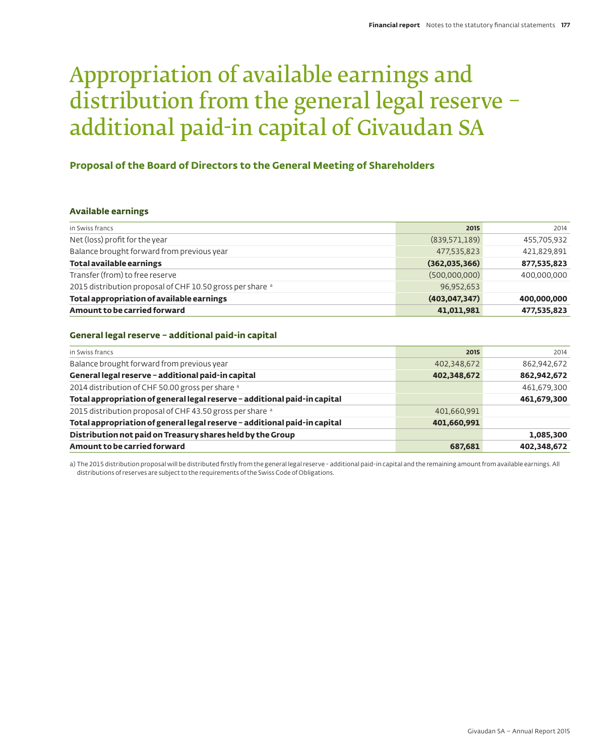# Appropriation of available earnings and distribution from the general legal reserve – additional paid-in capital of Givaudan SA

## Proposal of the Board of Directors to the General Meeting of Shareholders

### Available earnings

| in Swiss francs | 2015 | 2014 |
|---|---|---|
| Net (loss) profit for the year | (839,571,189) | 455,705,932 |
| Balance brought forward from previous year | 477,535,823 | 421,829,891 |
| **Total available earnings** | **(362,035,366)** | **877,535,823** |
| Transfer (from) to free reserve | (500,000,000) | 400,000,000 |
| 2015 distribution proposal of CHF 10.50 gross per share [a] | 96,952,653 | |
| **Total appropriation of available earnings** | **(403,047,347)** | **400,000,000** |
| **Amount to be carried forward** | **41,011,981** | **477,535,823** |

### General legal reserve – additional paid-in capital

| in Swiss francs | 2015 | 2014 |
|---|---|---|
| Balance brought forward from previous year | 402,348,672 | 862,942,672 |
| **General legal reserve – additional paid-in capital** | **402,348,672** | **862,942,672** |
| 2014 distribution of CHF 50.00 gross per share [a] | | 461,679,300 |
| **Total appropriation of general legal reserve – additional paid-in capital** | | **461,679,300** |
| 2015 distribution proposal of CHF 43.50 gross per share [a] | 401,660,991 | |
| **Total appropriation of general legal reserve – additional paid-in capital** | **401,660,991** | |
| **Distribution not paid on Treasury shares held by the Group** | | **1,085,300** |
| **Amount to be carried forward** | **687,681** | **402,348,672** |

a) The 2015 distribution proposal will be distributed firstly from the general legal reserve - additional paid-in capital and the remaining amount from available earnings. All distributions of reserves are subject to the requirements of the Swiss Code of Obligations.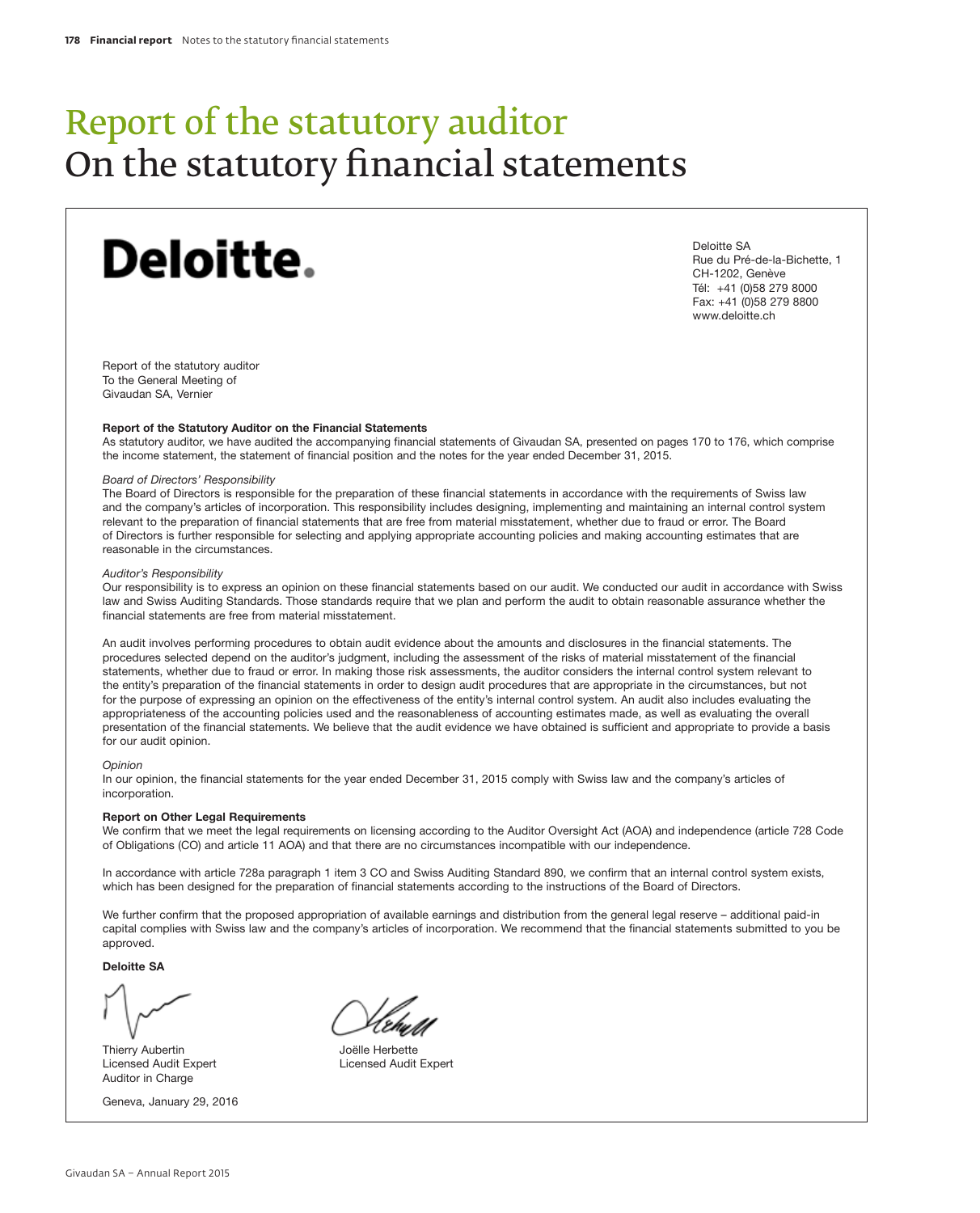# Report of the statutory auditor
## On the statutory financial statements

**Deloitte.**

Deloitte SA
Rue du Pré-de-la-Bichette, 1
CH-1202, Genève
Tél: +41 (0)58 279 8000
Fax: +41 (0)58 279 8800
www.deloitte.ch

Report of the statutory auditor
To the General Meeting of
Givaudan SA, Vernier

**Report of the Statutory Auditor on the Financial Statements**

As statutory auditor, we have audited the accompanying financial statements of Givaudan SA, presented on pages 170 to 176, which comprise the income statement, the statement of financial position and the notes for the year ended December 31, 2015.

*Board of Directors' Responsibility*

The Board of Directors is responsible for the preparation of these financial statements in accordance with the requirements of Swiss law and the company's articles of incorporation. This responsibility includes designing, implementing and maintaining an internal control system relevant to the preparation of financial statements that are free from material misstatement, whether due to fraud or error. The Board of Directors is further responsible for selecting and applying appropriate accounting policies and making accounting estimates that are reasonable in the circumstances.

*Auditor's Responsibility*

Our responsibility is to express an opinion on these financial statements based on our audit. We conducted our audit in accordance with Swiss law and Swiss Auditing Standards. Those standards require that we plan and perform the audit to obtain reasonable assurance whether the financial statements are free from material misstatement.

An audit involves performing procedures to obtain audit evidence about the amounts and disclosures in the financial statements. The procedures selected depend on the auditor's judgment, including the assessment of the risks of material misstatement of the financial statements, whether due to fraud or error. In making those risk assessments, the auditor considers the internal control system relevant to the entity's preparation of the financial statements in order to design audit procedures that are appropriate in the circumstances, but not for the purpose of expressing an opinion on the effectiveness of the entity's internal control system. An audit also includes evaluating the appropriateness of the accounting policies used and the reasonableness of accounting estimates made, as well as evaluating the overall presentation of the financial statements. We believe that the audit evidence we have obtained is sufficient and appropriate to provide a basis for our audit opinion.

*Opinion*

In our opinion, the financial statements for the year ended December 31, 2015 comply with Swiss law and the company's articles of incorporation.

**Report on Other Legal Requirements**

We confirm that we meet the legal requirements on licensing according to the Auditor Oversight Act (AOA) and independence (article 728 Code of Obligations (CO) and article 11 AOA) and that there are no circumstances incompatible with our independence.

In accordance with article 728a paragraph 1 item 3 CO and Swiss Auditing Standard 890, we confirm that an internal control system exists, which has been designed for the preparation of financial statements according to the instructions of the Board of Directors.

We further confirm that the proposed appropriation of available earnings and distribution from the general legal reserve – additional paid-in capital complies with Swiss law and the company's articles of incorporation. We recommend that the financial statements submitted to you be approved.

**Deloitte SA**

Thierry Aubertin
Licensed Audit Expert
Auditor in Charge

Joëlle Herbette
Licensed Audit Expert

Geneva, January 29, 2016